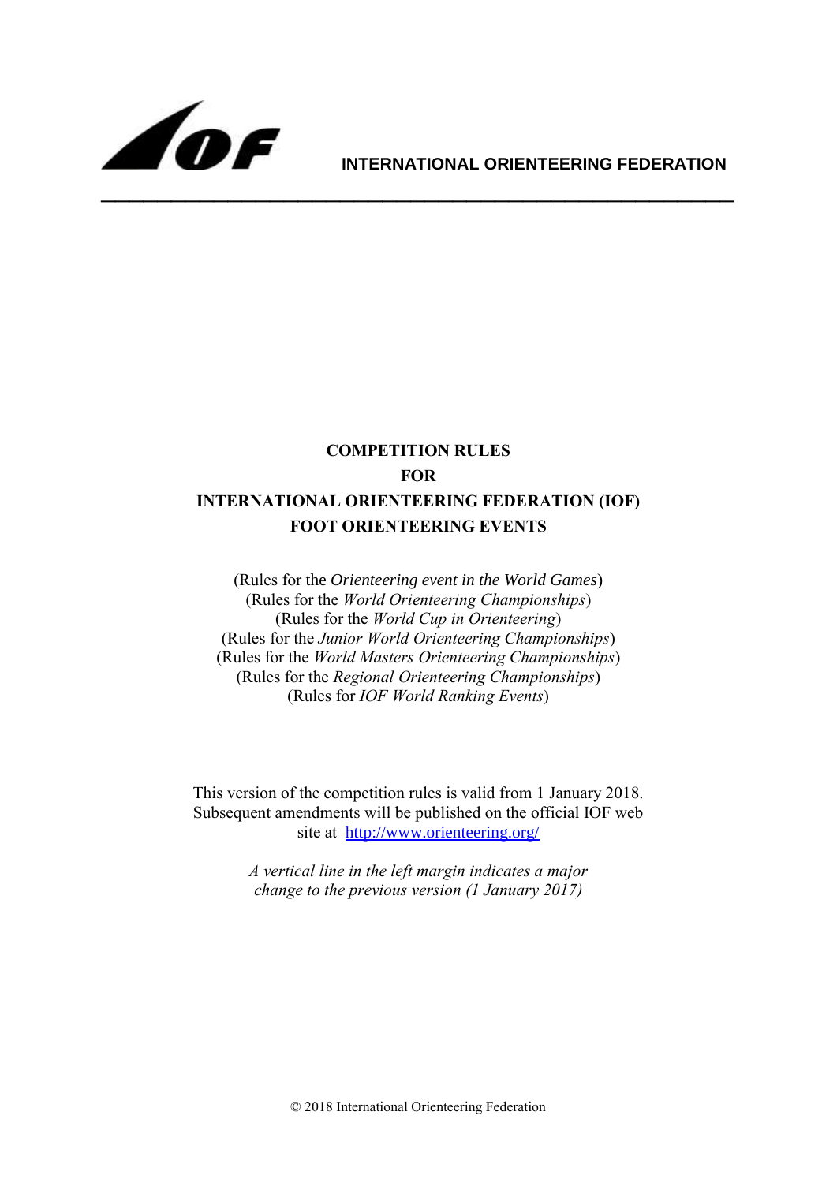**INTERNATIONAL ORIENTEERING FEDERATION**

---

# COMPETITION RULES
# FOR
# INTERNATIONAL ORIENTEERING FEDERATION (IOF)
# FOOT ORIENTEERING EVENTS

(Rules for the *Orienteering event in the World Games*)
(Rules for the *World Orienteering Championships*)
(Rules for the *World Cup in Orienteering*)
(Rules for the *Junior World Orienteering Championships*)
(Rules for the *World Masters Orienteering Championships*)
(Rules for the *Regional Orienteering Championships*)
(Rules for *IOF World Ranking Events*)

This version of the competition rules is valid from 1 January 2018. Subsequent amendments will be published on the official IOF web site at [http://www.orienteering.org/](http://www.orienteering.org/)

*A vertical line in the left margin indicates a major change to the previous version (1 January 2017)*

© 2018 International Orienteering Federation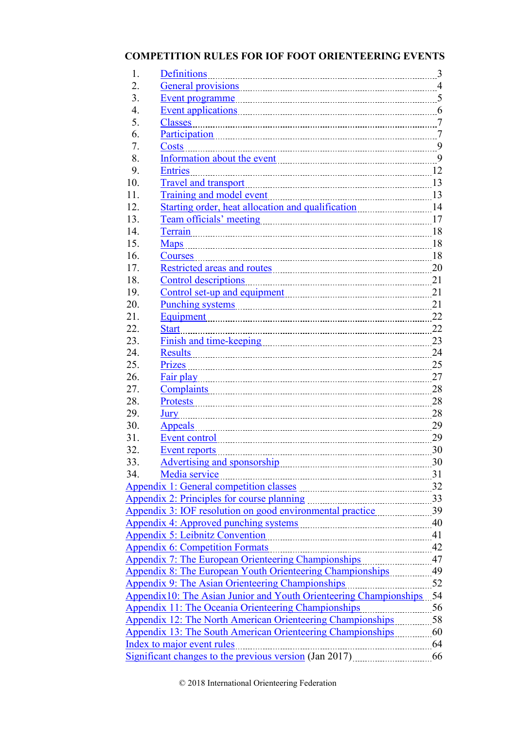# COMPETITION RULES FOR IOF FOOT ORIENTEERING EVENTS

| | | |
|---|---|---|
| 1. | Definitions | 3 |
| 2. | General provisions | 4 |
| 3. | Event programme | 5 |
| 4. | Event applications | 6 |
| 5. | Classes | 7 |
| 6. | Participation | 7 |
| 7. | Costs | 9 |
| 8. | Information about the event | 9 |
| 9. | Entries | 12 |
| 10. | Travel and transport | 13 |
| 11. | Training and model event | 13 |
| 12. | Starting order, heat allocation and qualification | 14 |
| 13. | Team officials' meeting | 17 |
| 14. | Terrain | 18 |
| 15. | Maps | 18 |
| 16. | Courses | 18 |
| 17. | Restricted areas and routes | 20 |
| 18. | Control descriptions | 21 |
| 19. | Control set-up and equipment | 21 |
| 20. | Punching systems | 21 |
| 21. | Equipment | 22 |
| 22. | Start | 22 |
| 23. | Finish and time-keeping | 23 |
| 24. | Results | 24 |
| 25. | Prizes | 25 |
| 26. | Fair play | 27 |
| 27. | Complaints | 28 |
| 28. | Protests | 28 |
| 29. | Jury | 28 |
| 30. | Appeals | 29 |
| 31. | Event control | 29 |
| 32. | Event reports | 30 |
| 33. | Advertising and sponsorship | 30 |
| 34. | Media service | 31 |

| | |
|---|---|
| Appendix 1: General competition classes | 32 |
| Appendix 2: Principles for course planning | 33 |
| Appendix 3: IOF resolution on good environmental practice | 39 |
| Appendix 4: Approved punching systems | 40 |
| Appendix 5: Leibnitz Convention | 41 |
| Appendix 6: Competition Formats | 42 |
| Appendix 7: The European Orienteering Championships | 47 |
| Appendix 8: The European Youth Orienteering Championships | 49 |
| Appendix 9: The Asian Orienteering Championships | 52 |
| Appendix10: The Asian Junior and Youth Orienteering Championships | 54 |
| Appendix 11: The Oceania Orienteering Championships | 56 |
| Appendix 12: The North American Orienteering Championships | 58 |
| Appendix 13: The South American Orienteering Championships | 60 |
| Index to major event rules | 64 |
| Significant changes to the previous version (Jan 2017) | 66 |

© 2018 International Orienteering Federation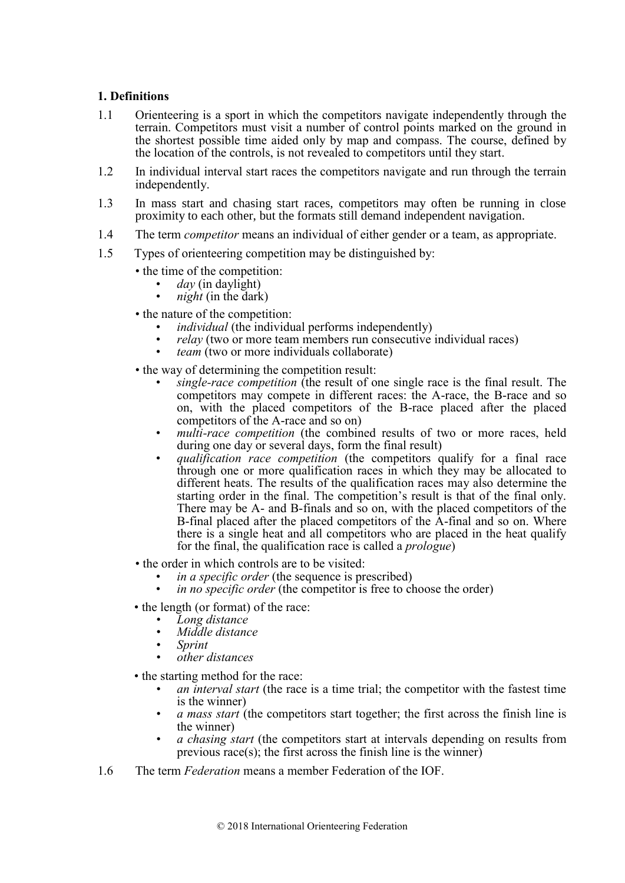## 1. Definitions

1.1 Orienteering is a sport in which the competitors navigate independently through the terrain. Competitors must visit a number of control points marked on the ground in the shortest possible time aided only by map and compass. The course, defined by the location of the controls, is not revealed to competitors until they start.

1.2 In individual interval start races the competitors navigate and run through the terrain independently.

1.3 In mass start and chasing start races, competitors may often be running in close proximity to each other, but the formats still demand independent navigation.

1.4 The term *competitor* means an individual of either gender or a team, as appropriate.

1.5 Types of orienteering competition may be distinguished by:

- the time of the competition:
  - *day* (in daylight)
  - *night* (in the dark)
- the nature of the competition:
  - *individual* (the individual performs independently)
  - *relay* (two or more team members run consecutive individual races)
  - *team* (two or more individuals collaborate)
- the way of determining the competition result:
  - *single-race competition* (the result of one single race is the final result. The competitors may compete in different races: the A-race, the B-race and so on, with the placed competitors of the B-race placed after the placed competitors of the A-race and so on)
  - *multi-race competition* (the combined results of two or more races, held during one day or several days, form the final result)
  - *qualification race competition* (the competitors qualify for a final race through one or more qualification races in which they may be allocated to different heats. The results of the qualification races may also determine the starting order in the final. The competition's result is that of the final only. There may be A- and B-finals and so on, with the placed competitors of the B-final placed after the placed competitors of the A-final and so on. Where there is a single heat and all competitors who are placed in the heat qualify for the final, the qualification race is called a *prologue*)
- the order in which controls are to be visited:
  - *in a specific order* (the sequence is prescribed)
  - *in no specific order* (the competitor is free to choose the order)
- the length (or format) of the race:
  - *Long distance*
  - *Middle distance*
  - *Sprint*
  - *other distances*
- the starting method for the race:
  - *an interval start* (the race is a time trial; the competitor with the fastest time is the winner)
  - *a mass start* (the competitors start together; the first across the finish line is the winner)
  - *a chasing start* (the competitors start at intervals depending on results from previous race(s); the first across the finish line is the winner)

1.6 The term *Federation* means a member Federation of the IOF.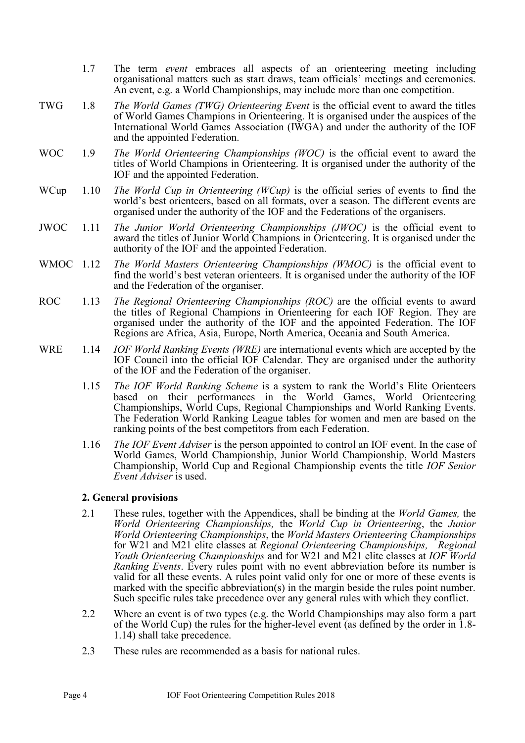1.7 The term *event* embraces all aspects of an orienteering meeting including organisational matters such as start draws, team officials' meetings and ceremonies. An event, e.g. a World Championships, may include more than one competition.

TWG 1.8 *The World Games (TWG) Orienteering Event* is the official event to award the titles of World Games Champions in Orienteering. It is organised under the auspices of the International World Games Association (IWGA) and under the authority of the IOF and the appointed Federation.

WOC 1.9 *The World Orienteering Championships (WOC)* is the official event to award the titles of World Champions in Orienteering. It is organised under the authority of the IOF and the appointed Federation.

WCup 1.10 *The World Cup in Orienteering (WCup)* is the official series of events to find the world's best orienteers, based on all formats, over a season. The different events are organised under the authority of the IOF and the Federations of the organisers.

JWOC 1.11 *The Junior World Orienteering Championships (JWOC)* is the official event to award the titles of Junior World Champions in Orienteering. It is organised under the authority of the IOF and the appointed Federation.

WMOC 1.12 *The World Masters Orienteering Championships (WMOC)* is the official event to find the world's best veteran orienteers. It is organised under the authority of the IOF and the Federation of the organiser.

ROC 1.13 *The Regional Orienteering Championships (ROC)* are the official events to award the titles of Regional Champions in Orienteering for each IOF Region. They are organised under the authority of the IOF and the appointed Federation. The IOF Regions are Africa, Asia, Europe, North America, Oceania and South America.

WRE 1.14 *IOF World Ranking Events (WRE)* are international events which are accepted by the IOF Council into the official IOF Calendar. They are organised under the authority of the IOF and the Federation of the organiser.

1.15 *The IOF World Ranking Scheme* is a system to rank the World's Elite Orienteers based on their performances in the World Games, World Orienteering Championships, World Cups, Regional Championships and World Ranking Events. The Federation World Ranking League tables for women and men are based on the ranking points of the best competitors from each Federation.

1.16 *The IOF Event Adviser* is the person appointed to control an IOF event. In the case of World Games, World Championship, Junior World Championship, World Masters Championship, World Cup and Regional Championship events the title *IOF Senior Event Adviser* is used.

## 2. General provisions

2.1 These rules, together with the Appendices, shall be binding at the *World Games,* the *World Orienteering Championships,* the *World Cup in Orienteering*, the *Junior World Orienteering Championships*, the *World Masters Orienteering Championships* for W21 and M21 elite classes at *Regional Orienteering Championships, Regional Youth Orienteering Championships* and for W21 and M21 elite classes at *IOF World Ranking Events*. Every rules point with no event abbreviation before its number is valid for all these events. A rules point valid only for one or more of these events is marked with the specific abbreviation(s) in the margin beside the rules point number. Such specific rules take precedence over any general rules with which they conflict.

2.2 Where an event is of two types (e.g. the World Championships may also form a part of the World Cup) the rules for the higher-level event (as defined by the order in 1.8-1.14) shall take precedence.

2.3 These rules are recommended as a basis for national rules.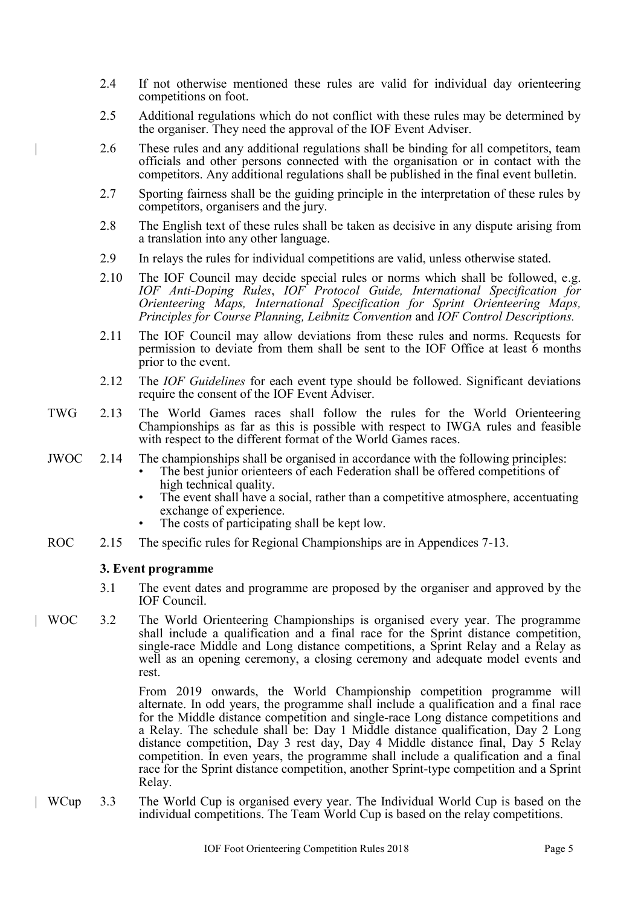2.4 If not otherwise mentioned these rules are valid for individual day orienteering competitions on foot.

2.5 Additional regulations which do not conflict with these rules may be determined by the organiser. They need the approval of the IOF Event Adviser.

2.6 These rules and any additional regulations shall be binding for all competitors, team officials and other persons connected with the organisation or in contact with the competitors. Any additional regulations shall be published in the final event bulletin.

2.7 Sporting fairness shall be the guiding principle in the interpretation of these rules by competitors, organisers and the jury.

2.8 The English text of these rules shall be taken as decisive in any dispute arising from a translation into any other language.

2.9 In relays the rules for individual competitions are valid, unless otherwise stated.

2.10 The IOF Council may decide special rules or norms which shall be followed, e.g. *IOF Anti-Doping Rules*, *IOF Protocol Guide, International Specification for Orienteering Maps, International Specification for Sprint Orienteering Maps, Principles for Course Planning, Leibnitz Convention* and *IOF Control Descriptions.*

2.11 The IOF Council may allow deviations from these rules and norms. Requests for permission to deviate from them shall be sent to the IOF Office at least 6 months prior to the event.

2.12 The *IOF Guidelines* for each event type should be followed. Significant deviations require the consent of the IOF Event Adviser.

TWG 2.13 The World Games races shall follow the rules for the World Orienteering Championships as far as this is possible with respect to IWGA rules and feasible with respect to the different format of the World Games races.

JWOC 2.14 The championships shall be organised in accordance with the following principles:

- The best junior orienteers of each Federation shall be offered competitions of high technical quality.
- The event shall have a social, rather than a competitive atmosphere, accentuating exchange of experience.
- The costs of participating shall be kept low.

ROC 2.15 The specific rules for Regional Championships are in Appendices 7-13.

## 3. Event programme

3.1 The event dates and programme are proposed by the organiser and approved by the IOF Council.

WOC 3.2 The World Orienteering Championships is organised every year. The programme shall include a qualification and a final race for the Sprint distance competition, single-race Middle and Long distance competitions, a Sprint Relay and a Relay as well as an opening ceremony, a closing ceremony and adequate model events and rest.

From 2019 onwards, the World Championship competition programme will alternate. In odd years, the programme shall include a qualification and a final race for the Middle distance competition and single-race Long distance competitions and a Relay. The schedule shall be: Day 1 Middle distance qualification, Day 2 Long distance competition, Day 3 rest day, Day 4 Middle distance final, Day 5 Relay competition. In even years, the programme shall include a qualification and a final race for the Sprint distance competition, another Sprint-type competition and a Sprint Relay.

WCup 3.3 The World Cup is organised every year. The Individual World Cup is based on the individual competitions. The Team World Cup is based on the relay competitions.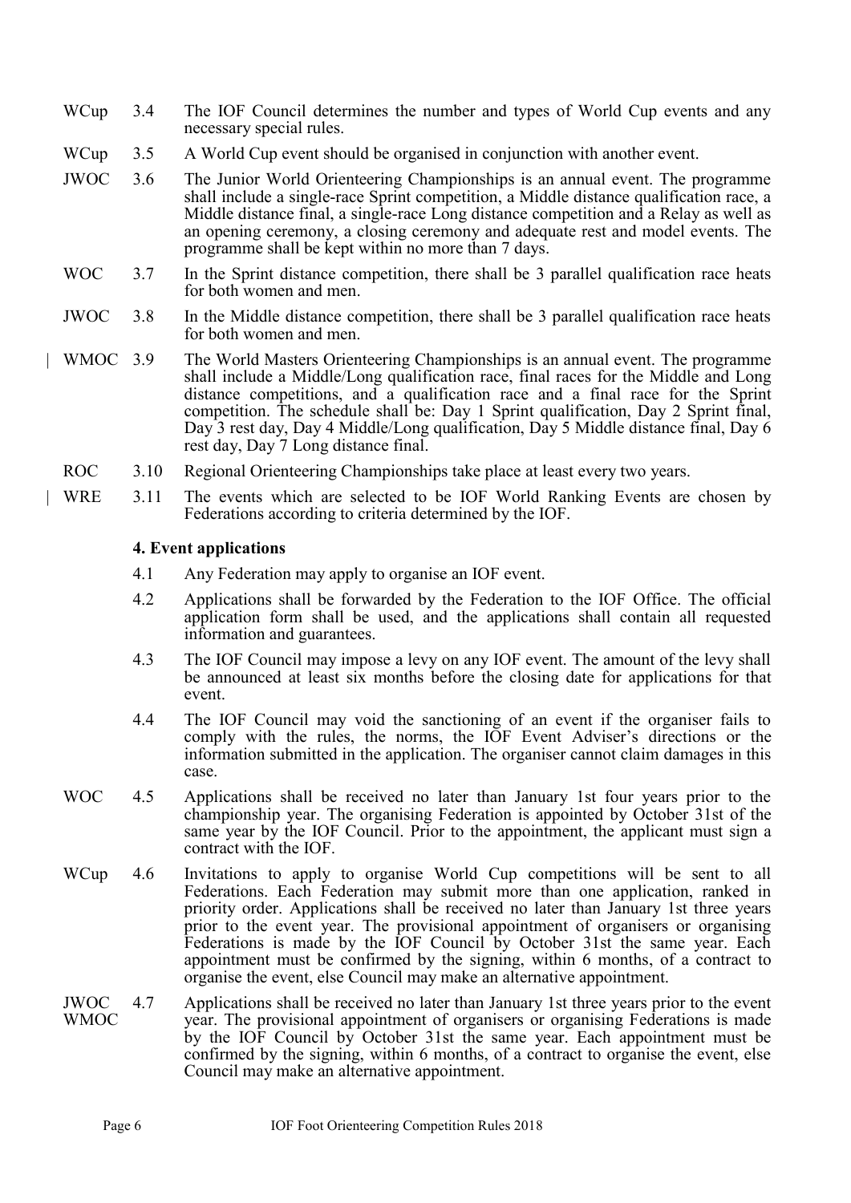WCup 3.4 The IOF Council determines the number and types of World Cup events and any necessary special rules.

WCup 3.5 A World Cup event should be organised in conjunction with another event.

JWOC 3.6 The Junior World Orienteering Championships is an annual event. The programme shall include a single-race Sprint competition, a Middle distance qualification race, a Middle distance final, a single-race Long distance competition and a Relay as well as an opening ceremony, a closing ceremony and adequate rest and model events. The programme shall be kept within no more than 7 days.

WOC 3.7 In the Sprint distance competition, there shall be 3 parallel qualification race heats for both women and men.

JWOC 3.8 In the Middle distance competition, there shall be 3 parallel qualification race heats for both women and men.

WMOC 3.9 The World Masters Orienteering Championships is an annual event. The programme shall include a Middle/Long qualification race, final races for the Middle and Long distance competitions, and a qualification race and a final race for the Sprint competition. The schedule shall be: Day 1 Sprint qualification, Day 2 Sprint final, Day 3 rest day, Day 4 Middle/Long qualification, Day 5 Middle distance final, Day 6 rest day, Day 7 Long distance final.

ROC 3.10 Regional Orienteering Championships take place at least every two years.

WRE 3.11 The events which are selected to be IOF World Ranking Events are chosen by Federations according to criteria determined by the IOF.

### 4. Event applications

4.1 Any Federation may apply to organise an IOF event.

4.2 Applications shall be forwarded by the Federation to the IOF Office. The official application form shall be used, and the applications shall contain all requested information and guarantees.

4.3 The IOF Council may impose a levy on any IOF event. The amount of the levy shall be announced at least six months before the closing date for applications for that event.

4.4 The IOF Council may void the sanctioning of an event if the organiser fails to comply with the rules, the norms, the IOF Event Adviser's directions or the information submitted in the application. The organiser cannot claim damages in this case.

WOC 4.5 Applications shall be received no later than January 1st four years prior to the championship year. The organising Federation is appointed by October 31st of the same year by the IOF Council. Prior to the appointment, the applicant must sign a contract with the IOF.

WCup 4.6 Invitations to apply to organise World Cup competitions will be sent to all Federations. Each Federation may submit more than one application, ranked in priority order. Applications shall be received no later than January 1st three years prior to the event year. The provisional appointment of organisers or organising Federations is made by the IOF Council by October 31st the same year. Each appointment must be confirmed by the signing, within 6 months, of a contract to organise the event, else Council may make an alternative appointment.

JWOC WMOC 4.7 Applications shall be received no later than January 1st three years prior to the event year. The provisional appointment of organisers or organising Federations is made by the IOF Council by October 31st the same year. Each appointment must be confirmed by the signing, within 6 months, of a contract to organise the event, else Council may make an alternative appointment.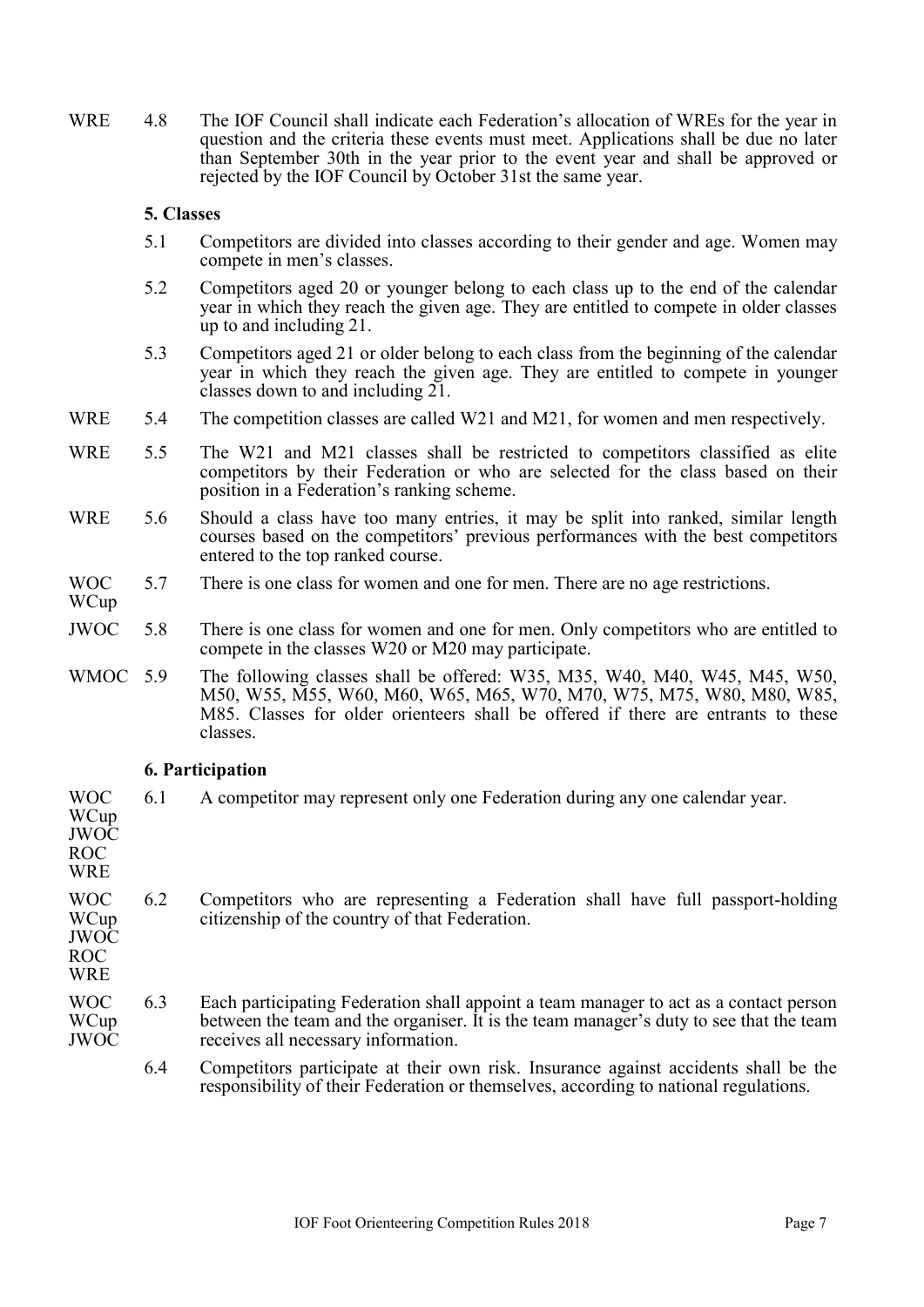WRE 4.8 The IOF Council shall indicate each Federation's allocation of WREs for the year in question and the criteria these events must meet. Applications shall be due no later than September 30th in the year prior to the event year and shall be approved or rejected by the IOF Council by October 31st the same year.

### 5. Classes

5.1 Competitors are divided into classes according to their gender and age. Women may compete in men's classes.

5.2 Competitors aged 20 or younger belong to each class up to the end of the calendar year in which they reach the given age. They are entitled to compete in older classes up to and including 21.

5.3 Competitors aged 21 or older belong to each class from the beginning of the calendar year in which they reach the given age. They are entitled to compete in younger classes down to and including 21.

WRE 5.4 The competition classes are called W21 and M21, for women and men respectively.

WRE 5.5 The W21 and M21 classes shall be restricted to competitors classified as elite competitors by their Federation or who are selected for the class based on their position in a Federation's ranking scheme.

WRE 5.6 Should a class have too many entries, it may be split into ranked, similar length courses based on the competitors' previous performances with the best competitors entered to the top ranked course.

WOC WCup 5.7 There is one class for women and one for men. There are no age restrictions.

JWOC 5.8 There is one class for women and one for men. Only competitors who are entitled to compete in the classes W20 or M20 may participate.

WMOC 5.9 The following classes shall be offered: W35, M35, W40, M40, W45, M45, W50, M50, W55, M55, W60, M60, W65, M65, W70, M70, W75, M75, W80, M80, W85, M85. Classes for older orienteers shall be offered if there are entrants to these classes.

### 6. Participation

WOC WCup JWOC ROC WRE 6.1 A competitor may represent only one Federation during any one calendar year.

WOC WCup JWOC ROC WRE 6.2 Competitors who are representing a Federation shall have full passport-holding citizenship of the country of that Federation.

WOC WCup JWOC 6.3 Each participating Federation shall appoint a team manager to act as a contact person between the team and the organiser. It is the team manager's duty to see that the team receives all necessary information.

6.4 Competitors participate at their own risk. Insurance against accidents shall be the responsibility of their Federation or themselves, according to national regulations.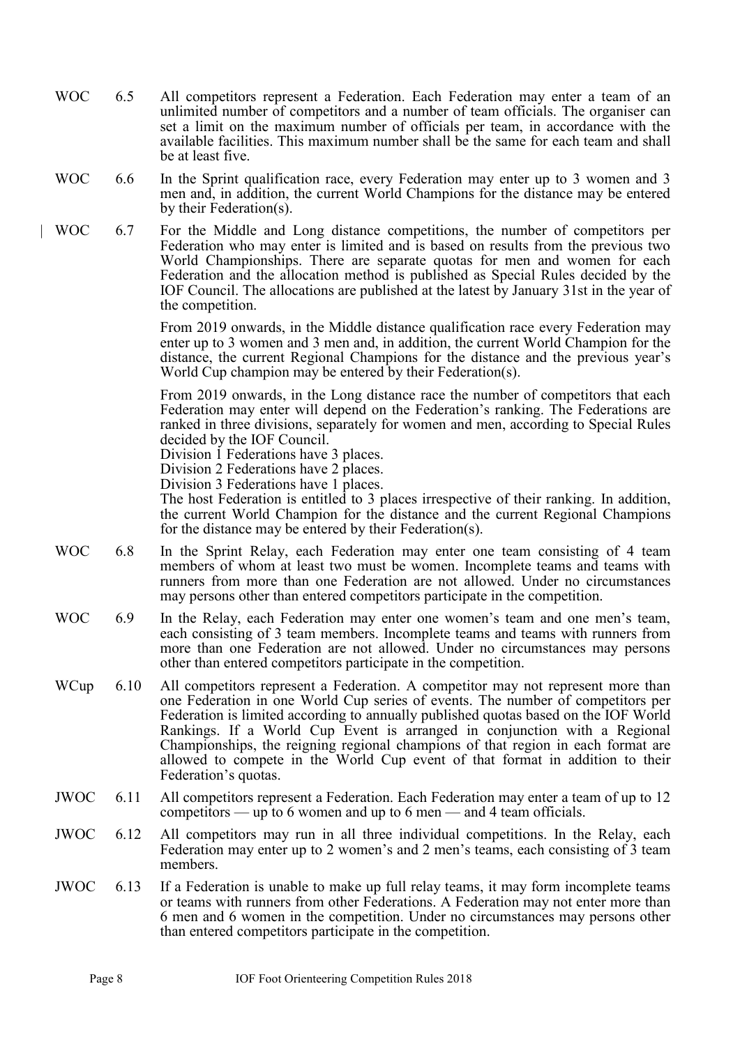WOC 6.5 All competitors represent a Federation. Each Federation may enter a team of an unlimited number of competitors and a number of team officials. The organiser can set a limit on the maximum number of officials per team, in accordance with the available facilities. This maximum number shall be the same for each team and shall be at least five.

WOC 6.6 In the Sprint qualification race, every Federation may enter up to 3 women and 3 men and, in addition, the current World Champions for the distance may be entered by their Federation(s).

WOC 6.7 For the Middle and Long distance competitions, the number of competitors per Federation who may enter is limited and is based on results from the previous two World Championships. There are separate quotas for men and women for each Federation and the allocation method is published as Special Rules decided by the IOF Council. The allocations are published at the latest by January 31st in the year of the competition.

From 2019 onwards, in the Middle distance qualification race every Federation may enter up to 3 women and 3 men and, in addition, the current World Champion for the distance, the current Regional Champions for the distance and the previous year's World Cup champion may be entered by their Federation(s).

From 2019 onwards, in the Long distance race the number of competitors that each Federation may enter will depend on the Federation's ranking. The Federations are ranked in three divisions, separately for women and men, according to Special Rules decided by the IOF Council.
Division 1 Federations have 3 places.
Division 2 Federations have 2 places.
Division 3 Federations have 1 places.
The host Federation is entitled to 3 places irrespective of their ranking. In addition, the current World Champion for the distance and the current Regional Champions for the distance may be entered by their Federation(s).

WOC 6.8 In the Sprint Relay, each Federation may enter one team consisting of 4 team members of whom at least two must be women. Incomplete teams and teams with runners from more than one Federation are not allowed. Under no circumstances may persons other than entered competitors participate in the competition.

WOC 6.9 In the Relay, each Federation may enter one women's team and one men's team, each consisting of 3 team members. Incomplete teams and teams with runners from more than one Federation are not allowed. Under no circumstances may persons other than entered competitors participate in the competition.

WCup 6.10 All competitors represent a Federation. A competitor may not represent more than one Federation in one World Cup series of events. The number of competitors per Federation is limited according to annually published quotas based on the IOF World Rankings. If a World Cup Event is arranged in conjunction with a Regional Championships, the reigning regional champions of that region in each format are allowed to compete in the World Cup event of that format in addition to their Federation's quotas.

JWOC 6.11 All competitors represent a Federation. Each Federation may enter a team of up to 12 competitors — up to 6 women and up to 6 men — and 4 team officials.

JWOC 6.12 All competitors may run in all three individual competitions. In the Relay, each Federation may enter up to 2 women's and 2 men's teams, each consisting of 3 team members.

JWOC 6.13 If a Federation is unable to make up full relay teams, it may form incomplete teams or teams with runners from other Federations. A Federation may not enter more than 6 men and 6 women in the competition. Under no circumstances may persons other than entered competitors participate in the competition.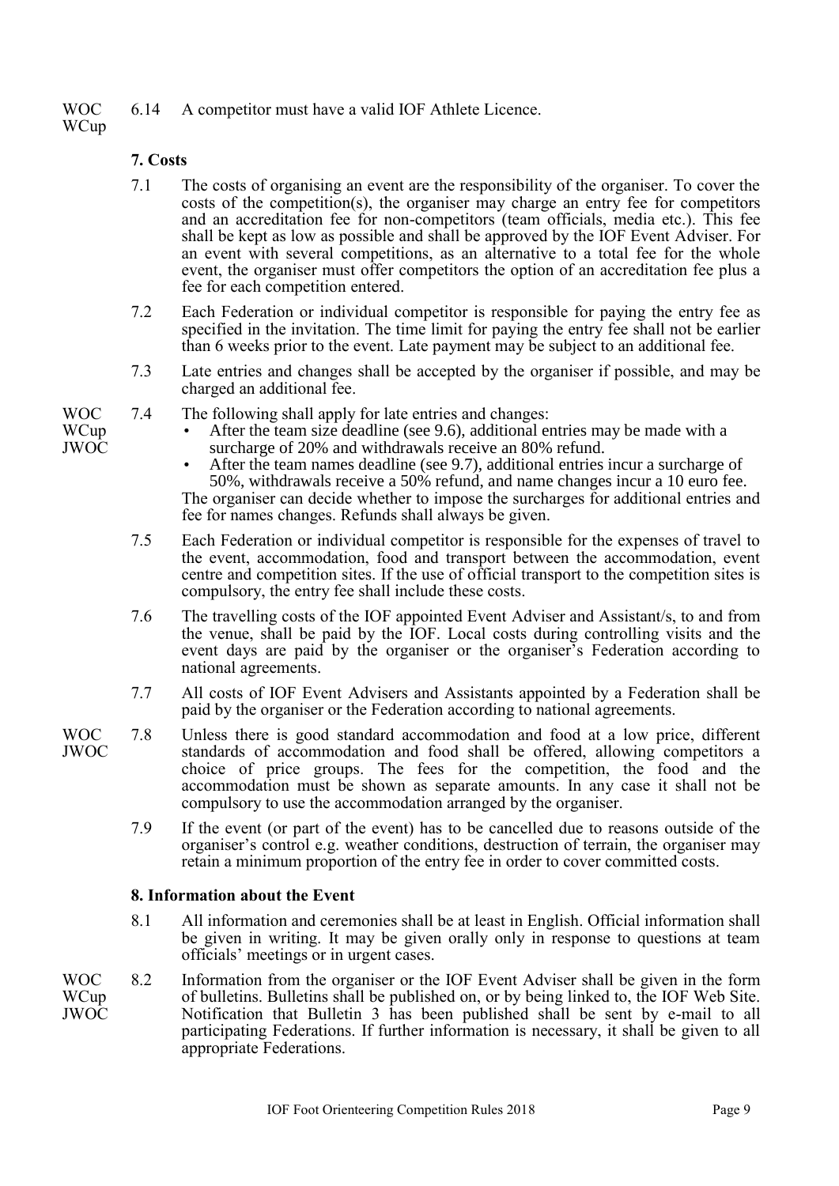WOC WCup 6.14 A competitor must have a valid IOF Athlete Licence.

## 7. Costs

7.1 The costs of organising an event are the responsibility of the organiser. To cover the costs of the competition(s), the organiser may charge an entry fee for competitors and an accreditation fee for non-competitors (team officials, media etc.). This fee shall be kept as low as possible and shall be approved by the IOF Event Adviser. For an event with several competitions, as an alternative to a total fee for the whole event, the organiser must offer competitors the option of an accreditation fee plus a fee for each competition entered.

7.2 Each Federation or individual competitor is responsible for paying the entry fee as specified in the invitation. The time limit for paying the entry fee shall not be earlier than 6 weeks prior to the event. Late payment may be subject to an additional fee.

7.3 Late entries and changes shall be accepted by the organiser if possible, and may be charged an additional fee.

WOC WCup JWOC 7.4 The following shall apply for late entries and changes:

- After the team size deadline (see 9.6), additional entries may be made with a surcharge of 20% and withdrawals receive an 80% refund.
- After the team names deadline (see 9.7), additional entries incur a surcharge of 50%, withdrawals receive a 50% refund, and name changes incur a 10 euro fee.

The organiser can decide whether to impose the surcharges for additional entries and fee for names changes. Refunds shall always be given.

7.5 Each Federation or individual competitor is responsible for the expenses of travel to the event, accommodation, food and transport between the accommodation, event centre and competition sites. If the use of official transport to the competition sites is compulsory, the entry fee shall include these costs.

7.6 The travelling costs of the IOF appointed Event Adviser and Assistant/s, to and from the venue, shall be paid by the IOF. Local costs during controlling visits and the event days are paid by the organiser or the organiser's Federation according to national agreements.

7.7 All costs of IOF Event Advisers and Assistants appointed by a Federation shall be paid by the organiser or the Federation according to national agreements.

WOC JWOC 7.8 Unless there is good standard accommodation and food at a low price, different standards of accommodation and food shall be offered, allowing competitors a choice of price groups. The fees for the competition, the food and the accommodation must be shown as separate amounts. In any case it shall not be compulsory to use the accommodation arranged by the organiser.

7.9 If the event (or part of the event) has to be cancelled due to reasons outside of the organiser's control e.g. weather conditions, destruction of terrain, the organiser may retain a minimum proportion of the entry fee in order to cover committed costs.

## 8. Information about the Event

8.1 All information and ceremonies shall be at least in English. Official information shall be given in writing. It may be given orally only in response to questions at team officials' meetings or in urgent cases.

WOC WCup JWOC 8.2 Information from the organiser or the IOF Event Adviser shall be given in the form of bulletins. Bulletins shall be published on, or by being linked to, the IOF Web Site. Notification that Bulletin 3 has been published shall be sent by e-mail to all participating Federations. If further information is necessary, it shall be given to all appropriate Federations.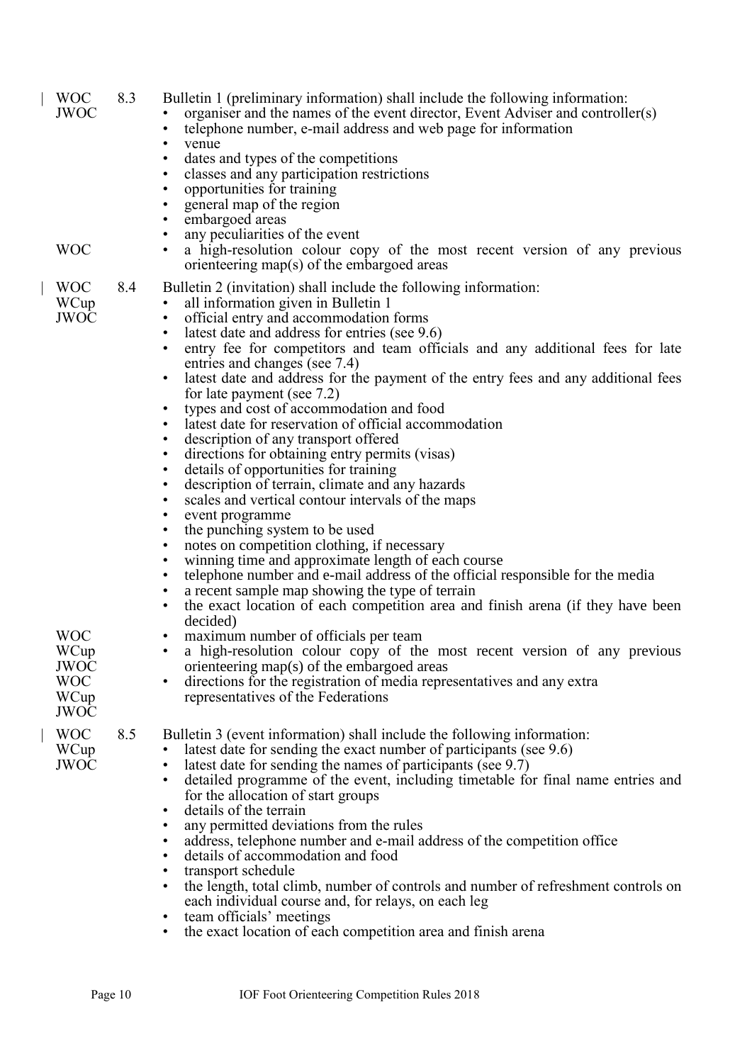| | | |
|---|---|---|
| WOC JWOC | 8.3 | Bulletin 1 (preliminary information) shall include the following information: |

WOC / JWOC — 8.3 Bulletin 1 (preliminary information) shall include the following information:

- organiser and the names of the event director, Event Adviser and controller(s)
- telephone number, e-mail address and web page for information
- venue
- dates and types of the competitions
- classes and any participation restrictions
- opportunities for training
- general map of the region
- embargoed areas
- any peculiarities of the event
- (WOC) a high-resolution colour copy of the most recent version of any previous orienteering map(s) of the embargoed areas

WOC / WCup / JWOC — 8.4 Bulletin 2 (invitation) shall include the following information:

- all information given in Bulletin 1
- official entry and accommodation forms
- latest date and address for entries (see 9.6)
- entry fee for competitors and team officials and any additional fees for late entries and changes (see 7.4)
- latest date and address for the payment of the entry fees and any additional fees for late payment (see 7.2)
- types and cost of accommodation and food
- latest date for reservation of official accommodation
- description of any transport offered
- directions for obtaining entry permits (visas)
- details of opportunities for training
- description of terrain, climate and any hazards
- scales and vertical contour intervals of the maps
- event programme
- the punching system to be used
- notes on competition clothing, if necessary
- winning time and approximate length of each course
- telephone number and e-mail address of the official responsible for the media
- a recent sample map showing the type of terrain
- the exact location of each competition area and finish arena (if they have been decided)
- (WOC) maximum number of officials per team
- (WOC, WCup, JWOC) a high-resolution colour copy of the most recent version of any previous orienteering map(s) of the embargoed areas
- (WOC, WCup, JWOC) directions for the registration of media representatives and any extra representatives of the Federations

WOC / WCup / JWOC — 8.5 Bulletin 3 (event information) shall include the following information:

- latest date for sending the exact number of participants (see 9.6)
- latest date for sending the names of participants (see 9.7)
- detailed programme of the event, including timetable for final name entries and for the allocation of start groups
- details of the terrain
- any permitted deviations from the rules
- address, telephone number and e-mail address of the competition office
- details of accommodation and food
- transport schedule
- the length, total climb, number of controls and number of refreshment controls on each individual course and, for relays, on each leg
- team officials' meetings
- the exact location of each competition area and finish arena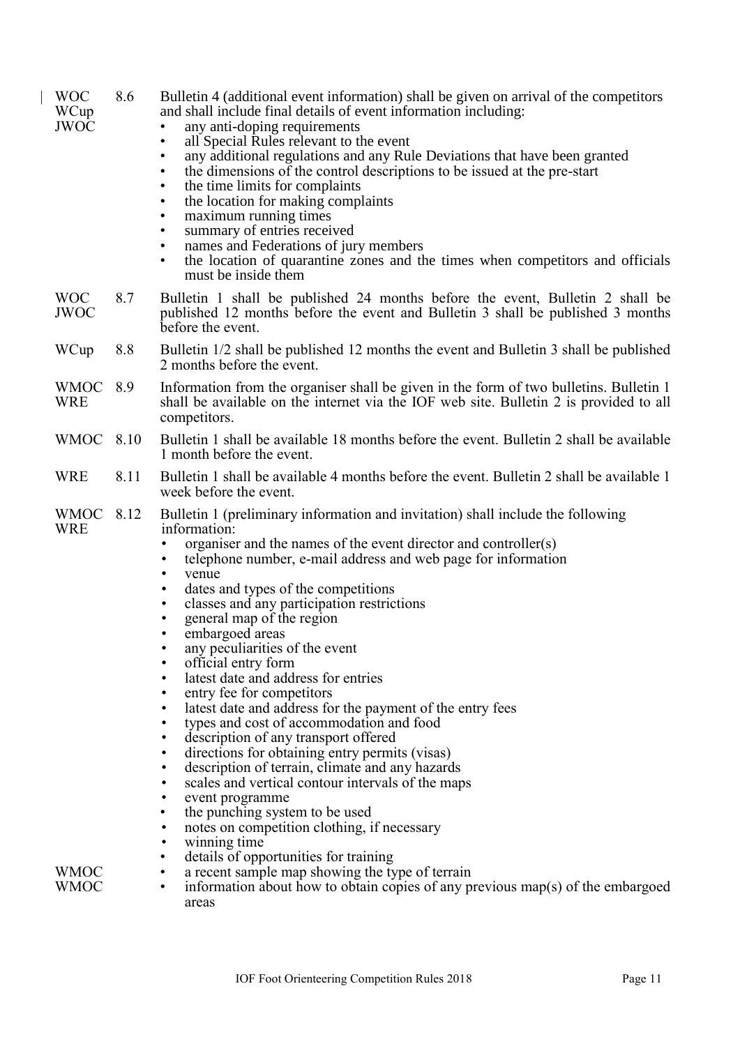WOC WCup JWOC 8.6 Bulletin 4 (additional event information) shall be given on arrival of the competitors and shall include final details of event information including:

- any anti-doping requirements
- all Special Rules relevant to the event
- any additional regulations and any Rule Deviations that have been granted
- the dimensions of the control descriptions to be issued at the pre-start
- the time limits for complaints
- the location for making complaints
- maximum running times
- summary of entries received
- names and Federations of jury members
- the location of quarantine zones and the times when competitors and officials must be inside them

WOC JWOC 8.7 Bulletin 1 shall be published 24 months before the event, Bulletin 2 shall be published 12 months before the event and Bulletin 3 shall be published 3 months before the event.

WCup 8.8 Bulletin 1/2 shall be published 12 months the event and Bulletin 3 shall be published 2 months before the event.

WMOC WRE 8.9 Information from the organiser shall be given in the form of two bulletins. Bulletin 1 shall be available on the internet via the IOF web site. Bulletin 2 is provided to all competitors.

WMOC 8.10 Bulletin 1 shall be available 18 months before the event. Bulletin 2 shall be available 1 month before the event.

WRE 8.11 Bulletin 1 shall be available 4 months before the event. Bulletin 2 shall be available 1 week before the event.

WMOC WRE 8.12 Bulletin 1 (preliminary information and invitation) shall include the following information:

- organiser and the names of the event director and controller(s)
- telephone number, e-mail address and web page for information
- venue
- dates and types of the competitions
- classes and any participation restrictions
- general map of the region
- embargoed areas
- any peculiarities of the event
- official entry form
- latest date and address for entries
- entry fee for competitors
- latest date and address for the payment of the entry fees
- types and cost of accommodation and food
- description of any transport offered
- directions for obtaining entry permits (visas)
- description of terrain, climate and any hazards
- scales and vertical contour intervals of the maps
- event programme
- the punching system to be used
- notes on competition clothing, if necessary
- winning time
- details of opportunities for training
- WMOC: a recent sample map showing the type of terrain
- WMOC: information about how to obtain copies of any previous map(s) of the embargoed areas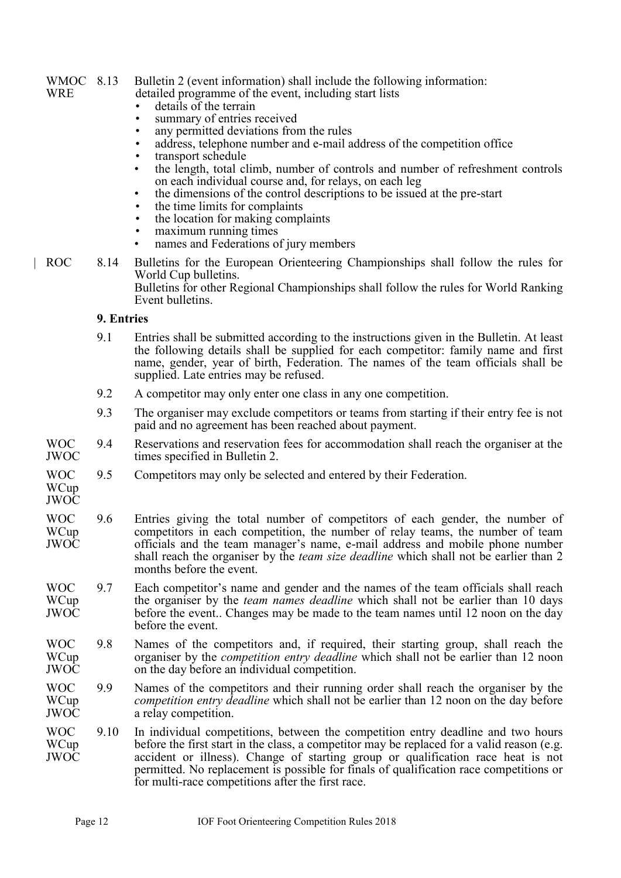WMOC WRE 8.13 Bulletin 2 (event information) shall include the following information:
detailed programme of the event, including start lists

- details of the terrain
- summary of entries received
- any permitted deviations from the rules
- address, telephone number and e-mail address of the competition office
- transport schedule
- the length, total climb, number of controls and number of refreshment controls on each individual course and, for relays, on each leg
- the dimensions of the control descriptions to be issued at the pre-start
- the time limits for complaints
- the location for making complaints
- maximum running times
- names and Federations of jury members

ROC 8.14 Bulletins for the European Orienteering Championships shall follow the rules for World Cup bulletins.
Bulletins for other Regional Championships shall follow the rules for World Ranking Event bulletins.

## 9. Entries

9.1 Entries shall be submitted according to the instructions given in the Bulletin. At least the following details shall be supplied for each competitor: family name and first name, gender, year of birth, Federation. The names of the team officials shall be supplied. Late entries may be refused.

9.2 A competitor may only enter one class in any one competition.

9.3 The organiser may exclude competitors or teams from starting if their entry fee is not paid and no agreement has been reached about payment.

WOC JWOC 9.4 Reservations and reservation fees for accommodation shall reach the organiser at the times specified in Bulletin 2.

WOC WCup JWOC 9.5 Competitors may only be selected and entered by their Federation.

WOC WCup JWOC 9.6 Entries giving the total number of competitors of each gender, the number of competitors in each competition, the number of relay teams, the number of team officials and the team manager's name, e-mail address and mobile phone number shall reach the organiser by the *team size deadline* which shall not be earlier than 2 months before the event.

WOC WCup JWOC 9.7 Each competitor's name and gender and the names of the team officials shall reach the organiser by the *team names deadline* which shall not be earlier than 10 days before the event.. Changes may be made to the team names until 12 noon on the day before the event.

WOC WCup JWOC 9.8 Names of the competitors and, if required, their starting group, shall reach the organiser by the *competition entry deadline* which shall not be earlier than 12 noon on the day before an individual competition.

WOC WCup JWOC 9.9 Names of the competitors and their running order shall reach the organiser by the *competition entry deadline* which shall not be earlier than 12 noon on the day before a relay competition.

WOC WCup JWOC 9.10 In individual competitions, between the competition entry deadline and two hours before the first start in the class, a competitor may be replaced for a valid reason (e.g. accident or illness). Change of starting group or qualification race heat is not permitted. No replacement is possible for finals of qualification race competitions or for multi-race competitions after the first race.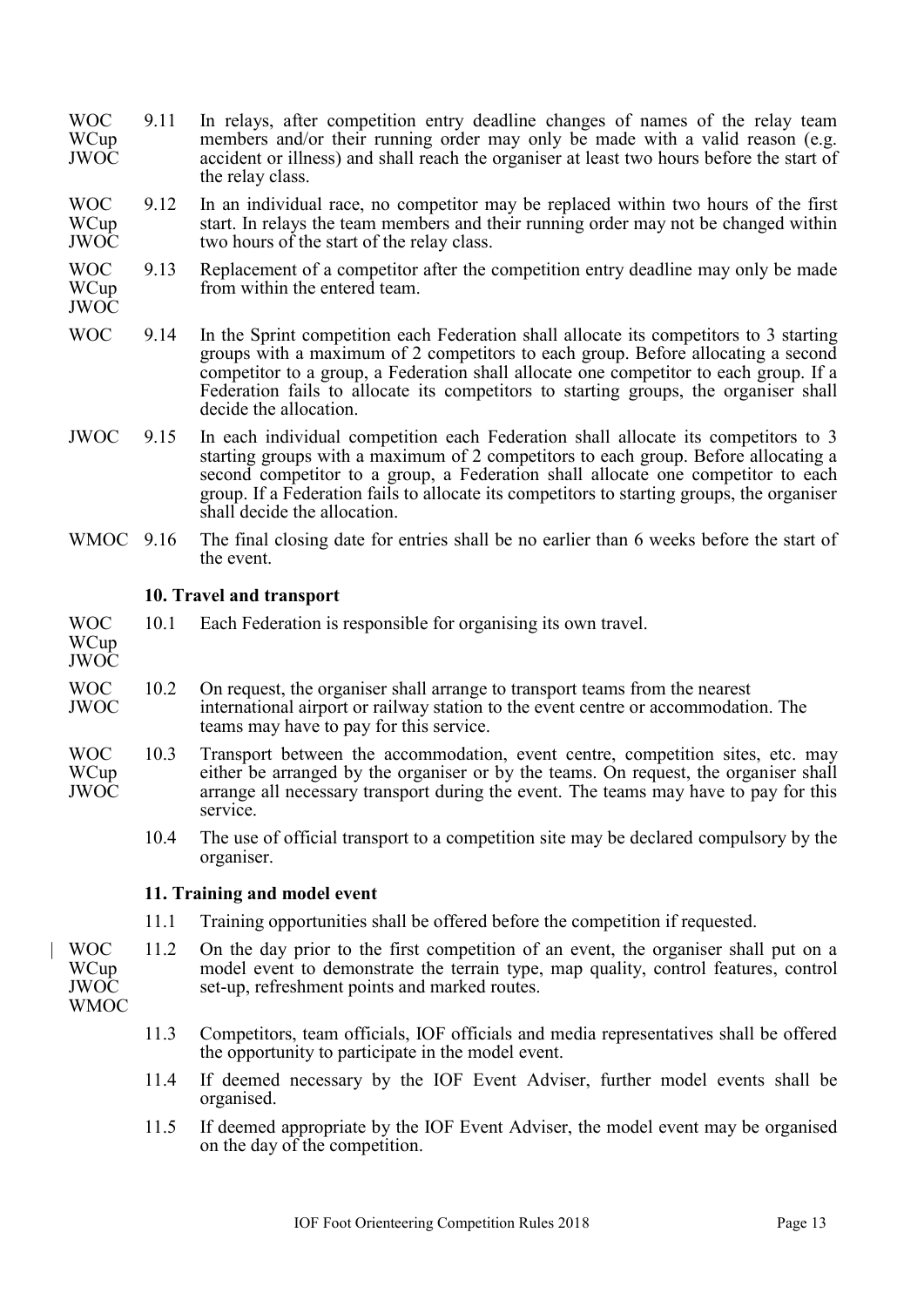| | | |
|---|---|---|
| WOC WCup JWOC | 9.11 | In relays, after competition entry deadline changes of names of the relay team members and/or their running order may only be made with a valid reason (e.g. accident or illness) and shall reach the organiser at least two hours before the start of the relay class. |
| WOC WCup JWOC | 9.12 | In an individual race, no competitor may be replaced within two hours of the first start. In relays the team members and their running order may not be changed within two hours of the start of the relay class. |
| WOC WCup JWOC | 9.13 | Replacement of a competitor after the competition entry deadline may only be made from within the entered team. |
| WOC | 9.14 | In the Sprint competition each Federation shall allocate its competitors to 3 starting groups with a maximum of 2 competitors to each group. Before allocating a second competitor to a group, a Federation shall allocate one competitor to each group. If a Federation fails to allocate its competitors to starting groups, the organiser shall decide the allocation. |
| JWOC | 9.15 | In each individual competition each Federation shall allocate its competitors to 3 starting groups with a maximum of 2 competitors to each group. Before allocating a second competitor to a group, a Federation shall allocate one competitor to each group. If a Federation fails to allocate its competitors to starting groups, the organiser shall decide the allocation. |
| WMOC | 9.16 | The final closing date for entries shall be no earlier than 6 weeks before the start of the event. |

### 10. Travel and transport

| | | |
|---|---|---|
| WOC WCup JWOC | 10.1 | Each Federation is responsible for organising its own travel. |
| WOC JWOC | 10.2 | On request, the organiser shall arrange to transport teams from the nearest international airport or railway station to the event centre or accommodation. The teams may have to pay for this service. |
| WOC WCup JWOC | 10.3 | Transport between the accommodation, event centre, competition sites, etc. may either be arranged by the organiser or by the teams. On request, the organiser shall arrange all necessary transport during the event. The teams may have to pay for this service. |
| | 10.4 | The use of official transport to a competition site may be declared compulsory by the organiser. |

### 11. Training and model event

| | | |
|---|---|---|
| | 11.1 | Training opportunities shall be offered before the competition if requested. |
| WOC WCup JWOC WMOC | 11.2 | On the day prior to the first competition of an event, the organiser shall put on a model event to demonstrate the terrain type, map quality, control features, control set-up, refreshment points and marked routes. |
| | 11.3 | Competitors, team officials, IOF officials and media representatives shall be offered the opportunity to participate in the model event. |
| | 11.4 | If deemed necessary by the IOF Event Adviser, further model events shall be organised. |
| | 11.5 | If deemed appropriate by the IOF Event Adviser, the model event may be organised on the day of the competition. |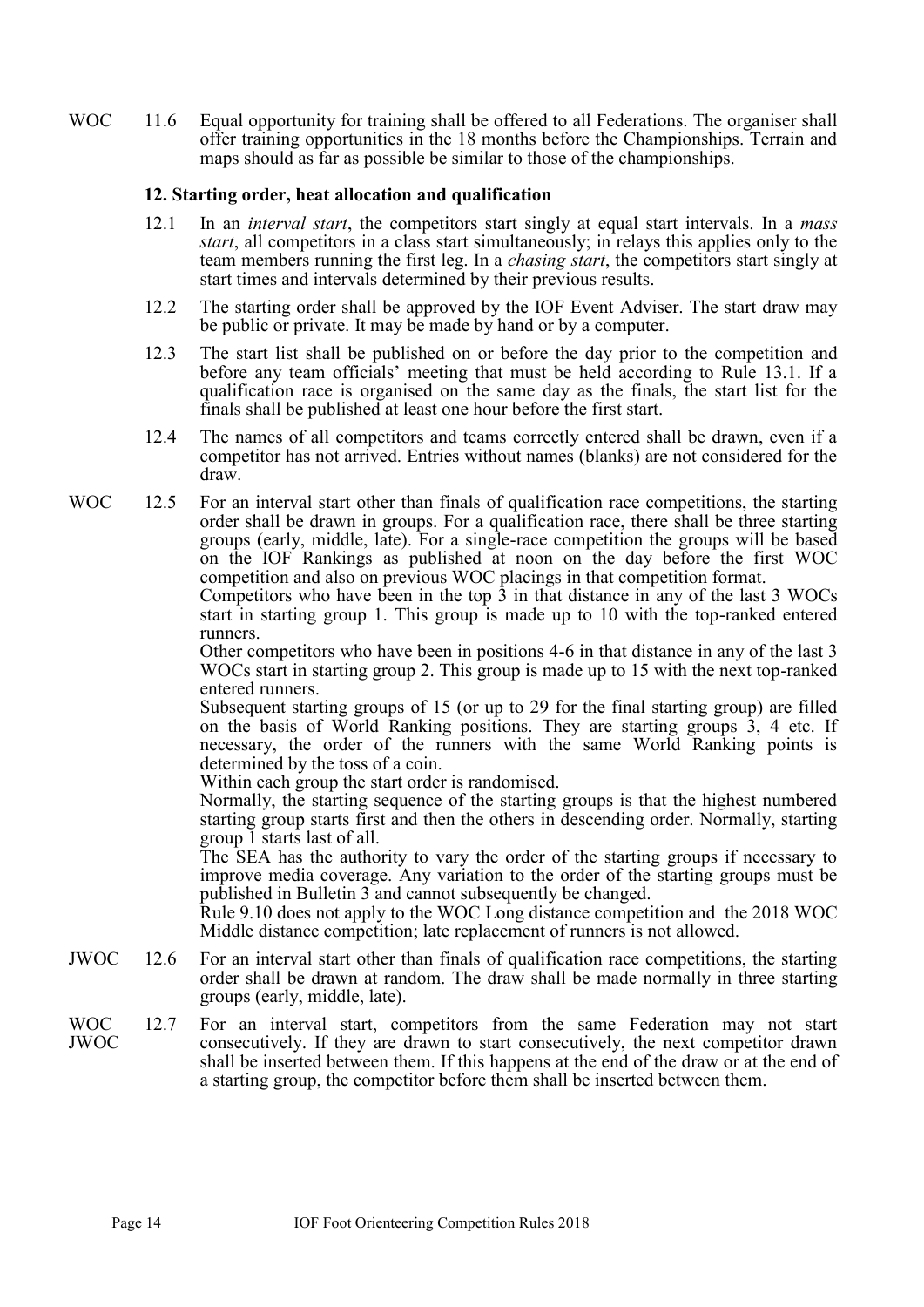WOC 11.6 Equal opportunity for training shall be offered to all Federations. The organiser shall offer training opportunities in the 18 months before the Championships. Terrain and maps should as far as possible be similar to those of the championships.

### 12. Starting order, heat allocation and qualification

12.1 In an *interval start*, the competitors start singly at equal start intervals. In a *mass start*, all competitors in a class start simultaneously; in relays this applies only to the team members running the first leg. In a *chasing start*, the competitors start singly at start times and intervals determined by their previous results.

12.2 The starting order shall be approved by the IOF Event Adviser. The start draw may be public or private. It may be made by hand or by a computer.

12.3 The start list shall be published on or before the day prior to the competition and before any team officials' meeting that must be held according to Rule 13.1. If a qualification race is organised on the same day as the finals, the start list for the finals shall be published at least one hour before the first start.

12.4 The names of all competitors and teams correctly entered shall be drawn, even if a competitor has not arrived. Entries without names (blanks) are not considered for the draw.

WOC 12.5 For an interval start other than finals of qualification race competitions, the starting order shall be drawn in groups. For a qualification race, there shall be three starting groups (early, middle, late). For a single-race competition the groups will be based on the IOF Rankings as published at noon on the day before the first WOC competition and also on previous WOC placings in that competition format.

Competitors who have been in the top 3 in that distance in any of the last 3 WOCs start in starting group 1. This group is made up to 10 with the top-ranked entered runners.

Other competitors who have been in positions 4-6 in that distance in any of the last 3 WOCs start in starting group 2. This group is made up to 15 with the next top-ranked entered runners.

Subsequent starting groups of 15 (or up to 29 for the final starting group) are filled on the basis of World Ranking positions. They are starting groups 3, 4 etc. If necessary, the order of the runners with the same World Ranking points is determined by the toss of a coin.

Within each group the start order is randomised.

Normally, the starting sequence of the starting groups is that the highest numbered starting group starts first and then the others in descending order. Normally, starting group 1 starts last of all.

The SEA has the authority to vary the order of the starting groups if necessary to improve media coverage. Any variation to the order of the starting groups must be published in Bulletin 3 and cannot subsequently be changed.

Rule 9.10 does not apply to the WOC Long distance competition and the 2018 WOC Middle distance competition; late replacement of runners is not allowed.

JWOC 12.6 For an interval start other than finals of qualification race competitions, the starting order shall be drawn at random. The draw shall be made normally in three starting groups (early, middle, late).

WOC JWOC 12.7 For an interval start, competitors from the same Federation may not start consecutively. If they are drawn to start consecutively, the next competitor drawn shall be inserted between them. If this happens at the end of the draw or at the end of a starting group, the competitor before them shall be inserted between them.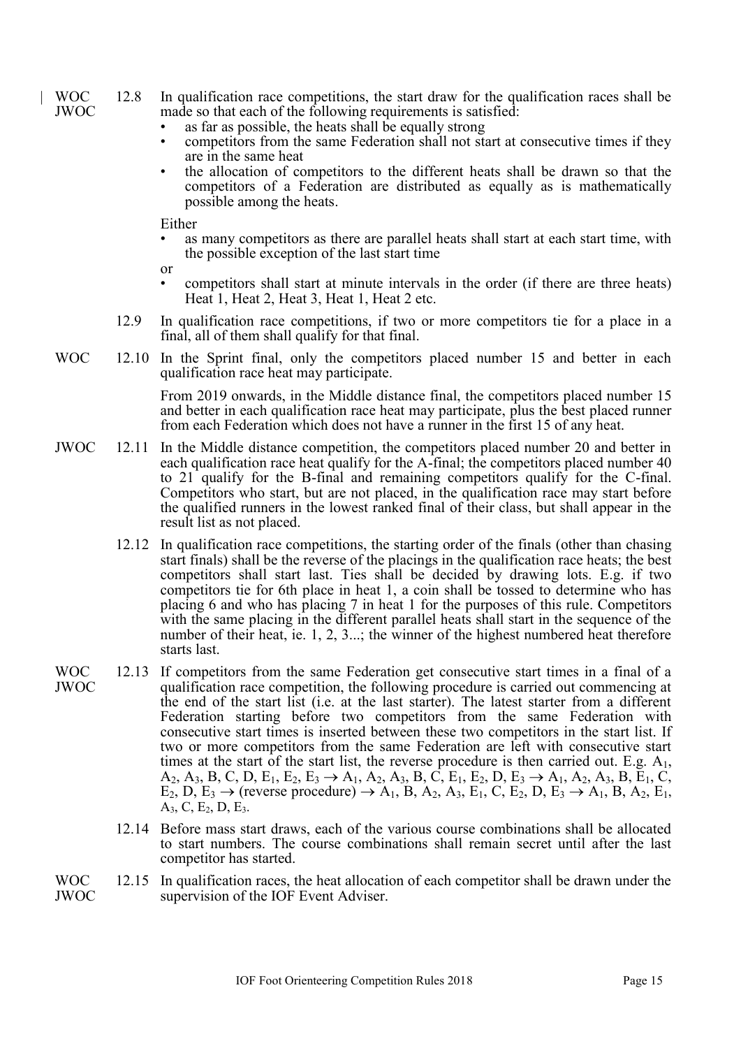WOC JWOC 12.8 In qualification race competitions, the start draw for the qualification races shall be made so that each of the following requirements is satisfied:

- as far as possible, the heats shall be equally strong
- competitors from the same Federation shall not start at consecutive times if they are in the same heat
- the allocation of competitors to the different heats shall be drawn so that the competitors of a Federation are distributed as equally as is mathematically possible among the heats.

Either

- as many competitors as there are parallel heats shall start at each start time, with the possible exception of the last start time

or

- competitors shall start at minute intervals in the order (if there are three heats) Heat 1, Heat 2, Heat 3, Heat 1, Heat 2 etc.

12.9 In qualification race competitions, if two or more competitors tie for a place in a final, all of them shall qualify for that final.

WOC 12.10 In the Sprint final, only the competitors placed number 15 and better in each qualification race heat may participate.

From 2019 onwards, in the Middle distance final, the competitors placed number 15 and better in each qualification race heat may participate, plus the best placed runner from each Federation which does not have a runner in the first 15 of any heat.

JWOC 12.11 In the Middle distance competition, the competitors placed number 20 and better in each qualification race heat qualify for the A-final; the competitors placed number 40 to 21 qualify for the B-final and remaining competitors qualify for the C-final. Competitors who start, but are not placed, in the qualification race may start before the qualified runners in the lowest ranked final of their class, but shall appear in the result list as not placed.

12.12 In qualification race competitions, the starting order of the finals (other than chasing start finals) shall be the reverse of the placings in the qualification race heats; the best competitors shall start last. Ties shall be decided by drawing lots. E.g. if two competitors tie for 6th place in heat 1, a coin shall be tossed to determine who has placing 6 and who has placing 7 in heat 1 for the purposes of this rule. Competitors with the same placing in the different parallel heats shall start in the sequence of the number of their heat, ie. 1, 2, 3...; the winner of the highest numbered heat therefore starts last.

WOC JWOC 12.13 If competitors from the same Federation get consecutive start times in a final of a qualification race competition, the following procedure is carried out commencing at the end of the start list (i.e. at the last starter). The latest starter from a different Federation starting before two competitors from the same Federation with consecutive start times is inserted between these two competitors in the start list. If two or more competitors from the same Federation are left with consecutive start times at the start of the start list, the reverse procedure is then carried out. E.g. $A_1$, $A_2$, $A_3$, B, C, D, $E_1$, $E_2$, $E_3$ → $A_1$, $A_2$, $A_3$, B, C, $E_1$, $E_2$, D, $E_3$ → $A_1$, $A_2$, $A_3$, B, $E_1$, C, $E_2$, D, $E_3$ → (reverse procedure) → $A_1$, B, $A_2$, $A_3$, $E_1$, C, $E_2$, D, $E_3$ → $A_1$, B, $A_2$, $E_1$, $A_3$, C, $E_2$, D, $E_3$.

12.14 Before mass start draws, each of the various course combinations shall be allocated to start numbers. The course combinations shall remain secret until after the last competitor has started.

WOC JWOC 12.15 In qualification races, the heat allocation of each competitor shall be drawn under the supervision of the IOF Event Adviser.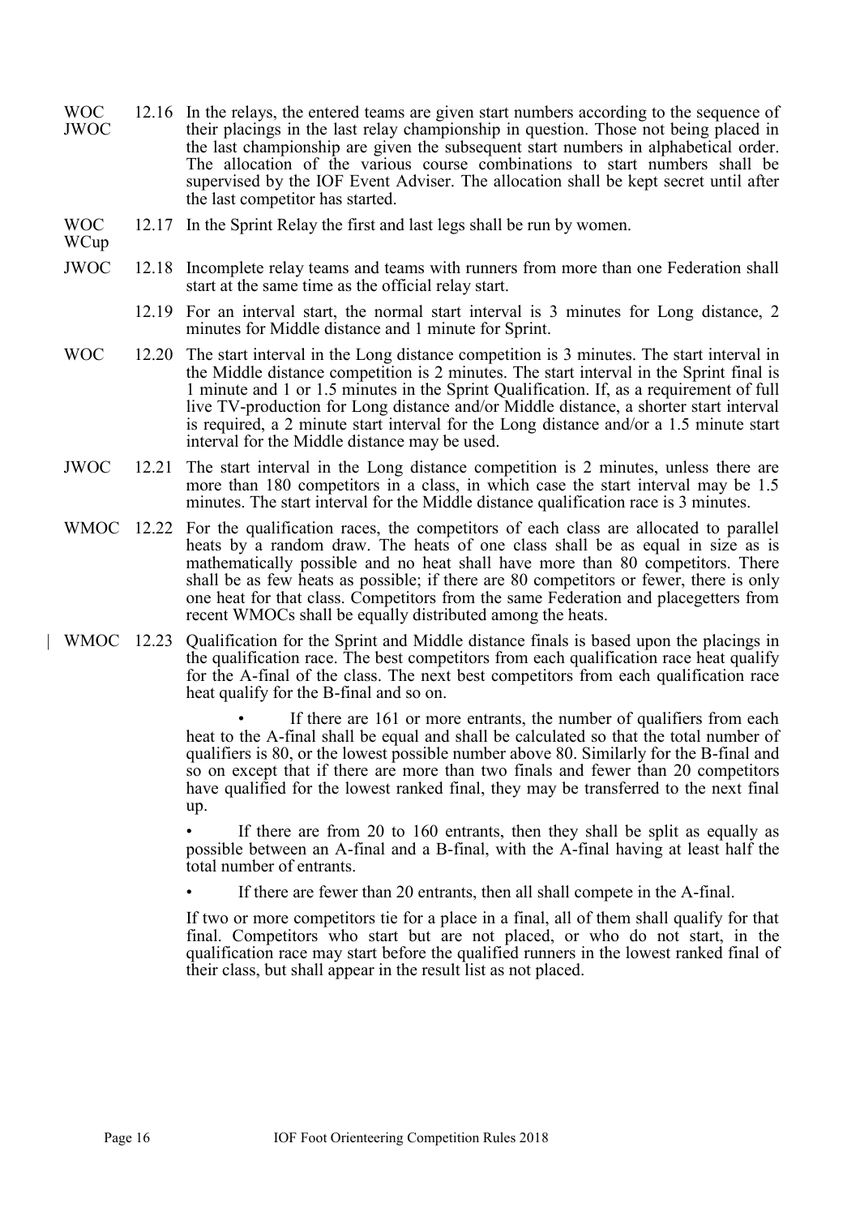WOC JWOC 12.16 In the relays, the entered teams are given start numbers according to the sequence of their placings in the last relay championship in question. Those not being placed in the last championship are given the subsequent start numbers in alphabetical order. The allocation of the various course combinations to start numbers shall be supervised by the IOF Event Adviser. The allocation shall be kept secret until after the last competitor has started.

WOC WCup 12.17 In the Sprint Relay the first and last legs shall be run by women.

JWOC 12.18 Incomplete relay teams and teams with runners from more than one Federation shall start at the same time as the official relay start.

12.19 For an interval start, the normal start interval is 3 minutes for Long distance, 2 minutes for Middle distance and 1 minute for Sprint.

WOC 12.20 The start interval in the Long distance competition is 3 minutes. The start interval in the Middle distance competition is 2 minutes. The start interval in the Sprint final is 1 minute and 1 or 1.5 minutes in the Sprint Qualification. If, as a requirement of full live TV-production for Long distance and/or Middle distance, a shorter start interval is required, a 2 minute start interval for the Long distance and/or a 1.5 minute start interval for the Middle distance may be used.

JWOC 12.21 The start interval in the Long distance competition is 2 minutes, unless there are more than 180 competitors in a class, in which case the start interval may be 1.5 minutes. The start interval for the Middle distance qualification race is 3 minutes.

WMOC 12.22 For the qualification races, the competitors of each class are allocated to parallel heats by a random draw. The heats of one class shall be as equal in size as is mathematically possible and no heat shall have more than 80 competitors. There shall be as few heats as possible; if there are 80 competitors or fewer, there is only one heat for that class. Competitors from the same Federation and placegetters from recent WMOCs shall be equally distributed among the heats.

WMOC 12.23 Qualification for the Sprint and Middle distance finals is based upon the placings in the qualification race. The best competitors from each qualification race heat qualify for the A-final of the class. The next best competitors from each qualification race heat qualify for the B-final and so on.

- If there are 161 or more entrants, the number of qualifiers from each heat to the A-final shall be equal and shall be calculated so that the total number of qualifiers is 80, or the lowest possible number above 80. Similarly for the B-final and so on except that if there are more than two finals and fewer than 20 competitors have qualified for the lowest ranked final, they may be transferred to the next final up.
- If there are from 20 to 160 entrants, then they shall be split as equally as possible between an A-final and a B-final, with the A-final having at least half the total number of entrants.
- If there are fewer than 20 entrants, then all shall compete in the A-final.

If two or more competitors tie for a place in a final, all of them shall qualify for that final. Competitors who start but are not placed, or who do not start, in the qualification race may start before the qualified runners in the lowest ranked final of their class, but shall appear in the result list as not placed.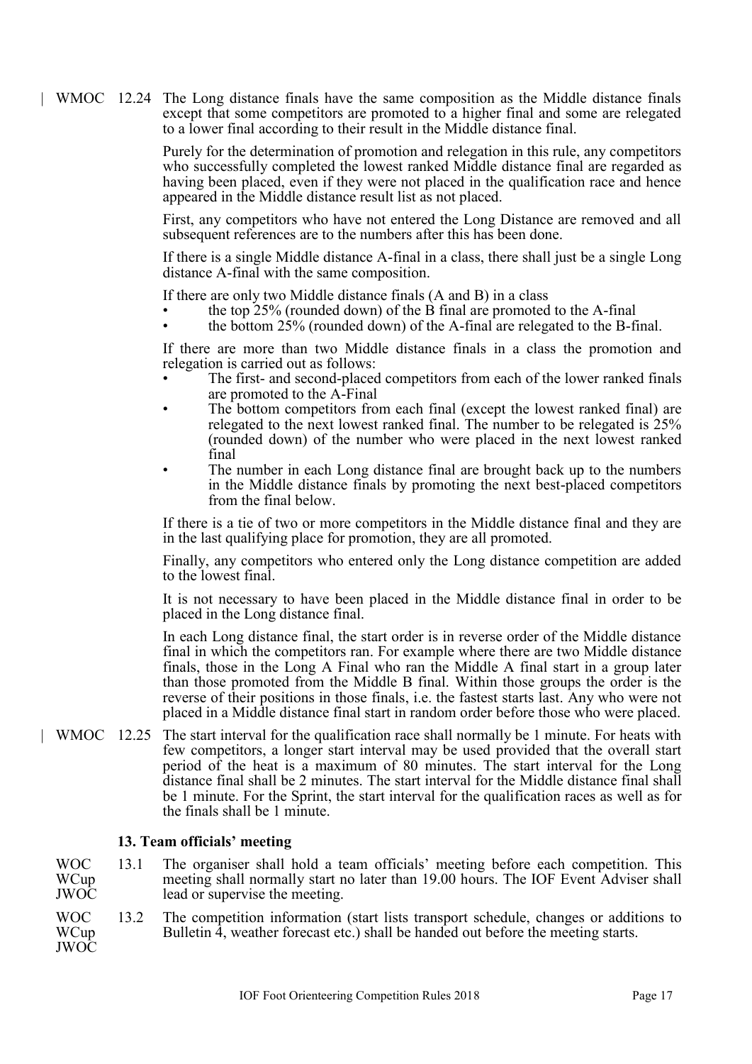WMOC 12.24 The Long distance finals have the same composition as the Middle distance finals except that some competitors are promoted to a higher final and some are relegated to a lower final according to their result in the Middle distance final.

Purely for the determination of promotion and relegation in this rule, any competitors who successfully completed the lowest ranked Middle distance final are regarded as having been placed, even if they were not placed in the qualification race and hence appeared in the Middle distance result list as not placed.

First, any competitors who have not entered the Long Distance are removed and all subsequent references are to the numbers after this has been done.

If there is a single Middle distance A-final in a class, there shall just be a single Long distance A-final with the same composition.

If there are only two Middle distance finals (A and B) in a class

- the top 25% (rounded down) of the B final are promoted to the A-final
- the bottom 25% (rounded down) of the A-final are relegated to the B-final.

If there are more than two Middle distance finals in a class the promotion and relegation is carried out as follows:

- The first- and second-placed competitors from each of the lower ranked finals are promoted to the A-Final
- The bottom competitors from each final (except the lowest ranked final) are relegated to the next lowest ranked final. The number to be relegated is 25% (rounded down) of the number who were placed in the next lowest ranked final
- The number in each Long distance final are brought back up to the numbers in the Middle distance finals by promoting the next best-placed competitors from the final below.

If there is a tie of two or more competitors in the Middle distance final and they are in the last qualifying place for promotion, they are all promoted.

Finally, any competitors who entered only the Long distance competition are added to the lowest final.

It is not necessary to have been placed in the Middle distance final in order to be placed in the Long distance final.

In each Long distance final, the start order is in reverse order of the Middle distance final in which the competitors ran. For example where there are two Middle distance finals, those in the Long A Final who ran the Middle A final start in a group later than those promoted from the Middle B final. Within those groups the order is the reverse of their positions in those finals, i.e. the fastest starts last. Any who were not placed in a Middle distance final start in random order before those who were placed.

WMOC 12.25 The start interval for the qualification race shall normally be 1 minute. For heats with few competitors, a longer start interval may be used provided that the overall start period of the heat is a maximum of 80 minutes. The start interval for the Long distance final shall be 2 minutes. The start interval for the Middle distance final shall be 1 minute. For the Sprint, the start interval for the qualification races as well as for the finals shall be 1 minute.

## 13. Team officials' meeting

WOC WCup JWOC 13.1 The organiser shall hold a team officials' meeting before each competition. This meeting shall normally start no later than 19.00 hours. The IOF Event Adviser shall lead or supervise the meeting.

WOC WCup JWOC 13.2 The competition information (start lists transport schedule, changes or additions to Bulletin 4, weather forecast etc.) shall be handed out before the meeting starts.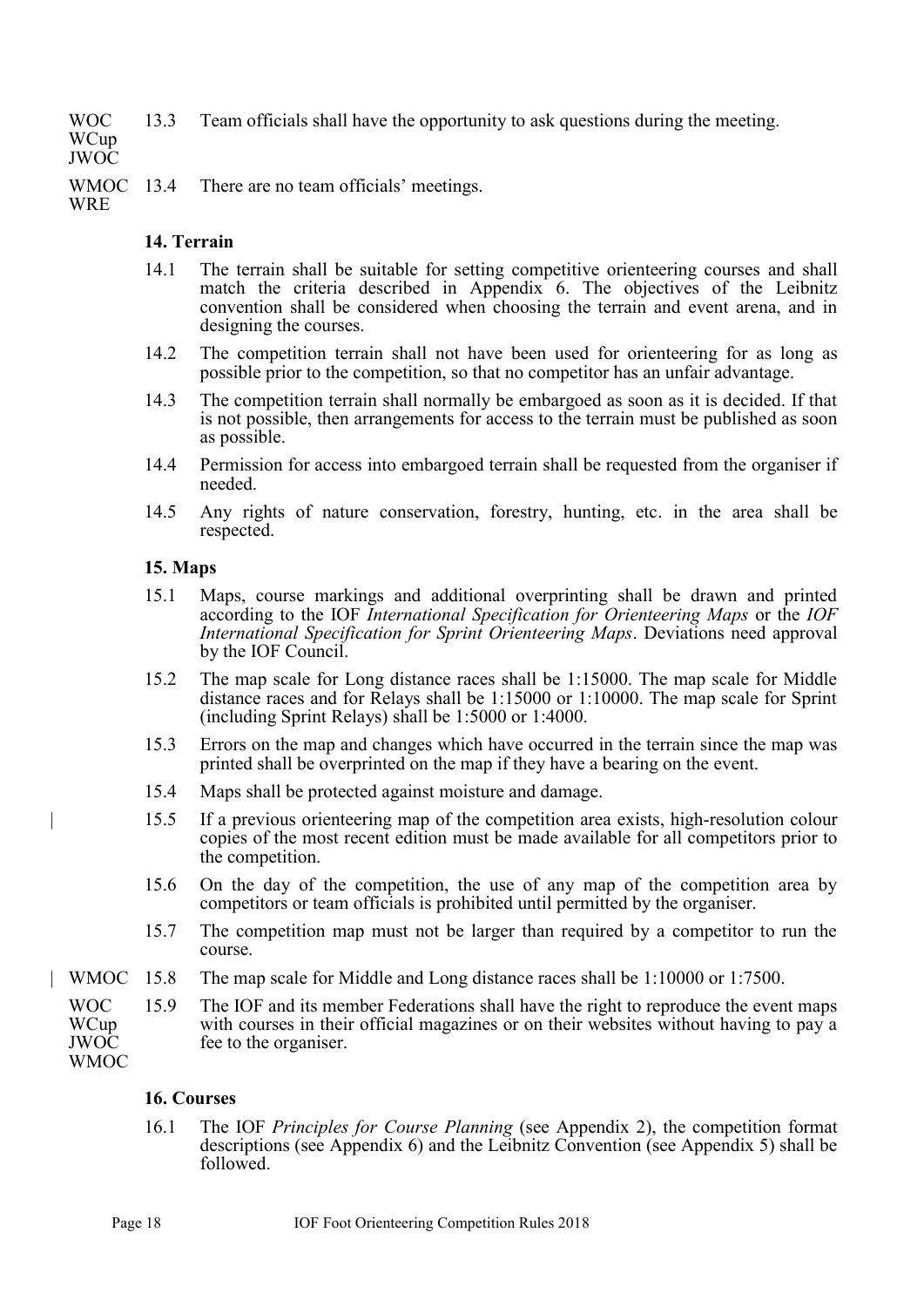WOC WCup JWOC 13.3 Team officials shall have the opportunity to ask questions during the meeting.

WMOC WRE 13.4 There are no team officials' meetings.

### 14. Terrain

14.1 The terrain shall be suitable for setting competitive orienteering courses and shall match the criteria described in Appendix 6. The objectives of the Leibnitz convention shall be considered when choosing the terrain and event arena, and in designing the courses.

14.2 The competition terrain shall not have been used for orienteering for as long as possible prior to the competition, so that no competitor has an unfair advantage.

14.3 The competition terrain shall normally be embargoed as soon as it is decided. If that is not possible, then arrangements for access to the terrain must be published as soon as possible.

14.4 Permission for access into embargoed terrain shall be requested from the organiser if needed.

14.5 Any rights of nature conservation, forestry, hunting, etc. in the area shall be respected.

### 15. Maps

15.1 Maps, course markings and additional overprinting shall be drawn and printed according to the IOF *International Specification for Orienteering Maps* or the *IOF International Specification for Sprint Orienteering Maps*. Deviations need approval by the IOF Council.

15.2 The map scale for Long distance races shall be 1:15000. The map scale for Middle distance races and for Relays shall be 1:15000 or 1:10000. The map scale for Sprint (including Sprint Relays) shall be 1:5000 or 1:4000.

15.3 Errors on the map and changes which have occurred in the terrain since the map was printed shall be overprinted on the map if they have a bearing on the event.

15.4 Maps shall be protected against moisture and damage.

15.5 If a previous orienteering map of the competition area exists, high-resolution colour copies of the most recent edition must be made available for all competitors prior to the competition.

15.6 On the day of the competition, the use of any map of the competition area by competitors or team officials is prohibited until permitted by the organiser.

15.7 The competition map must not be larger than required by a competitor to run the course.

WMOC 15.8 The map scale for Middle and Long distance races shall be 1:10000 or 1:7500.

WOC WCup JWOC WMOC 15.9 The IOF and its member Federations shall have the right to reproduce the event maps with courses in their official magazines or on their websites without having to pay a fee to the organiser.

### 16. Courses

16.1 The IOF *Principles for Course Planning* (see Appendix 2), the competition format descriptions (see Appendix 6) and the Leibnitz Convention (see Appendix 5) shall be followed.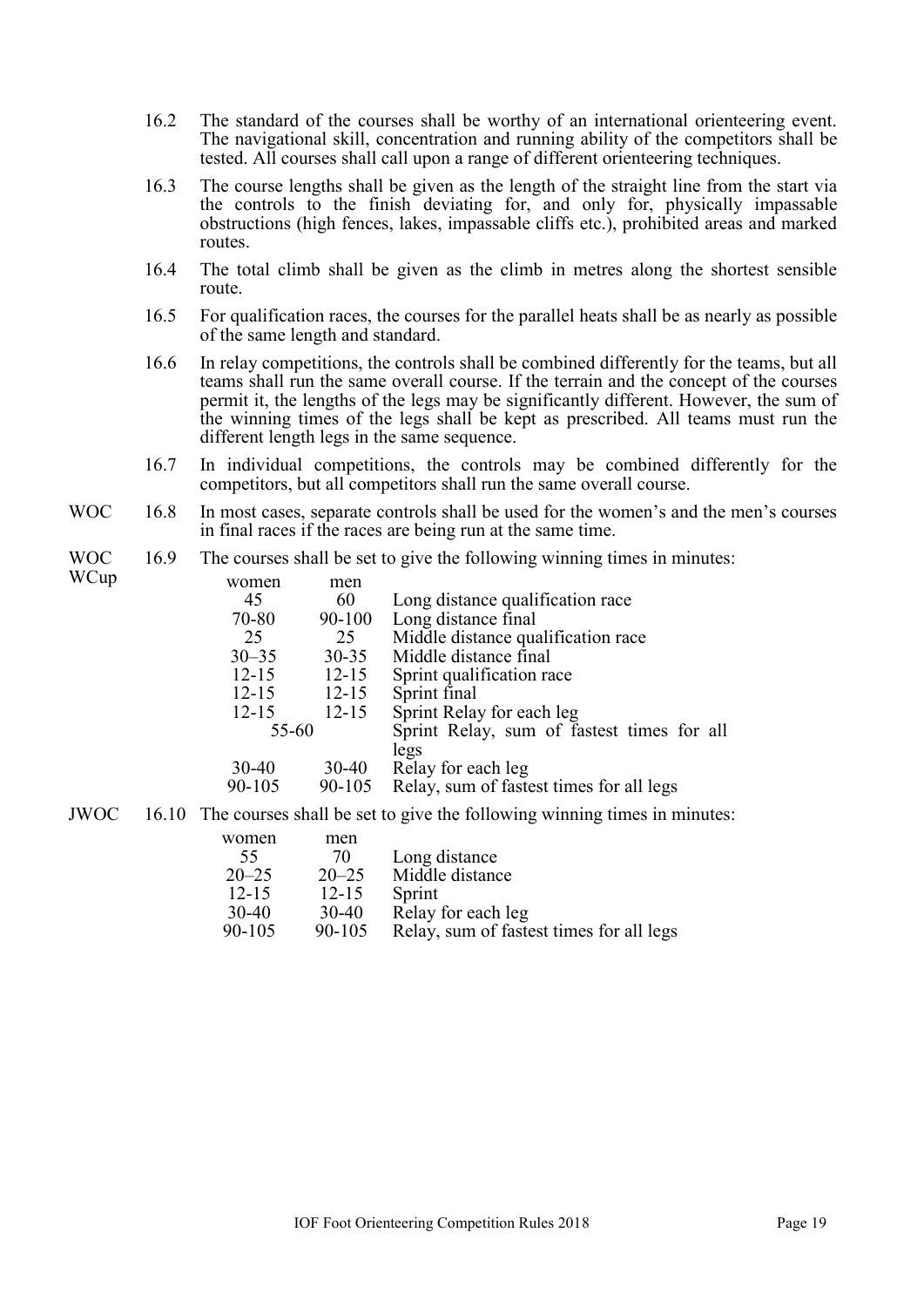16.2 The standard of the courses shall be worthy of an international orienteering event. The navigational skill, concentration and running ability of the competitors shall be tested. All courses shall call upon a range of different orienteering techniques.

16.3 The course lengths shall be given as the length of the straight line from the start via the controls to the finish deviating for, and only for, physically impassable obstructions (high fences, lakes, impassable cliffs etc.), prohibited areas and marked routes.

16.4 The total climb shall be given as the climb in metres along the shortest sensible route.

16.5 For qualification races, the courses for the parallel heats shall be as nearly as possible of the same length and standard.

16.6 In relay competitions, the controls shall be combined differently for the teams, but all teams shall run the same overall course. If the terrain and the concept of the courses permit it, the lengths of the legs may be significantly different. However, the sum of the winning times of the legs shall be kept as prescribed. All teams must run the different length legs in the same sequence.

16.7 In individual competitions, the controls may be combined differently for the competitors, but all competitors shall run the same overall course.

WOC 16.8 In most cases, separate controls shall be used for the women's and the men's courses in final races if the races are being run at the same time.

WOC WCup 16.9 The courses shall be set to give the following winning times in minutes:

| women | men | |
|---|---|---|
| 45 | 60 | Long distance qualification race |
| 70-80 | 90-100 | Long distance final |
| 25 | 25 | Middle distance qualification race |
| 30–35 | 30-35 | Middle distance final |
| 12-15 | 12-15 | Sprint qualification race |
| 12-15 | 12-15 | Sprint final |
| 12-15 | 12-15 | Sprint Relay for each leg |
| 55-60 | | Sprint Relay, sum of fastest times for all legs |
| 30-40 | 30-40 | Relay for each leg |
| 90-105 | 90-105 | Relay, sum of fastest times for all legs |

JWOC 16.10 The courses shall be set to give the following winning times in minutes:

| women | men | |
|---|---|---|
| 55 | 70 | Long distance |
| 20–25 | 20–25 | Middle distance |
| 12-15 | 12-15 | Sprint |
| 30-40 | 30-40 | Relay for each leg |
| 90-105 | 90-105 | Relay, sum of fastest times for all legs |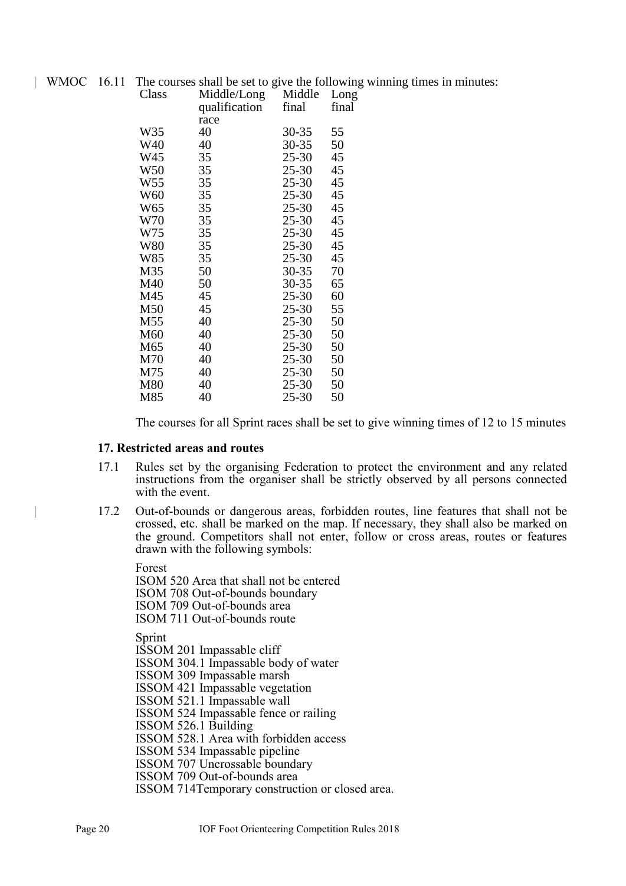WMOC 16.11 The courses shall be set to give the following winning times in minutes:

| Class | Middle/Long qualification race | Middle final | Long final |
|---|---|---|---|
| W35 | 40 | 30-35 | 55 |
| W40 | 40 | 30-35 | 50 |
| W45 | 35 | 25-30 | 45 |
| W50 | 35 | 25-30 | 45 |
| W55 | 35 | 25-30 | 45 |
| W60 | 35 | 25-30 | 45 |
| W65 | 35 | 25-30 | 45 |
| W70 | 35 | 25-30 | 45 |
| W75 | 35 | 25-30 | 45 |
| W80 | 35 | 25-30 | 45 |
| W85 | 35 | 25-30 | 45 |
| M35 | 50 | 30-35 | 70 |
| M40 | 50 | 30-35 | 65 |
| M45 | 45 | 25-30 | 60 |
| M50 | 45 | 25-30 | 55 |
| M55 | 40 | 25-30 | 50 |
| M60 | 40 | 25-30 | 50 |
| M65 | 40 | 25-30 | 50 |
| M70 | 40 | 25-30 | 50 |
| M75 | 40 | 25-30 | 50 |
| M80 | 40 | 25-30 | 50 |
| M85 | 40 | 25-30 | 50 |

The courses for all Sprint races shall be set to give winning times of 12 to 15 minutes

## 17. Restricted areas and routes

17.1 Rules set by the organising Federation to protect the environment and any related instructions from the organiser shall be strictly observed by all persons connected with the event.

17.2 Out-of-bounds or dangerous areas, forbidden routes, line features that shall not be crossed, etc. shall be marked on the map. If necessary, they shall also be marked on the ground. Competitors shall not enter, follow or cross areas, routes or features drawn with the following symbols:

Forest
ISOM 520 Area that shall not be entered
ISOM 708 Out-of-bounds boundary
ISOM 709 Out-of-bounds area
ISOM 711 Out-of-bounds route

Sprint
ISSOM 201 Impassable cliff
ISSOM 304.1 Impassable body of water
ISSOM 309 Impassable marsh
ISSOM 421 Impassable vegetation
ISSOM 521.1 Impassable wall
ISSOM 524 Impassable fence or railing
ISSOM 526.1 Building
ISSOM 528.1 Area with forbidden access
ISSOM 534 Impassable pipeline
ISSOM 707 Uncrossable boundary
ISSOM 709 Out-of-bounds area
ISSOM 714Temporary construction or closed area.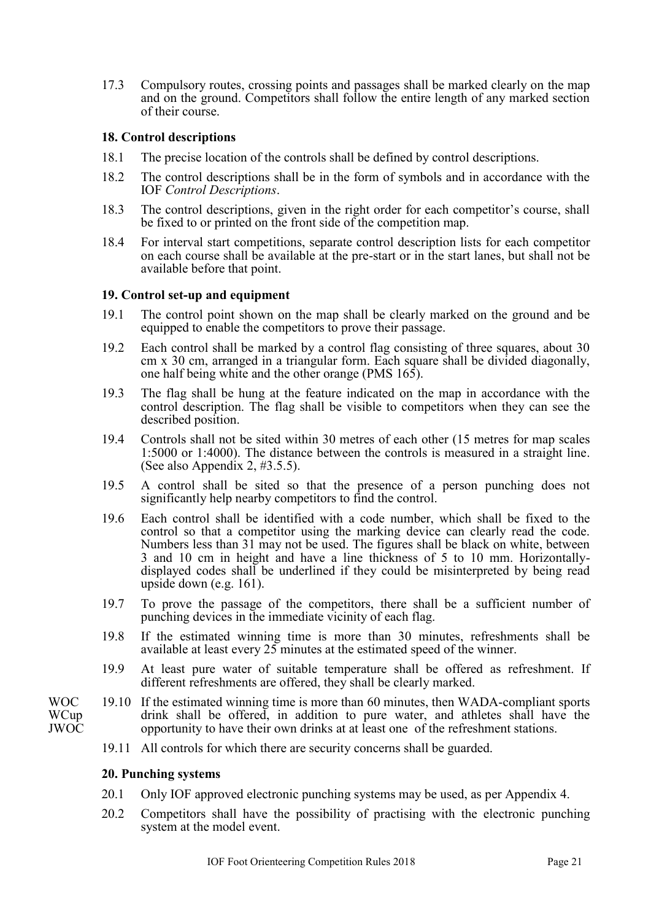17.3 Compulsory routes, crossing points and passages shall be marked clearly on the map and on the ground. Competitors shall follow the entire length of any marked section of their course.

### 18. Control descriptions

18.1 The precise location of the controls shall be defined by control descriptions.

18.2 The control descriptions shall be in the form of symbols and in accordance with the IOF *Control Descriptions*.

18.3 The control descriptions, given in the right order for each competitor's course, shall be fixed to or printed on the front side of the competition map.

18.4 For interval start competitions, separate control description lists for each competitor on each course shall be available at the pre-start or in the start lanes, but shall not be available before that point.

### 19. Control set-up and equipment

19.1 The control point shown on the map shall be clearly marked on the ground and be equipped to enable the competitors to prove their passage.

19.2 Each control shall be marked by a control flag consisting of three squares, about 30 cm x 30 cm, arranged in a triangular form. Each square shall be divided diagonally, one half being white and the other orange (PMS 165).

19.3 The flag shall be hung at the feature indicated on the map in accordance with the control description. The flag shall be visible to competitors when they can see the described position.

19.4 Controls shall not be sited within 30 metres of each other (15 metres for map scales 1:5000 or 1:4000). The distance between the controls is measured in a straight line. (See also Appendix 2, #3.5.5).

19.5 A control shall be sited so that the presence of a person punching does not significantly help nearby competitors to find the control.

19.6 Each control shall be identified with a code number, which shall be fixed to the control so that a competitor using the marking device can clearly read the code. Numbers less than 31 may not be used. The figures shall be black on white, between 3 and 10 cm in height and have a line thickness of 5 to 10 mm. Horizontally-displayed codes shall be underlined if they could be misinterpreted by being read upside down (e.g. 161).

19.7 To prove the passage of the competitors, there shall be a sufficient number of punching devices in the immediate vicinity of each flag.

19.8 If the estimated winning time is more than 30 minutes, refreshments shall be available at least every 25 minutes at the estimated speed of the winner.

19.9 At least pure water of suitable temperature shall be offered as refreshment. If different refreshments are offered, they shall be clearly marked.

WOC WCup JWOC

19.10 If the estimated winning time is more than 60 minutes, then WADA-compliant sports drink shall be offered, in addition to pure water, and athletes shall have the opportunity to have their own drinks at at least one of the refreshment stations.

19.11 All controls for which there are security concerns shall be guarded.

### 20. Punching systems

20.1 Only IOF approved electronic punching systems may be used, as per Appendix 4.

20.2 Competitors shall have the possibility of practising with the electronic punching system at the model event.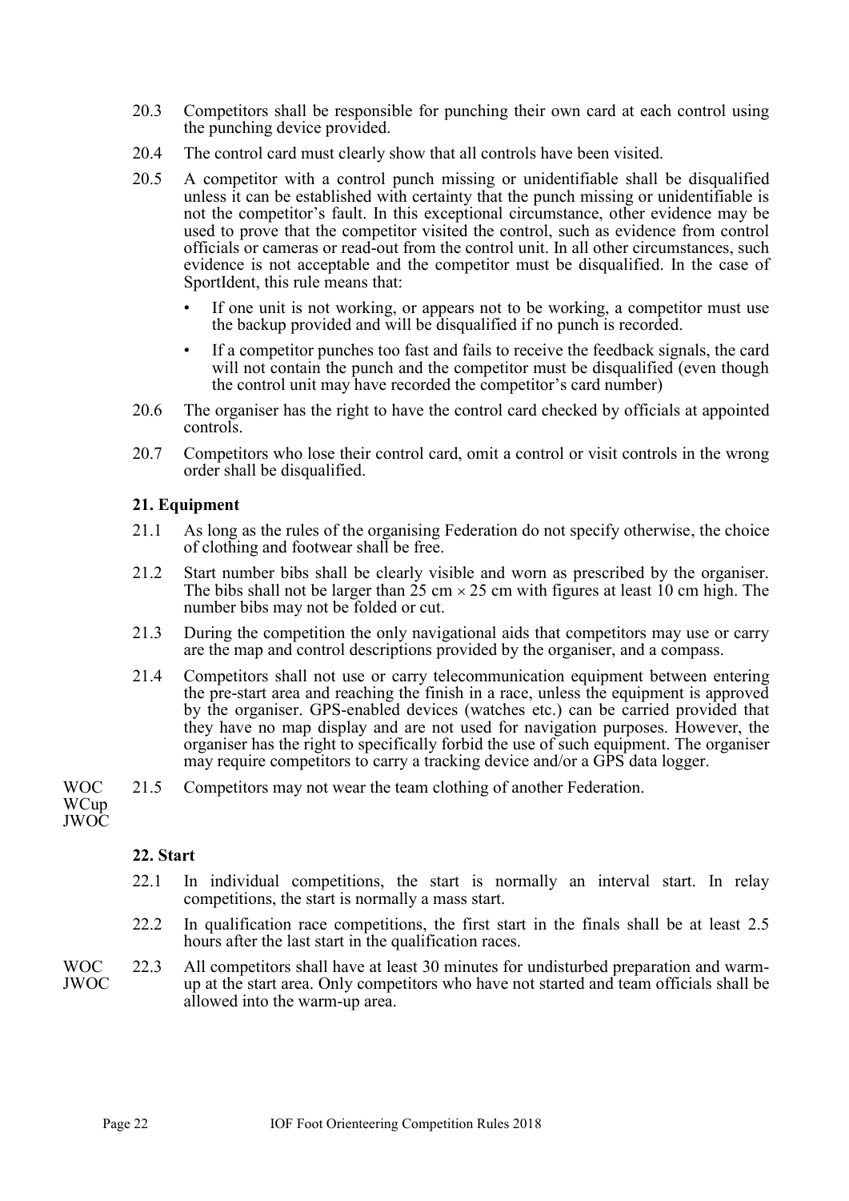20.3 Competitors shall be responsible for punching their own card at each control using the punching device provided.

20.4 The control card must clearly show that all controls have been visited.

20.5 A competitor with a control punch missing or unidentifiable shall be disqualified unless it can be established with certainty that the punch missing or unidentifiable is not the competitor's fault. In this exceptional circumstance, other evidence may be used to prove that the competitor visited the control, such as evidence from control officials or cameras or read-out from the control unit. In all other circumstances, such evidence is not acceptable and the competitor must be disqualified. In the case of SportIdent, this rule means that:

- If one unit is not working, or appears not to be working, a competitor must use the backup provided and will be disqualified if no punch is recorded.
- If a competitor punches too fast and fails to receive the feedback signals, the card will not contain the punch and the competitor must be disqualified (even though the control unit may have recorded the competitor's card number)

20.6 The organiser has the right to have the control card checked by officials at appointed controls.

20.7 Competitors who lose their control card, omit a control or visit controls in the wrong order shall be disqualified.

### 21. Equipment

21.1 As long as the rules of the organising Federation do not specify otherwise, the choice of clothing and footwear shall be free.

21.2 Start number bibs shall be clearly visible and worn as prescribed by the organiser. The bibs shall not be larger than 25 cm × 25 cm with figures at least 10 cm high. The number bibs may not be folded or cut.

21.3 During the competition the only navigational aids that competitors may use or carry are the map and control descriptions provided by the organiser, and a compass.

21.4 Competitors shall not use or carry telecommunication equipment between entering the pre-start area and reaching the finish in a race, unless the equipment is approved by the organiser. GPS-enabled devices (watches etc.) can be carried provided that they have no map display and are not used for navigation purposes. However, the organiser has the right to specifically forbid the use of such equipment. The organiser may require competitors to carry a tracking device and/or a GPS data logger.

WOC WCup JWOC 21.5 Competitors may not wear the team clothing of another Federation.

### 22. Start

22.1 In individual competitions, the start is normally an interval start. In relay competitions, the start is normally a mass start.

22.2 In qualification race competitions, the first start in the finals shall be at least 2.5 hours after the last start in the qualification races.

WOC JWOC 22.3 All competitors shall have at least 30 minutes for undisturbed preparation and warm-up at the start area. Only competitors who have not started and team officials shall be allowed into the warm-up area.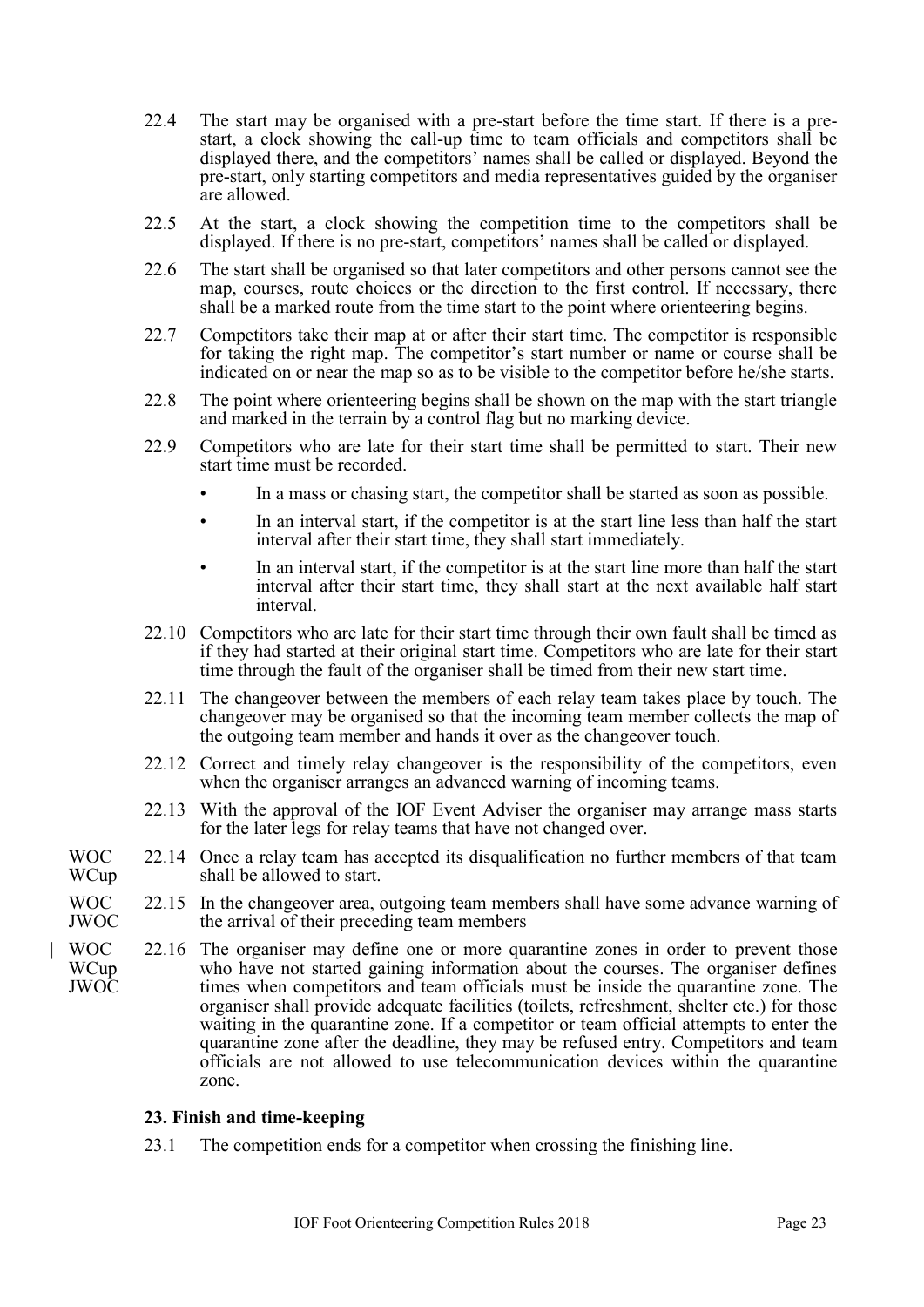22.4 The start may be organised with a pre-start before the time start. If there is a pre-start, a clock showing the call-up time to team officials and competitors shall be displayed there, and the competitors' names shall be called or displayed. Beyond the pre-start, only starting competitors and media representatives guided by the organiser are allowed.

22.5 At the start, a clock showing the competition time to the competitors shall be displayed. If there is no pre-start, competitors' names shall be called or displayed.

22.6 The start shall be organised so that later competitors and other persons cannot see the map, courses, route choices or the direction to the first control. If necessary, there shall be a marked route from the time start to the point where orienteering begins.

22.7 Competitors take their map at or after their start time. The competitor is responsible for taking the right map. The competitor's start number or name or course shall be indicated on or near the map so as to be visible to the competitor before he/she starts.

22.8 The point where orienteering begins shall be shown on the map with the start triangle and marked in the terrain by a control flag but no marking device.

22.9 Competitors who are late for their start time shall be permitted to start. Their new start time must be recorded.

- In a mass or chasing start, the competitor shall be started as soon as possible.
- In an interval start, if the competitor is at the start line less than half the start interval after their start time, they shall start immediately.
- In an interval start, if the competitor is at the start line more than half the start interval after their start time, they shall start at the next available half start interval.

22.10 Competitors who are late for their start time through their own fault shall be timed as if they had started at their original start time. Competitors who are late for their start time through the fault of the organiser shall be timed from their new start time.

22.11 The changeover between the members of each relay team takes place by touch. The changeover may be organised so that the incoming team member collects the map of the outgoing team member and hands it over as the changeover touch.

22.12 Correct and timely relay changeover is the responsibility of the competitors, even when the organiser arranges an advanced warning of incoming teams.

22.13 With the approval of the IOF Event Adviser the organiser may arrange mass starts for the later legs for relay teams that have not changed over.

WOC WCup 22.14 Once a relay team has accepted its disqualification no further members of that team shall be allowed to start.

WOC JWOC 22.15 In the changeover area, outgoing team members shall have some advance warning of the arrival of their preceding team members

WOC WCup JWOC 22.16 The organiser may define one or more quarantine zones in order to prevent those who have not started gaining information about the courses. The organiser defines times when competitors and team officials must be inside the quarantine zone. The organiser shall provide adequate facilities (toilets, refreshment, shelter etc.) for those waiting in the quarantine zone. If a competitor or team official attempts to enter the quarantine zone after the deadline, they may be refused entry. Competitors and team officials are not allowed to use telecommunication devices within the quarantine zone.

### 23. Finish and time-keeping

23.1 The competition ends for a competitor when crossing the finishing line.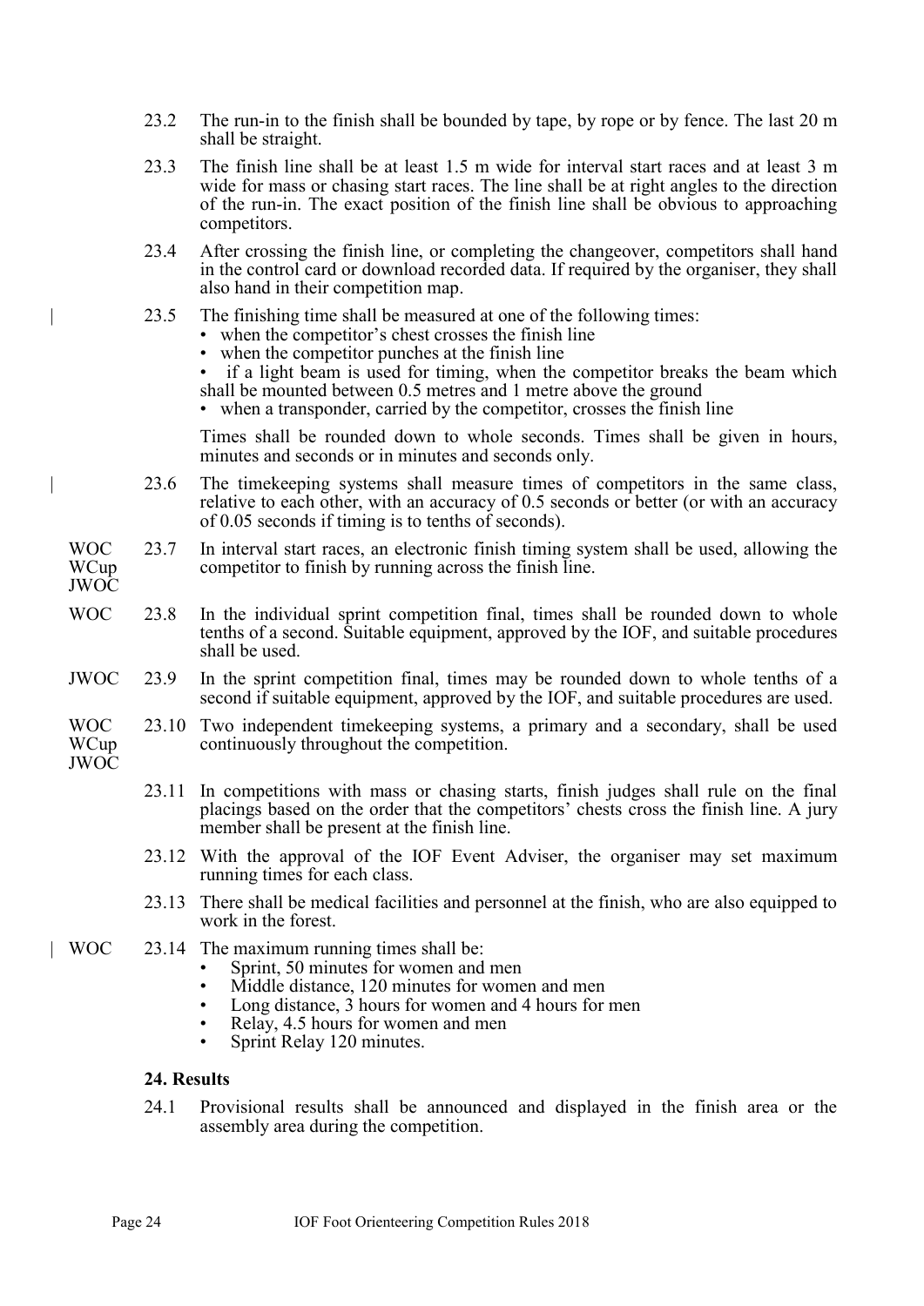23.2 The run-in to the finish shall be bounded by tape, by rope or by fence. The last 20 m shall be straight.

23.3 The finish line shall be at least 1.5 m wide for interval start races and at least 3 m wide for mass or chasing start races. The line shall be at right angles to the direction of the run-in. The exact position of the finish line shall be obvious to approaching competitors.

23.4 After crossing the finish line, or completing the changeover, competitors shall hand in the control card or download recorded data. If required by the organiser, they shall also hand in their competition map.

23.5 The finishing time shall be measured at one of the following times:

- when the competitor's chest crosses the finish line
- when the competitor punches at the finish line
- if a light beam is used for timing, when the competitor breaks the beam which shall be mounted between 0.5 metres and 1 metre above the ground
- when a transponder, carried by the competitor, crosses the finish line

Times shall be rounded down to whole seconds. Times shall be given in hours, minutes and seconds or in minutes and seconds only.

23.6 The timekeeping systems shall measure times of competitors in the same class, relative to each other, with an accuracy of 0.5 seconds or better (or with an accuracy of 0.05 seconds if timing is to tenths of seconds).

WOC WCup JWOC — 23.7 In interval start races, an electronic finish timing system shall be used, allowing the competitor to finish by running across the finish line.

WOC — 23.8 In the individual sprint competition final, times shall be rounded down to whole tenths of a second. Suitable equipment, approved by the IOF, and suitable procedures shall be used.

JWOC — 23.9 In the sprint competition final, times may be rounded down to whole tenths of a second if suitable equipment, approved by the IOF, and suitable procedures are used.

WOC WCup JWOC — 23.10 Two independent timekeeping systems, a primary and a secondary, shall be used continuously throughout the competition.

23.11 In competitions with mass or chasing starts, finish judges shall rule on the final placings based on the order that the competitors' chests cross the finish line. A jury member shall be present at the finish line.

23.12 With the approval of the IOF Event Adviser, the organiser may set maximum running times for each class.

23.13 There shall be medical facilities and personnel at the finish, who are also equipped to work in the forest.

WOC — 23.14 The maximum running times shall be:

- Sprint, 50 minutes for women and men
- Middle distance, 120 minutes for women and men
- Long distance, 3 hours for women and 4 hours for men
- Relay, 4.5 hours for women and men
- Sprint Relay 120 minutes.

## 24. Results

24.1 Provisional results shall be announced and displayed in the finish area or the assembly area during the competition.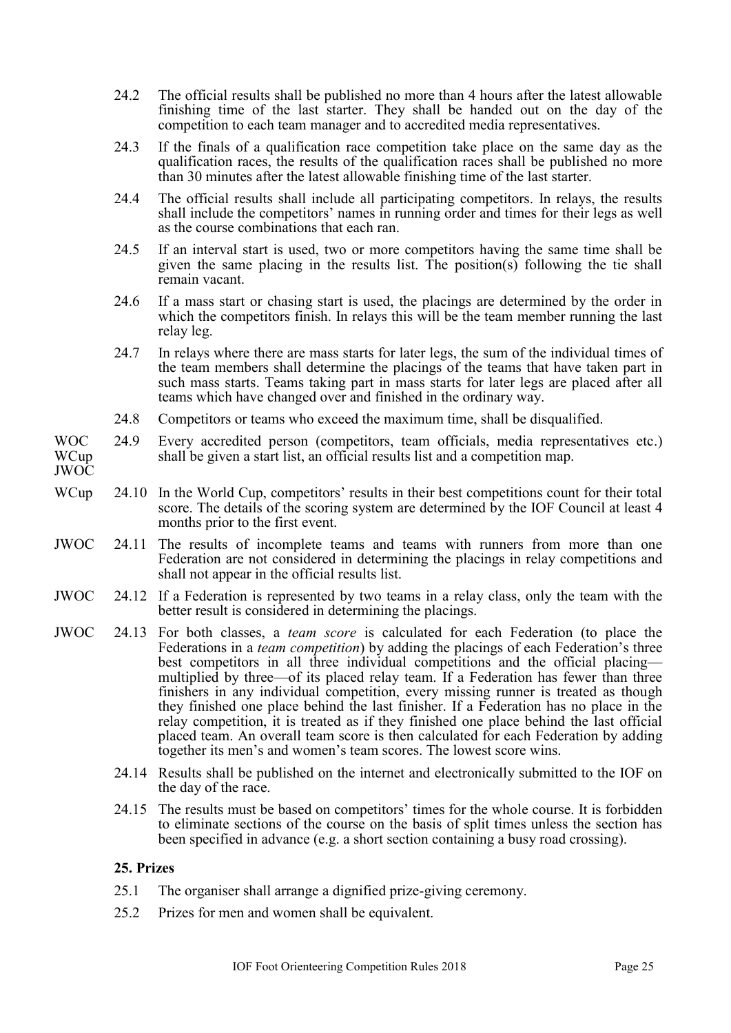24.2 The official results shall be published no more than 4 hours after the latest allowable finishing time of the last starter. They shall be handed out on the day of the competition to each team manager and to accredited media representatives.

24.3 If the finals of a qualification race competition take place on the same day as the qualification races, the results of the qualification races shall be published no more than 30 minutes after the latest allowable finishing time of the last starter.

24.4 The official results shall include all participating competitors. In relays, the results shall include the competitors' names in running order and times for their legs as well as the course combinations that each ran.

24.5 If an interval start is used, two or more competitors having the same time shall be given the same placing in the results list. The position(s) following the tie shall remain vacant.

24.6 If a mass start or chasing start is used, the placings are determined by the order in which the competitors finish. In relays this will be the team member running the last relay leg.

24.7 In relays where there are mass starts for later legs, the sum of the individual times of the team members shall determine the placings of the teams that have taken part in such mass starts. Teams taking part in mass starts for later legs are placed after all teams which have changed over and finished in the ordinary way.

24.8 Competitors or teams who exceed the maximum time, shall be disqualified.

WOC WCup JWOC 24.9 Every accredited person (competitors, team officials, media representatives etc.) shall be given a start list, an official results list and a competition map.

WCup 24.10 In the World Cup, competitors' results in their best competitions count for their total score. The details of the scoring system are determined by the IOF Council at least 4 months prior to the first event.

JWOC 24.11 The results of incomplete teams and teams with runners from more than one Federation are not considered in determining the placings in relay competitions and shall not appear in the official results list.

JWOC 24.12 If a Federation is represented by two teams in a relay class, only the team with the better result is considered in determining the placings.

JWOC 24.13 For both classes, a *team score* is calculated for each Federation (to place the Federations in a *team competition*) by adding the placings of each Federation's three best competitors in all three individual competitions and the official placing—multiplied by three—of its placed relay team. If a Federation has fewer than three finishers in any individual competition, every missing runner is treated as though they finished one place behind the last finisher. If a Federation has no place in the relay competition, it is treated as if they finished one place behind the last official placed team. An overall team score is then calculated for each Federation by adding together its men's and women's team scores. The lowest score wins.

24.14 Results shall be published on the internet and electronically submitted to the IOF on the day of the race.

24.15 The results must be based on competitors' times for the whole course. It is forbidden to eliminate sections of the course on the basis of split times unless the section has been specified in advance (e.g. a short section containing a busy road crossing).

## 25. Prizes

25.1 The organiser shall arrange a dignified prize-giving ceremony.

25.2 Prizes for men and women shall be equivalent.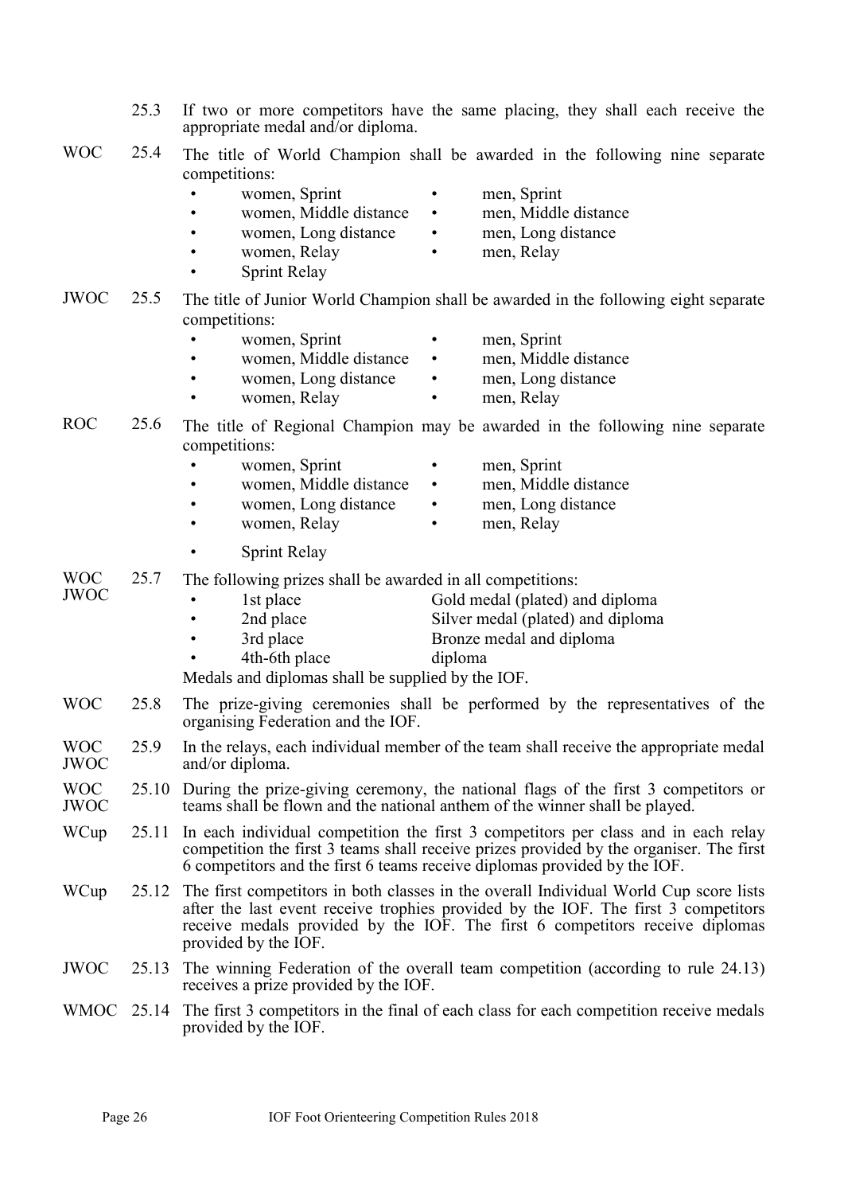25.3 If two or more competitors have the same placing, they shall each receive the appropriate medal and/or diploma.

WOC 25.4 The title of World Champion shall be awarded in the following nine separate competitions:

- women, Sprint
- men, Sprint
- women, Middle distance
- men, Middle distance
- women, Long distance
- men, Long distance
- women, Relay
- men, Relay
- Sprint Relay

JWOC 25.5 The title of Junior World Champion shall be awarded in the following eight separate competitions:

- women, Sprint
- men, Sprint
- women, Middle distance
- men, Middle distance
- women, Long distance
- men, Long distance
- women, Relay
- men, Relay

ROC 25.6 The title of Regional Champion may be awarded in the following nine separate competitions:

- women, Sprint
- men, Sprint
- women, Middle distance
- men, Middle distance
- women, Long distance
- men, Long distance
- women, Relay
- men, Relay
- Sprint Relay

WOC JWOC 25.7 The following prizes shall be awarded in all competitions:

- 1st place — Gold medal (plated) and diploma
- 2nd place — Silver medal (plated) and diploma
- 3rd place — Bronze medal and diploma
- 4th-6th place — diploma

Medals and diplomas shall be supplied by the IOF.

WOC 25.8 The prize-giving ceremonies shall be performed by the representatives of the organising Federation and the IOF.

WOC JWOC 25.9 In the relays, each individual member of the team shall receive the appropriate medal and/or diploma.

WOC JWOC 25.10 During the prize-giving ceremony, the national flags of the first 3 competitors or teams shall be flown and the national anthem of the winner shall be played.

WCup 25.11 In each individual competition the first 3 competitors per class and in each relay competition the first 3 teams shall receive prizes provided by the organiser. The first 6 competitors and the first 6 teams receive diplomas provided by the IOF.

WCup 25.12 The first competitors in both classes in the overall Individual World Cup score lists after the last event receive trophies provided by the IOF. The first 3 competitors receive medals provided by the IOF. The first 6 competitors receive diplomas provided by the IOF.

JWOC 25.13 The winning Federation of the overall team competition (according to rule 24.13) receives a prize provided by the IOF.

WMOC 25.14 The first 3 competitors in the final of each class for each competition receive medals provided by the IOF.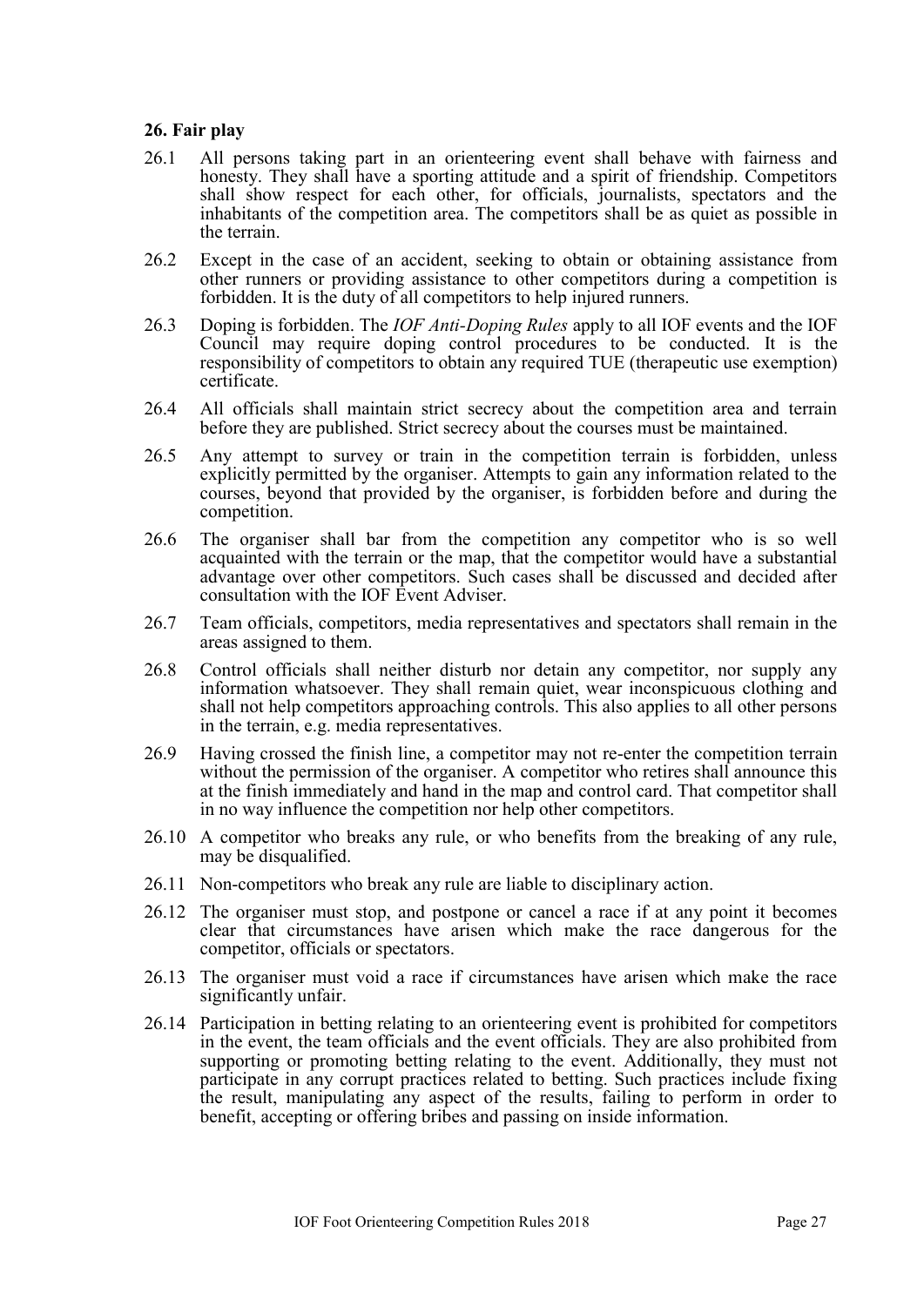## 26. Fair play

26.1 All persons taking part in an orienteering event shall behave with fairness and honesty. They shall have a sporting attitude and a spirit of friendship. Competitors shall show respect for each other, for officials, journalists, spectators and the inhabitants of the competition area. The competitors shall be as quiet as possible in the terrain.

26.2 Except in the case of an accident, seeking to obtain or obtaining assistance from other runners or providing assistance to other competitors during a competition is forbidden. It is the duty of all competitors to help injured runners.

26.3 Doping is forbidden. The *IOF Anti-Doping Rules* apply to all IOF events and the IOF Council may require doping control procedures to be conducted. It is the responsibility of competitors to obtain any required TUE (therapeutic use exemption) certificate.

26.4 All officials shall maintain strict secrecy about the competition area and terrain before they are published. Strict secrecy about the courses must be maintained.

26.5 Any attempt to survey or train in the competition terrain is forbidden, unless explicitly permitted by the organiser. Attempts to gain any information related to the courses, beyond that provided by the organiser, is forbidden before and during the competition.

26.6 The organiser shall bar from the competition any competitor who is so well acquainted with the terrain or the map, that the competitor would have a substantial advantage over other competitors. Such cases shall be discussed and decided after consultation with the IOF Event Adviser.

26.7 Team officials, competitors, media representatives and spectators shall remain in the areas assigned to them.

26.8 Control officials shall neither disturb nor detain any competitor, nor supply any information whatsoever. They shall remain quiet, wear inconspicuous clothing and shall not help competitors approaching controls. This also applies to all other persons in the terrain, e.g. media representatives.

26.9 Having crossed the finish line, a competitor may not re-enter the competition terrain without the permission of the organiser. A competitor who retires shall announce this at the finish immediately and hand in the map and control card. That competitor shall in no way influence the competition nor help other competitors.

26.10 A competitor who breaks any rule, or who benefits from the breaking of any rule, may be disqualified.

26.11 Non-competitors who break any rule are liable to disciplinary action.

26.12 The organiser must stop, and postpone or cancel a race if at any point it becomes clear that circumstances have arisen which make the race dangerous for the competitor, officials or spectators.

26.13 The organiser must void a race if circumstances have arisen which make the race significantly unfair.

26.14 Participation in betting relating to an orienteering event is prohibited for competitors in the event, the team officials and the event officials. They are also prohibited from supporting or promoting betting relating to the event. Additionally, they must not participate in any corrupt practices related to betting. Such practices include fixing the result, manipulating any aspect of the results, failing to perform in order to benefit, accepting or offering bribes and passing on inside information.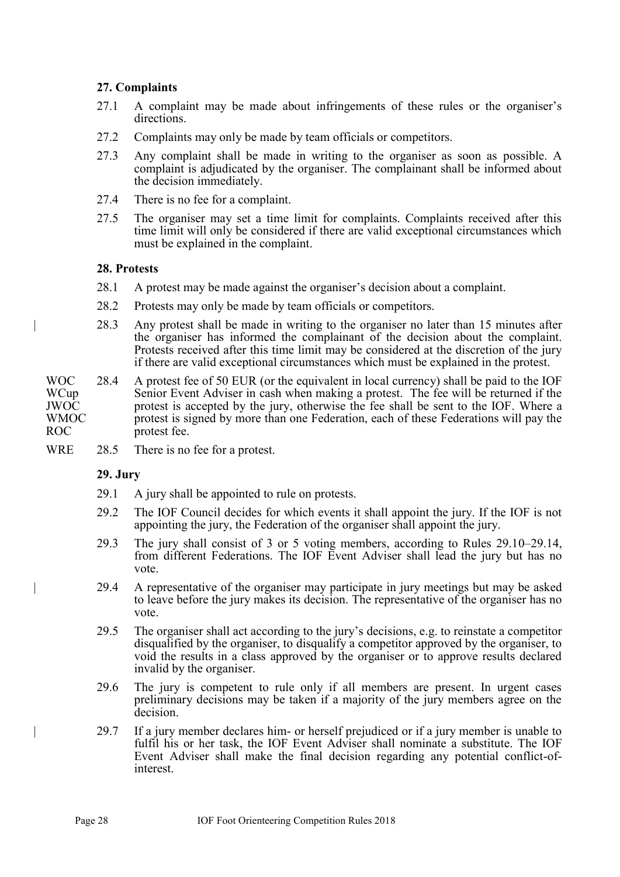## 27. Complaints

27.1 A complaint may be made about infringements of these rules or the organiser's directions.

27.2 Complaints may only be made by team officials or competitors.

27.3 Any complaint shall be made in writing to the organiser as soon as possible. A complaint is adjudicated by the organiser. The complainant shall be informed about the decision immediately.

27.4 There is no fee for a complaint.

27.5 The organiser may set a time limit for complaints. Complaints received after this time limit will only be considered if there are valid exceptional circumstances which must be explained in the complaint.

## 28. Protests

28.1 A protest may be made against the organiser's decision about a complaint.

28.2 Protests may only be made by team officials or competitors.

28.3 Any protest shall be made in writing to the organiser no later than 15 minutes after the organiser has informed the complainant of the decision about the complaint. Protests received after this time limit may be considered at the discretion of the jury if there are valid exceptional circumstances which must be explained in the protest.

WOC WCup JWOC WMOC ROC

28.4 A protest fee of 50 EUR (or the equivalent in local currency) shall be paid to the IOF Senior Event Adviser in cash when making a protest. The fee will be returned if the protest is accepted by the jury, otherwise the fee shall be sent to the IOF. Where a protest is signed by more than one Federation, each of these Federations will pay the protest fee.

WRE

28.5 There is no fee for a protest.

## 29. Jury

29.1 A jury shall be appointed to rule on protests.

29.2 The IOF Council decides for which events it shall appoint the jury. If the IOF is not appointing the jury, the Federation of the organiser shall appoint the jury.

29.3 The jury shall consist of 3 or 5 voting members, according to Rules 29.10–29.14, from different Federations. The IOF Event Adviser shall lead the jury but has no vote.

29.4 A representative of the organiser may participate in jury meetings but may be asked to leave before the jury makes its decision. The representative of the organiser has no vote.

29.5 The organiser shall act according to the jury's decisions, e.g. to reinstate a competitor disqualified by the organiser, to disqualify a competitor approved by the organiser, to void the results in a class approved by the organiser or to approve results declared invalid by the organiser.

29.6 The jury is competent to rule only if all members are present. In urgent cases preliminary decisions may be taken if a majority of the jury members agree on the decision.

29.7 If a jury member declares him- or herself prejudiced or if a jury member is unable to fulfil his or her task, the IOF Event Adviser shall nominate a substitute. The IOF Event Adviser shall make the final decision regarding any potential conflict-of-interest.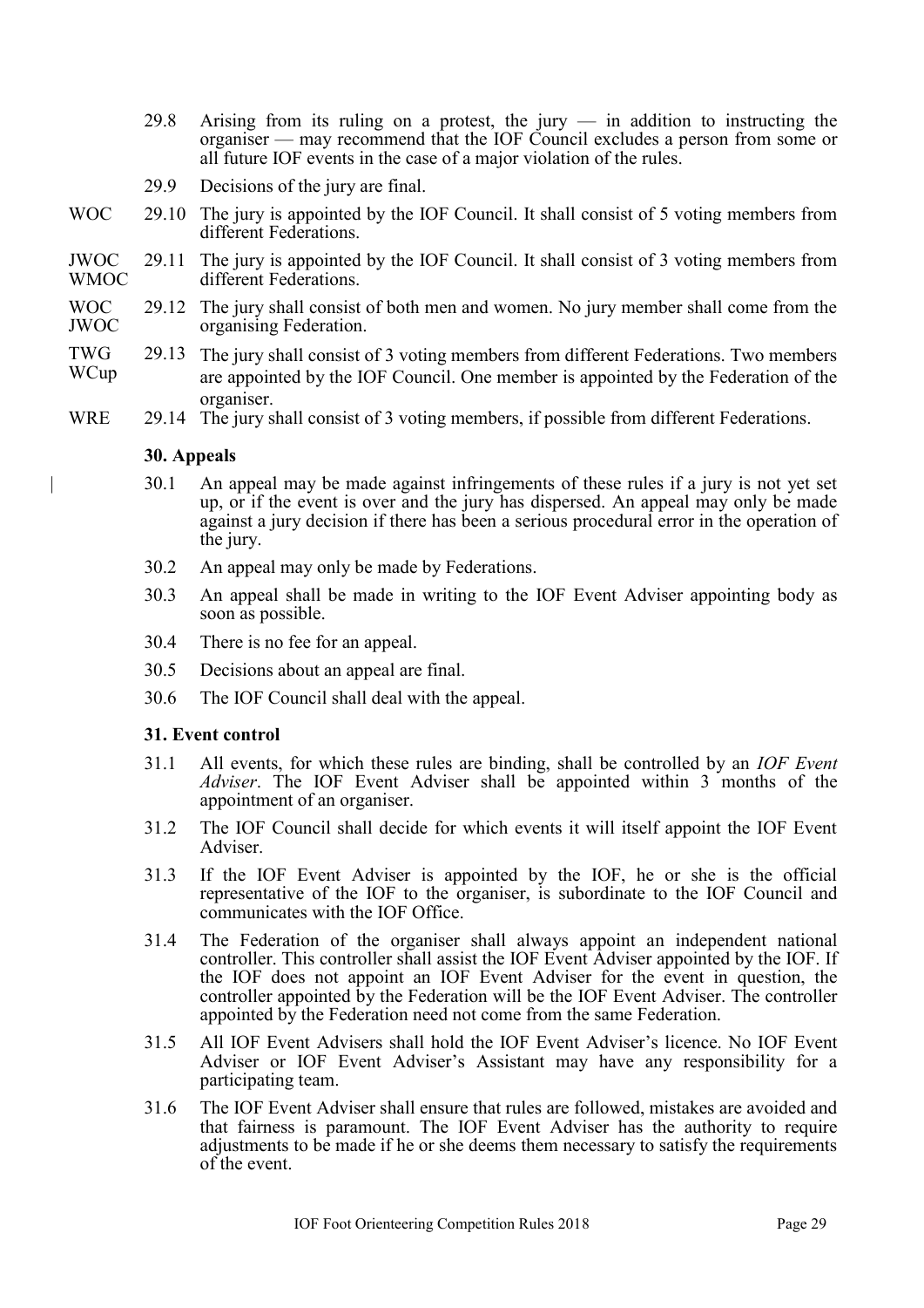29.8 Arising from its ruling on a protest, the jury — in addition to instructing the organiser — may recommend that the IOF Council excludes a person from some or all future IOF events in the case of a major violation of the rules.

29.9 Decisions of the jury are final.

WOC 29.10 The jury is appointed by the IOF Council. It shall consist of 5 voting members from different Federations.

JWOC WMOC 29.11 The jury is appointed by the IOF Council. It shall consist of 3 voting members from different Federations.

WOC JWOC 29.12 The jury shall consist of both men and women. No jury member shall come from the organising Federation.

TWG WCup 29.13 The jury shall consist of 3 voting members from different Federations. Two members are appointed by the IOF Council. One member is appointed by the Federation of the organiser.

WRE 29.14 The jury shall consist of 3 voting members, if possible from different Federations.

### 30. Appeals

30.1 An appeal may be made against infringements of these rules if a jury is not yet set up, or if the event is over and the jury has dispersed. An appeal may only be made against a jury decision if there has been a serious procedural error in the operation of the jury.

30.2 An appeal may only be made by Federations.

30.3 An appeal shall be made in writing to the IOF Event Adviser appointing body as soon as possible.

30.4 There is no fee for an appeal.

30.5 Decisions about an appeal are final.

30.6 The IOF Council shall deal with the appeal.

### 31. Event control

31.1 All events, for which these rules are binding, shall be controlled by an *IOF Event Adviser*. The IOF Event Adviser shall be appointed within 3 months of the appointment of an organiser.

31.2 The IOF Council shall decide for which events it will itself appoint the IOF Event Adviser.

31.3 If the IOF Event Adviser is appointed by the IOF, he or she is the official representative of the IOF to the organiser, is subordinate to the IOF Council and communicates with the IOF Office.

31.4 The Federation of the organiser shall always appoint an independent national controller. This controller shall assist the IOF Event Adviser appointed by the IOF. If the IOF does not appoint an IOF Event Adviser for the event in question, the controller appointed by the Federation will be the IOF Event Adviser. The controller appointed by the Federation need not come from the same Federation.

31.5 All IOF Event Advisers shall hold the IOF Event Adviser's licence. No IOF Event Adviser or IOF Event Adviser's Assistant may have any responsibility for a participating team.

31.6 The IOF Event Adviser shall ensure that rules are followed, mistakes are avoided and that fairness is paramount. The IOF Event Adviser has the authority to require adjustments to be made if he or she deems them necessary to satisfy the requirements of the event.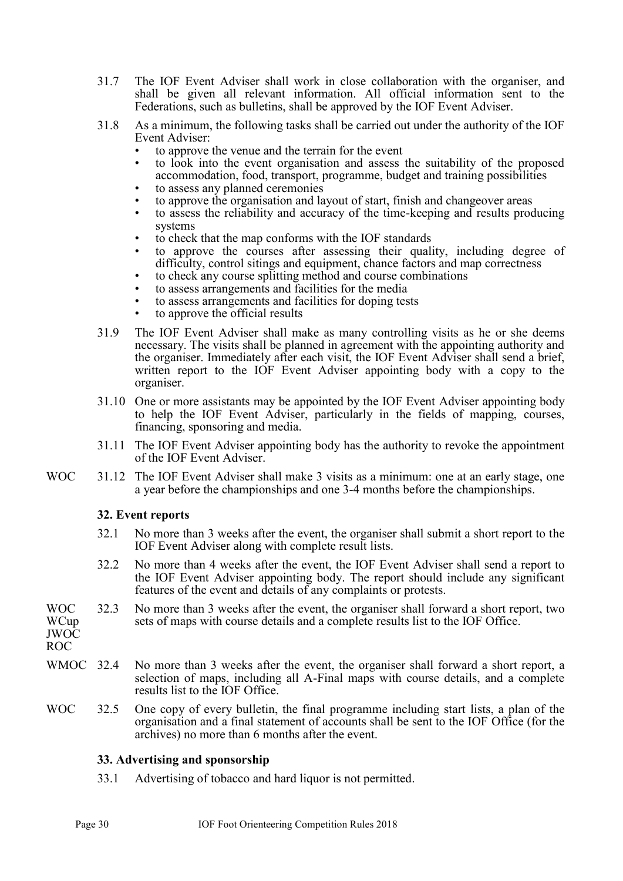31.7 The IOF Event Adviser shall work in close collaboration with the organiser, and shall be given all relevant information. All official information sent to the Federations, such as bulletins, shall be approved by the IOF Event Adviser.

31.8 As a minimum, the following tasks shall be carried out under the authority of the IOF Event Adviser:

- to approve the venue and the terrain for the event
- to look into the event organisation and assess the suitability of the proposed accommodation, food, transport, programme, budget and training possibilities
- to assess any planned ceremonies
- to approve the organisation and layout of start, finish and changeover areas
- to assess the reliability and accuracy of the time-keeping and results producing systems
- to check that the map conforms with the IOF standards
- to approve the courses after assessing their quality, including degree of difficulty, control sitings and equipment, chance factors and map correctness
- to check any course splitting method and course combinations
- to assess arrangements and facilities for the media
- to assess arrangements and facilities for doping tests
- to approve the official results

31.9 The IOF Event Adviser shall make as many controlling visits as he or she deems necessary. The visits shall be planned in agreement with the appointing authority and the organiser. Immediately after each visit, the IOF Event Adviser shall send a brief, written report to the IOF Event Adviser appointing body with a copy to the organiser.

31.10 One or more assistants may be appointed by the IOF Event Adviser appointing body to help the IOF Event Adviser, particularly in the fields of mapping, courses, financing, sponsoring and media.

31.11 The IOF Event Adviser appointing body has the authority to revoke the appointment of the IOF Event Adviser.

WOC 31.12 The IOF Event Adviser shall make 3 visits as a minimum: one at an early stage, one a year before the championships and one 3-4 months before the championships.

### 32. Event reports

32.1 No more than 3 weeks after the event, the organiser shall submit a short report to the IOF Event Adviser along with complete result lists.

32.2 No more than 4 weeks after the event, the IOF Event Adviser shall send a report to the IOF Event Adviser appointing body. The report should include any significant features of the event and details of any complaints or protests.

WOC WCup JWOC ROC 32.3 No more than 3 weeks after the event, the organiser shall forward a short report, two sets of maps with course details and a complete results list to the IOF Office.

WMOC 32.4 No more than 3 weeks after the event, the organiser shall forward a short report, a selection of maps, including all A-Final maps with course details, and a complete results list to the IOF Office.

WOC 32.5 One copy of every bulletin, the final programme including start lists, a plan of the organisation and a final statement of accounts shall be sent to the IOF Office (for the archives) no more than 6 months after the event.

### 33. Advertising and sponsorship

33.1 Advertising of tobacco and hard liquor is not permitted.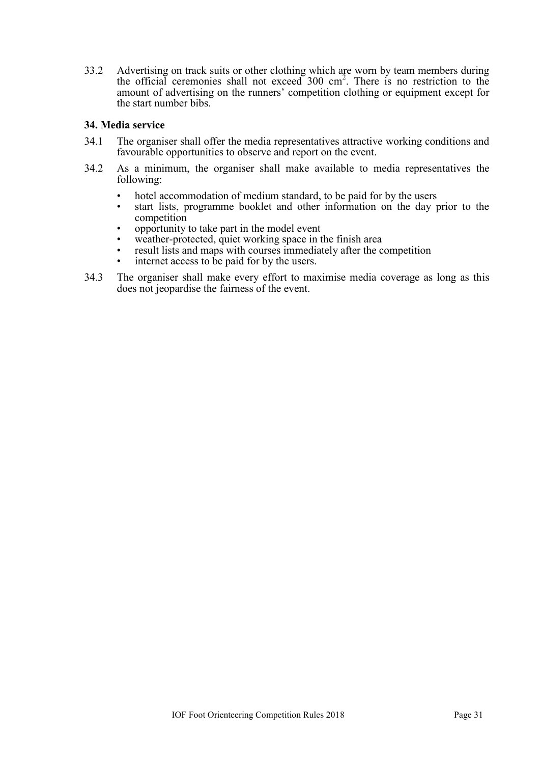33.2 Advertising on track suits or other clothing which are worn by team members during the official ceremonies shall not exceed 300 $cm^2$. There is no restriction to the amount of advertising on the runners' competition clothing or equipment except for the start number bibs.

### 34. Media service

34.1 The organiser shall offer the media representatives attractive working conditions and favourable opportunities to observe and report on the event.

34.2 As a minimum, the organiser shall make available to media representatives the following:

- hotel accommodation of medium standard, to be paid for by the users
- start lists, programme booklet and other information on the day prior to the competition
- opportunity to take part in the model event
- weather-protected, quiet working space in the finish area
- result lists and maps with courses immediately after the competition
- internet access to be paid for by the users.

34.3 The organiser shall make every effort to maximise media coverage as long as this does not jeopardise the fairness of the event.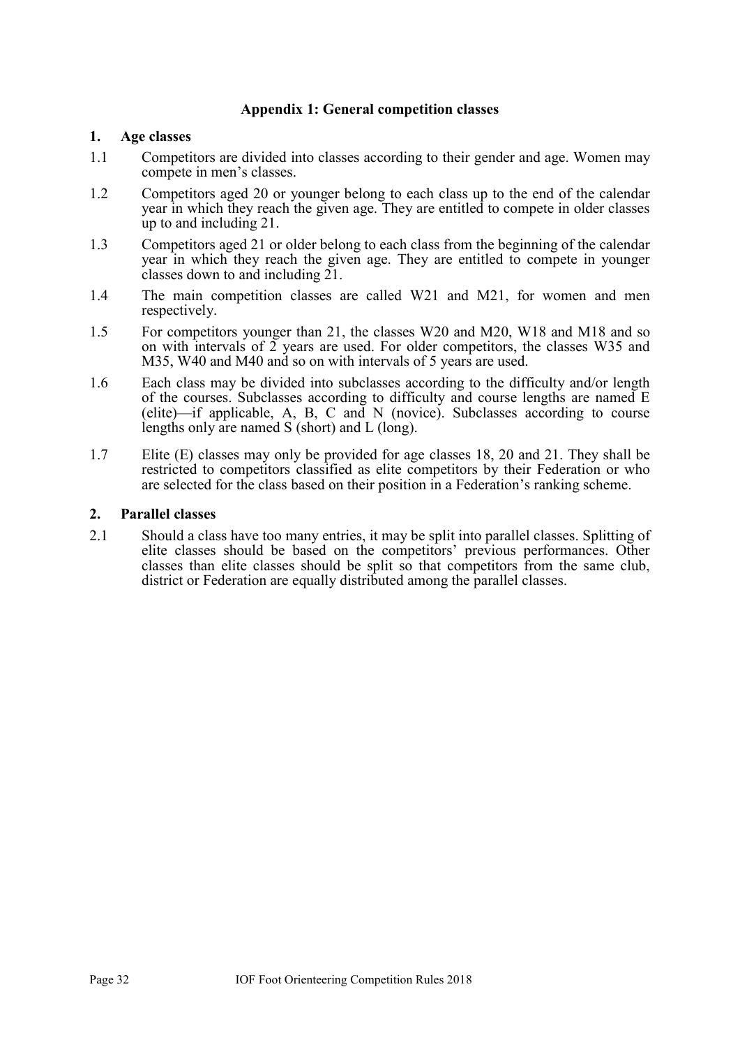## Appendix 1: General competition classes

### 1. Age classes

1.1 Competitors are divided into classes according to their gender and age. Women may compete in men's classes.

1.2 Competitors aged 20 or younger belong to each class up to the end of the calendar year in which they reach the given age. They are entitled to compete in older classes up to and including 21.

1.3 Competitors aged 21 or older belong to each class from the beginning of the calendar year in which they reach the given age. They are entitled to compete in younger classes down to and including 21.

1.4 The main competition classes are called W21 and M21, for women and men respectively.

1.5 For competitors younger than 21, the classes W20 and M20, W18 and M18 and so on with intervals of 2 years are used. For older competitors, the classes W35 and M35, W40 and M40 and so on with intervals of 5 years are used.

1.6 Each class may be divided into subclasses according to the difficulty and/or length of the courses. Subclasses according to difficulty and course lengths are named E (elite)—if applicable, A, B, C and N (novice). Subclasses according to course lengths only are named S (short) and L (long).

1.7 Elite (E) classes may only be provided for age classes 18, 20 and 21. They shall be restricted to competitors classified as elite competitors by their Federation or who are selected for the class based on their position in a Federation's ranking scheme.

### 2. Parallel classes

2.1 Should a class have too many entries, it may be split into parallel classes. Splitting of elite classes should be based on the competitors' previous performances. Other classes than elite classes should be split so that competitors from the same club, district or Federation are equally distributed among the parallel classes.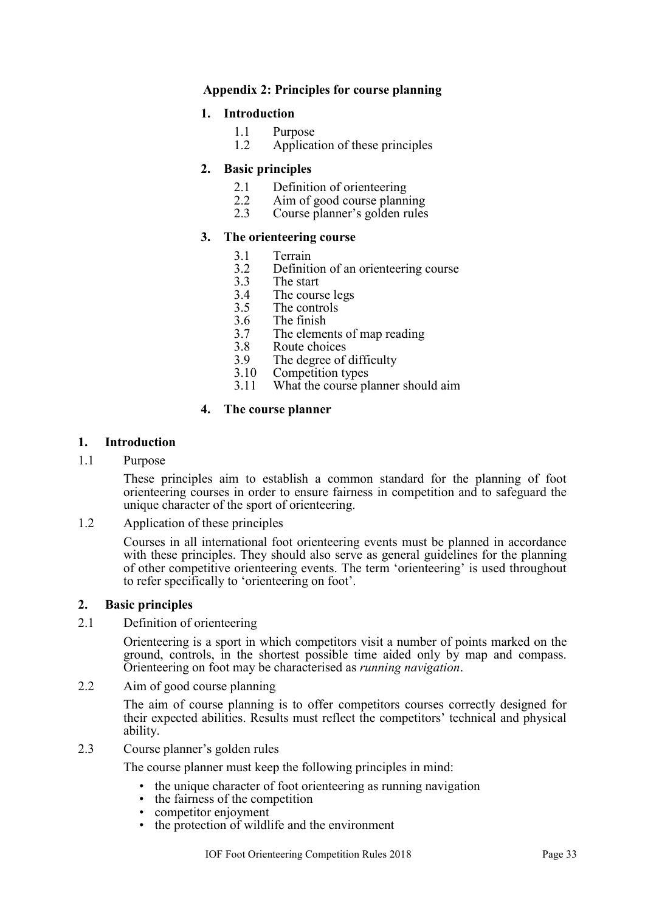## Appendix 2: Principles for course planning

**1. Introduction**

- 1.1 Purpose
- 1.2 Application of these principles

**2. Basic principles**

- 2.1 Definition of orienteering
- 2.2 Aim of good course planning
- 2.3 Course planner's golden rules

**3. The orienteering course**

- 3.1 Terrain
- 3.2 Definition of an orienteering course
- 3.3 The start
- 3.4 The course legs
- 3.5 The controls
- 3.6 The finish
- 3.7 The elements of map reading
- 3.8 Route choices
- 3.9 The degree of difficulty
- 3.10 Competition types
- 3.11 What the course planner should aim

**4. The course planner**

### 1. Introduction

1.1 Purpose

These principles aim to establish a common standard for the planning of foot orienteering courses in order to ensure fairness in competition and to safeguard the unique character of the sport of orienteering.

1.2 Application of these principles

Courses in all international foot orienteering events must be planned in accordance with these principles. They should also serve as general guidelines for the planning of other competitive orienteering events. The term 'orienteering' is used throughout to refer specifically to 'orienteering on foot'.

### 2. Basic principles

2.1 Definition of orienteering

Orienteering is a sport in which competitors visit a number of points marked on the ground, controls, in the shortest possible time aided only by map and compass. Orienteering on foot may be characterised as *running navigation*.

2.2 Aim of good course planning

The aim of course planning is to offer competitors courses correctly designed for their expected abilities. Results must reflect the competitors' technical and physical ability.

2.3 Course planner's golden rules

The course planner must keep the following principles in mind:

- the unique character of foot orienteering as running navigation
- the fairness of the competition
- competitor enjoyment
- the protection of wildlife and the environment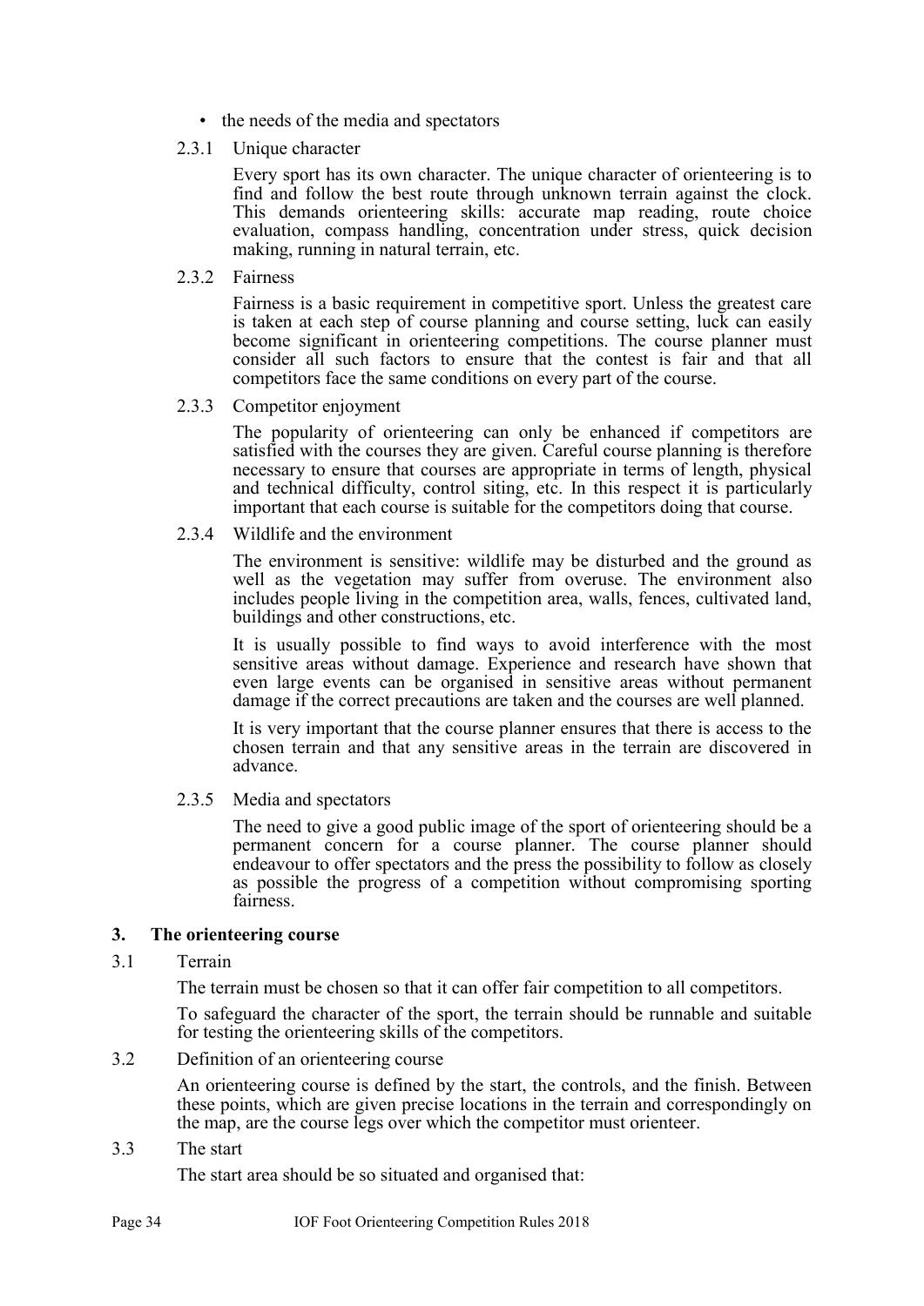- the needs of the media and spectators

2.3.1 Unique character

Every sport has its own character. The unique character of orienteering is to find and follow the best route through unknown terrain against the clock. This demands orienteering skills: accurate map reading, route choice evaluation, compass handling, concentration under stress, quick decision making, running in natural terrain, etc.

2.3.2 Fairness

Fairness is a basic requirement in competitive sport. Unless the greatest care is taken at each step of course planning and course setting, luck can easily become significant in orienteering competitions. The course planner must consider all such factors to ensure that the contest is fair and that all competitors face the same conditions on every part of the course.

2.3.3 Competitor enjoyment

The popularity of orienteering can only be enhanced if competitors are satisfied with the courses they are given. Careful course planning is therefore necessary to ensure that courses are appropriate in terms of length, physical and technical difficulty, control siting, etc. In this respect it is particularly important that each course is suitable for the competitors doing that course.

2.3.4 Wildlife and the environment

The environment is sensitive: wildlife may be disturbed and the ground as well as the vegetation may suffer from overuse. The environment also includes people living in the competition area, walls, fences, cultivated land, buildings and other constructions, etc.

It is usually possible to find ways to avoid interference with the most sensitive areas without damage. Experience and research have shown that even large events can be organised in sensitive areas without permanent damage if the correct precautions are taken and the courses are well planned.

It is very important that the course planner ensures that there is access to the chosen terrain and that any sensitive areas in the terrain are discovered in advance.

2.3.5 Media and spectators

The need to give a good public image of the sport of orienteering should be a permanent concern for a course planner. The course planner should endeavour to offer spectators and the press the possibility to follow as closely as possible the progress of a competition without compromising sporting fairness.

## 3. The orienteering course

3.1 Terrain

The terrain must be chosen so that it can offer fair competition to all competitors.

To safeguard the character of the sport, the terrain should be runnable and suitable for testing the orienteering skills of the competitors.

3.2 Definition of an orienteering course

An orienteering course is defined by the start, the controls, and the finish. Between these points, which are given precise locations in the terrain and correspondingly on the map, are the course legs over which the competitor must orienteer.

3.3 The start

The start area should be so situated and organised that: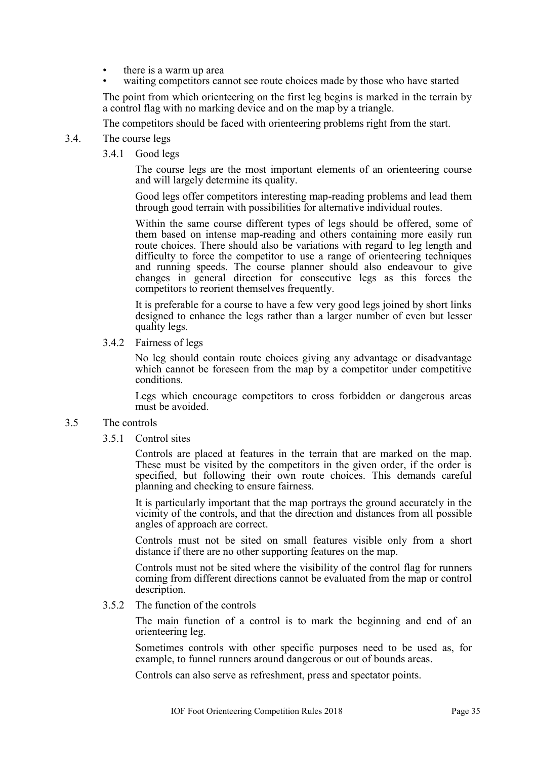- there is a warm up area
- waiting competitors cannot see route choices made by those who have started

The point from which orienteering on the first leg begins is marked in the terrain by a control flag with no marking device and on the map by a triangle.

The competitors should be faced with orienteering problems right from the start.

## 3.4. The course legs

### 3.4.1 Good legs

The course legs are the most important elements of an orienteering course and will largely determine its quality.

Good legs offer competitors interesting map-reading problems and lead them through good terrain with possibilities for alternative individual routes.

Within the same course different types of legs should be offered, some of them based on intense map-reading and others containing more easily run route choices. There should also be variations with regard to leg length and difficulty to force the competitor to use a range of orienteering techniques and running speeds. The course planner should also endeavour to give changes in general direction for consecutive legs as this forces the competitors to reorient themselves frequently.

It is preferable for a course to have a few very good legs joined by short links designed to enhance the legs rather than a larger number of even but lesser quality legs.

### 3.4.2 Fairness of legs

No leg should contain route choices giving any advantage or disadvantage which cannot be foreseen from the map by a competitor under competitive conditions.

Legs which encourage competitors to cross forbidden or dangerous areas must be avoided.

## 3.5 The controls

### 3.5.1 Control sites

Controls are placed at features in the terrain that are marked on the map. These must be visited by the competitors in the given order, if the order is specified, but following their own route choices. This demands careful planning and checking to ensure fairness.

It is particularly important that the map portrays the ground accurately in the vicinity of the controls, and that the direction and distances from all possible angles of approach are correct.

Controls must not be sited on small features visible only from a short distance if there are no other supporting features on the map.

Controls must not be sited where the visibility of the control flag for runners coming from different directions cannot be evaluated from the map or control description.

### 3.5.2 The function of the controls

The main function of a control is to mark the beginning and end of an orienteering leg.

Sometimes controls with other specific purposes need to be used as, for example, to funnel runners around dangerous or out of bounds areas.

Controls can also serve as refreshment, press and spectator points.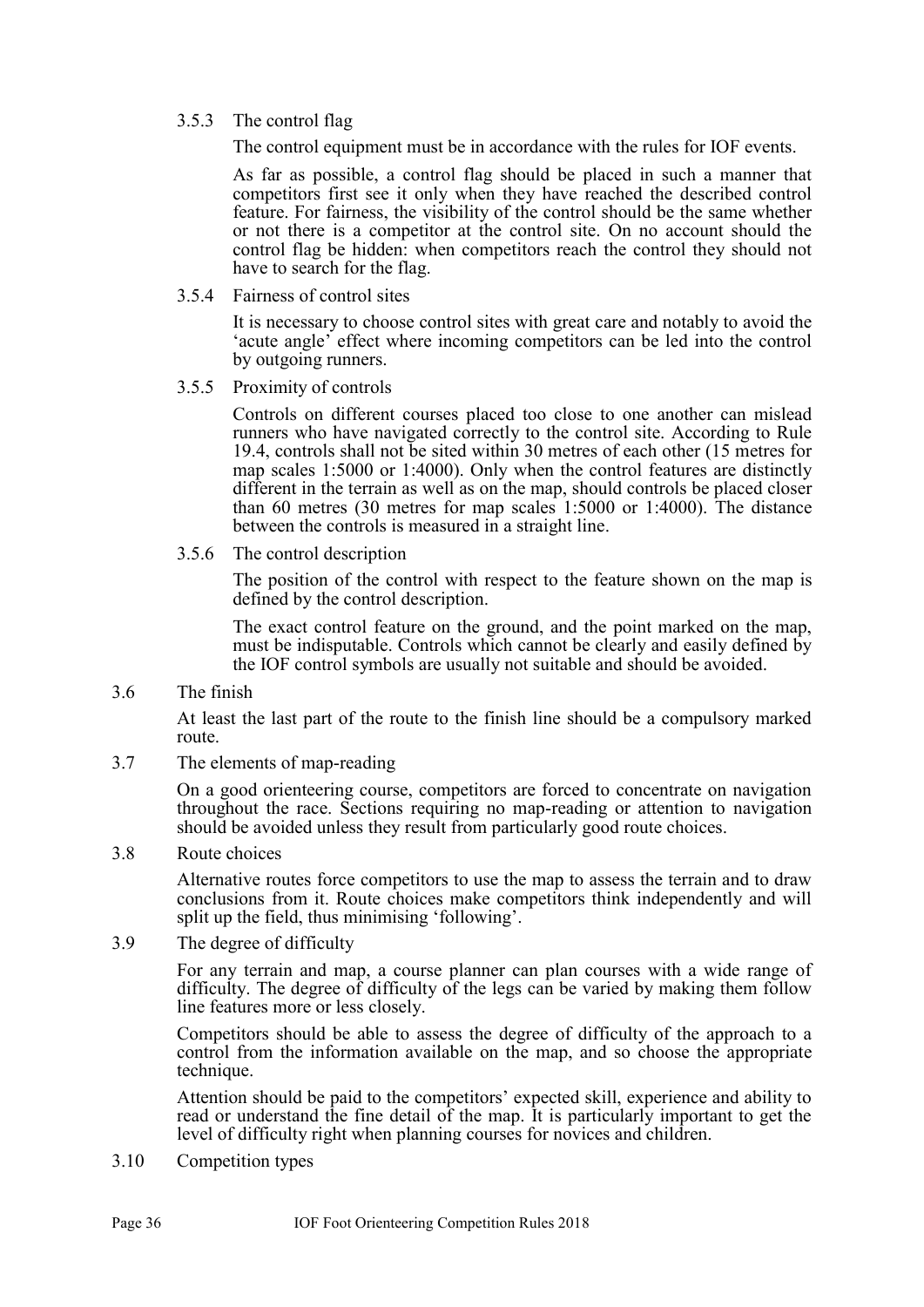#### 3.5.3 The control flag

The control equipment must be in accordance with the rules for IOF events.

As far as possible, a control flag should be placed in such a manner that competitors first see it only when they have reached the described control feature. For fairness, the visibility of the control should be the same whether or not there is a competitor at the control site. On no account should the control flag be hidden: when competitors reach the control they should not have to search for the flag.

#### 3.5.4 Fairness of control sites

It is necessary to choose control sites with great care and notably to avoid the 'acute angle' effect where incoming competitors can be led into the control by outgoing runners.

#### 3.5.5 Proximity of controls

Controls on different courses placed too close to one another can mislead runners who have navigated correctly to the control site. According to Rule 19.4, controls shall not be sited within 30 metres of each other (15 metres for map scales 1:5000 or 1:4000). Only when the control features are distinctly different in the terrain as well as on the map, should controls be placed closer than 60 metres (30 metres for map scales 1:5000 or 1:4000). The distance between the controls is measured in a straight line.

#### 3.5.6 The control description

The position of the control with respect to the feature shown on the map is defined by the control description.

The exact control feature on the ground, and the point marked on the map, must be indisputable. Controls which cannot be clearly and easily defined by the IOF control symbols are usually not suitable and should be avoided.

### 3.6 The finish

At least the last part of the route to the finish line should be a compulsory marked route.

### 3.7 The elements of map-reading

On a good orienteering course, competitors are forced to concentrate on navigation throughout the race. Sections requiring no map-reading or attention to navigation should be avoided unless they result from particularly good route choices.

### 3.8 Route choices

Alternative routes force competitors to use the map to assess the terrain and to draw conclusions from it. Route choices make competitors think independently and will split up the field, thus minimising 'following'.

### 3.9 The degree of difficulty

For any terrain and map, a course planner can plan courses with a wide range of difficulty. The degree of difficulty of the legs can be varied by making them follow line features more or less closely.

Competitors should be able to assess the degree of difficulty of the approach to a control from the information available on the map, and so choose the appropriate technique.

Attention should be paid to the competitors' expected skill, experience and ability to read or understand the fine detail of the map. It is particularly important to get the level of difficulty right when planning courses for novices and children.

### 3.10 Competition types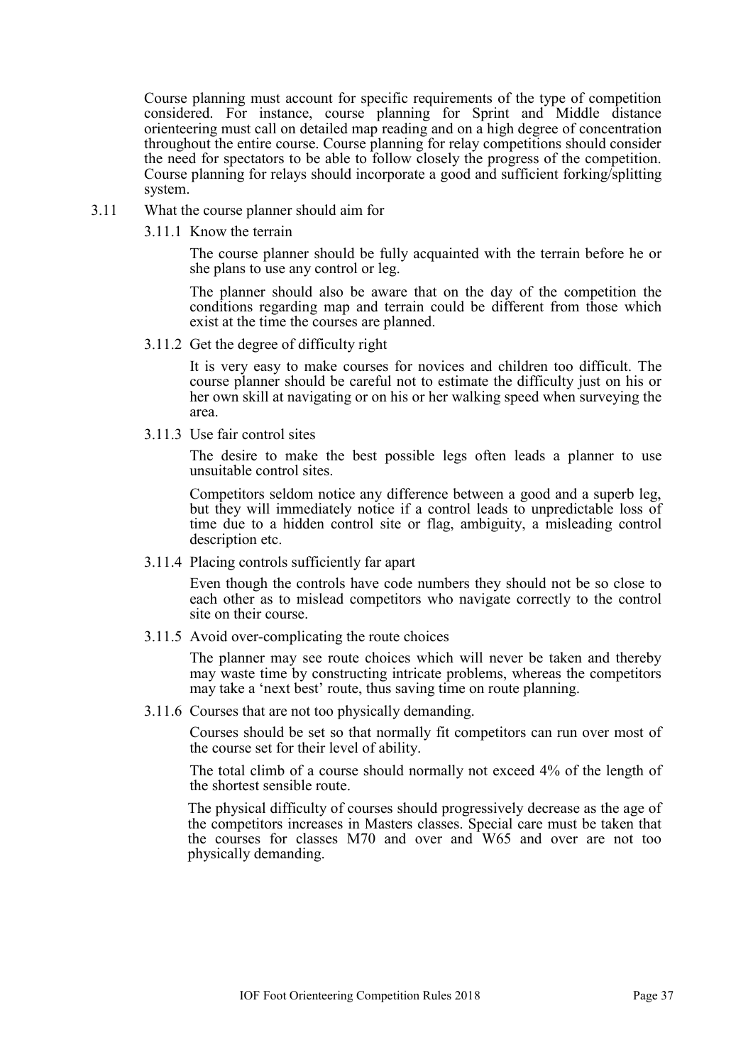Course planning must account for specific requirements of the type of competition considered. For instance, course planning for Sprint and Middle distance orienteering must call on detailed map reading and on a high degree of concentration throughout the entire course. Course planning for relay competitions should consider the need for spectators to be able to follow closely the progress of the competition. Course planning for relays should incorporate a good and sufficient forking/splitting system.

### 3.11 What the course planner should aim for

#### 3.11.1 Know the terrain

The course planner should be fully acquainted with the terrain before he or she plans to use any control or leg.

The planner should also be aware that on the day of the competition the conditions regarding map and terrain could be different from those which exist at the time the courses are planned.

#### 3.11.2 Get the degree of difficulty right

It is very easy to make courses for novices and children too difficult. The course planner should be careful not to estimate the difficulty just on his or her own skill at navigating or on his or her walking speed when surveying the area.

#### 3.11.3 Use fair control sites

The desire to make the best possible legs often leads a planner to use unsuitable control sites.

Competitors seldom notice any difference between a good and a superb leg, but they will immediately notice if a control leads to unpredictable loss of time due to a hidden control site or flag, ambiguity, a misleading control description etc.

#### 3.11.4 Placing controls sufficiently far apart

Even though the controls have code numbers they should not be so close to each other as to mislead competitors who navigate correctly to the control site on their course.

#### 3.11.5 Avoid over-complicating the route choices

The planner may see route choices which will never be taken and thereby may waste time by constructing intricate problems, whereas the competitors may take a 'next best' route, thus saving time on route planning.

#### 3.11.6 Courses that are not too physically demanding.

Courses should be set so that normally fit competitors can run over most of the course set for their level of ability.

The total climb of a course should normally not exceed 4% of the length of the shortest sensible route.

The physical difficulty of courses should progressively decrease as the age of the competitors increases in Masters classes. Special care must be taken that the courses for classes M70 and over and W65 and over are not too physically demanding.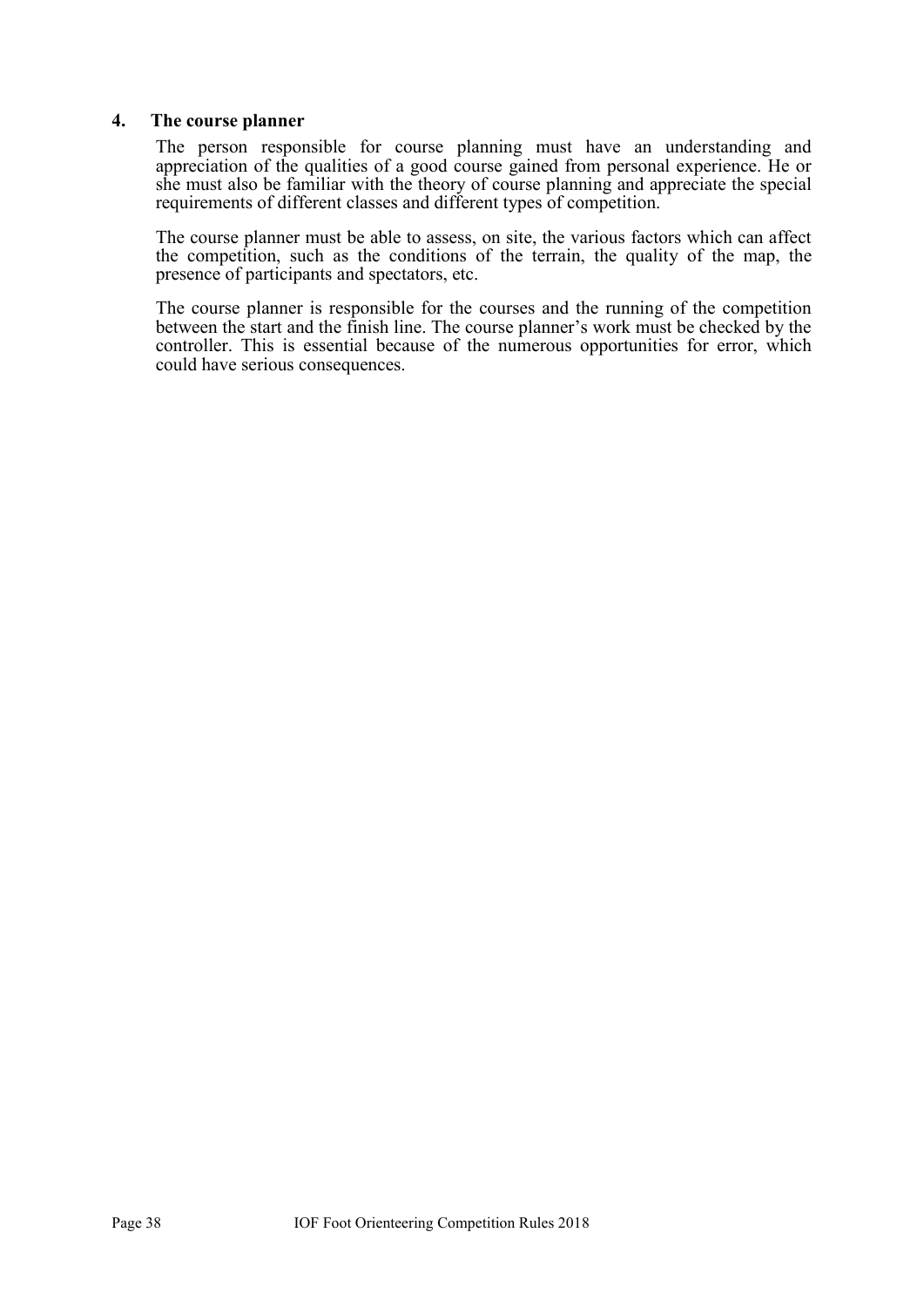## 4. The course planner

The person responsible for course planning must have an understanding and appreciation of the qualities of a good course gained from personal experience. He or she must also be familiar with the theory of course planning and appreciate the special requirements of different classes and different types of competition.

The course planner must be able to assess, on site, the various factors which can affect the competition, such as the conditions of the terrain, the quality of the map, the presence of participants and spectators, etc.

The course planner is responsible for the courses and the running of the competition between the start and the finish line. The course planner's work must be checked by the controller. This is essential because of the numerous opportunities for error, which could have serious consequences.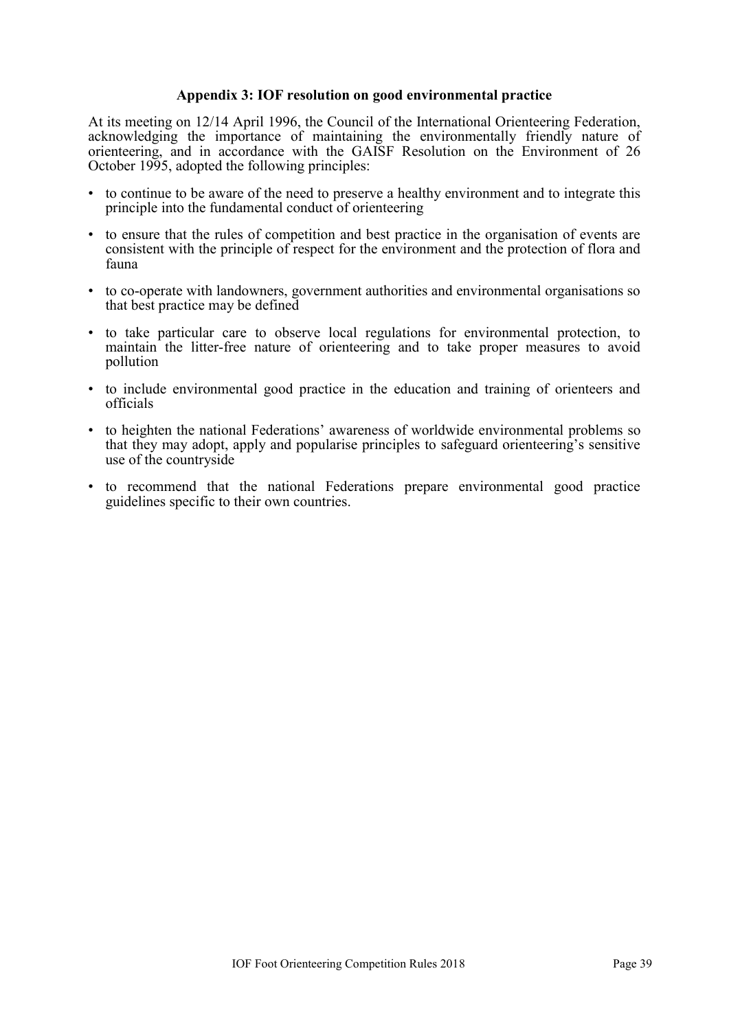## Appendix 3: IOF resolution on good environmental practice

At its meeting on 12/14 April 1996, the Council of the International Orienteering Federation, acknowledging the importance of maintaining the environmentally friendly nature of orienteering, and in accordance with the GAISF Resolution on the Environment of 26 October 1995, adopted the following principles:

- to continue to be aware of the need to preserve a healthy environment and to integrate this principle into the fundamental conduct of orienteering
- to ensure that the rules of competition and best practice in the organisation of events are consistent with the principle of respect for the environment and the protection of flora and fauna
- to co-operate with landowners, government authorities and environmental organisations so that best practice may be defined
- to take particular care to observe local regulations for environmental protection, to maintain the litter-free nature of orienteering and to take proper measures to avoid pollution
- to include environmental good practice in the education and training of orienteers and officials
- to heighten the national Federations' awareness of worldwide environmental problems so that they may adopt, apply and popularise principles to safeguard orienteering's sensitive use of the countryside
- to recommend that the national Federations prepare environmental good practice guidelines specific to their own countries.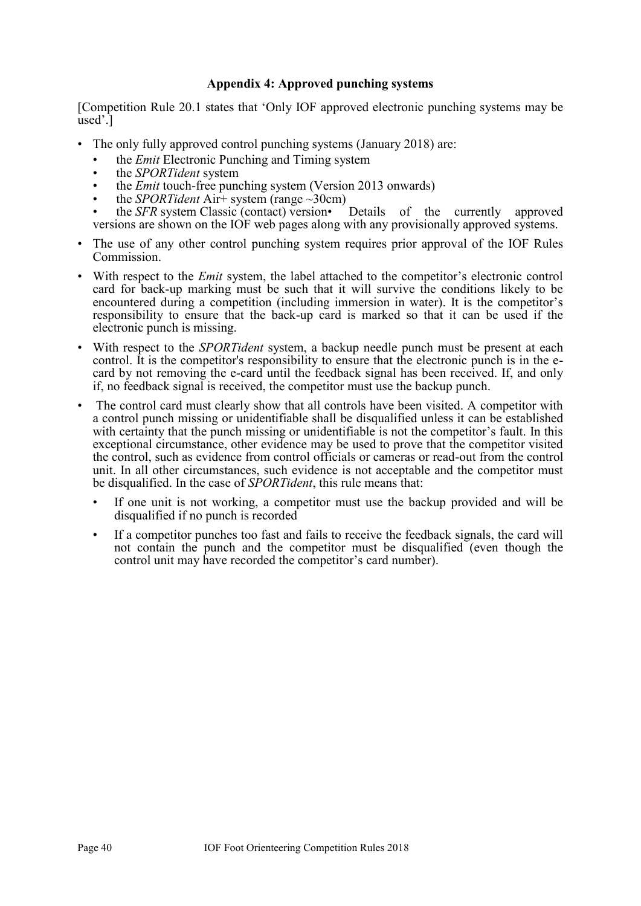**Appendix 4: Approved punching systems**

[Competition Rule 20.1 states that 'Only IOF approved electronic punching systems may be used'.]

- The only fully approved control punching systems (January 2018) are:
  - the *Emit* Electronic Punching and Timing system
  - the *SPORTident* system
  - the *Emit* touch-free punching system (Version 2013 onwards)
  - the *SPORTident* Air+ system (range ~30cm)
  - the *SFR* system Classic (contact) version• Details of the currently approved versions are shown on the IOF web pages along with any provisionally approved systems.
- The use of any other control punching system requires prior approval of the IOF Rules Commission.
- With respect to the *Emit* system, the label attached to the competitor's electronic control card for back-up marking must be such that it will survive the conditions likely to be encountered during a competition (including immersion in water). It is the competitor's responsibility to ensure that the back-up card is marked so that it can be used if the electronic punch is missing.
- With respect to the *SPORTident* system, a backup needle punch must be present at each control. It is the competitor's responsibility to ensure that the electronic punch is in the e-card by not removing the e-card until the feedback signal has been received. If, and only if, no feedback signal is received, the competitor must use the backup punch.
- The control card must clearly show that all controls have been visited. A competitor with a control punch missing or unidentifiable shall be disqualified unless it can be established with certainty that the punch missing or unidentifiable is not the competitor's fault. In this exceptional circumstance, other evidence may be used to prove that the competitor visited the control, such as evidence from control officials or cameras or read-out from the control unit. In all other circumstances, such evidence is not acceptable and the competitor must be disqualified. In the case of *SPORTident*, this rule means that:
  - If one unit is not working, a competitor must use the backup provided and will be disqualified if no punch is recorded
  - If a competitor punches too fast and fails to receive the feedback signals, the card will not contain the punch and the competitor must be disqualified (even though the control unit may have recorded the competitor's card number).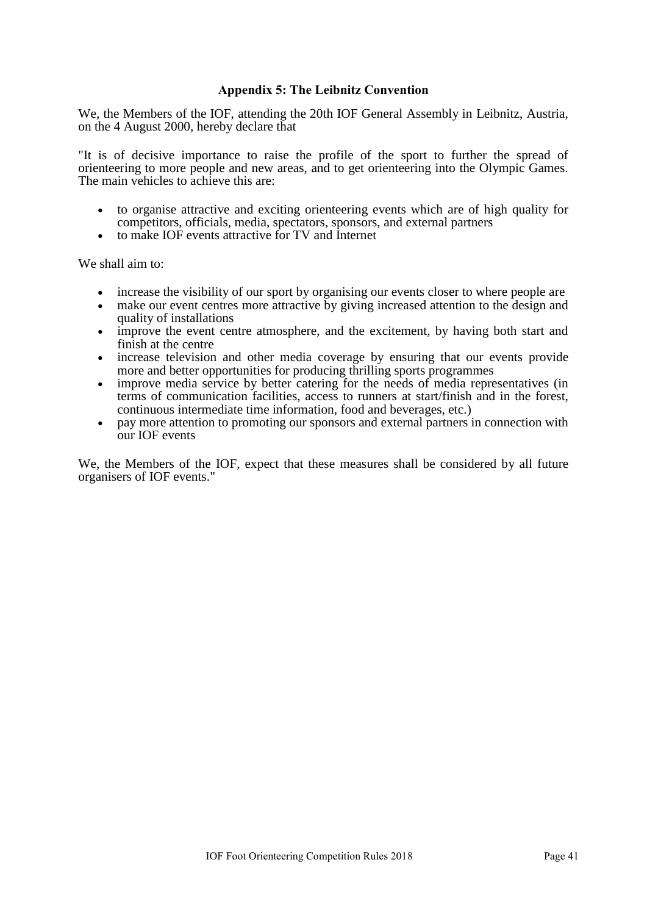## Appendix 5: The Leibnitz Convention

We, the Members of the IOF, attending the 20th IOF General Assembly in Leibnitz, Austria, on the 4 August 2000, hereby declare that

"It is of decisive importance to raise the profile of the sport to further the spread of orienteering to more people and new areas, and to get orienteering into the Olympic Games. The main vehicles to achieve this are:

- to organise attractive and exciting orienteering events which are of high quality for competitors, officials, media, spectators, sponsors, and external partners
- to make IOF events attractive for TV and Internet

We shall aim to:

- increase the visibility of our sport by organising our events closer to where people are
- make our event centres more attractive by giving increased attention to the design and quality of installations
- improve the event centre atmosphere, and the excitement, by having both start and finish at the centre
- increase television and other media coverage by ensuring that our events provide more and better opportunities for producing thrilling sports programmes
- improve media service by better catering for the needs of media representatives (in terms of communication facilities, access to runners at start/finish and in the forest, continuous intermediate time information, food and beverages, etc.)
- pay more attention to promoting our sponsors and external partners in connection with our IOF events

We, the Members of the IOF, expect that these measures shall be considered by all future organisers of IOF events."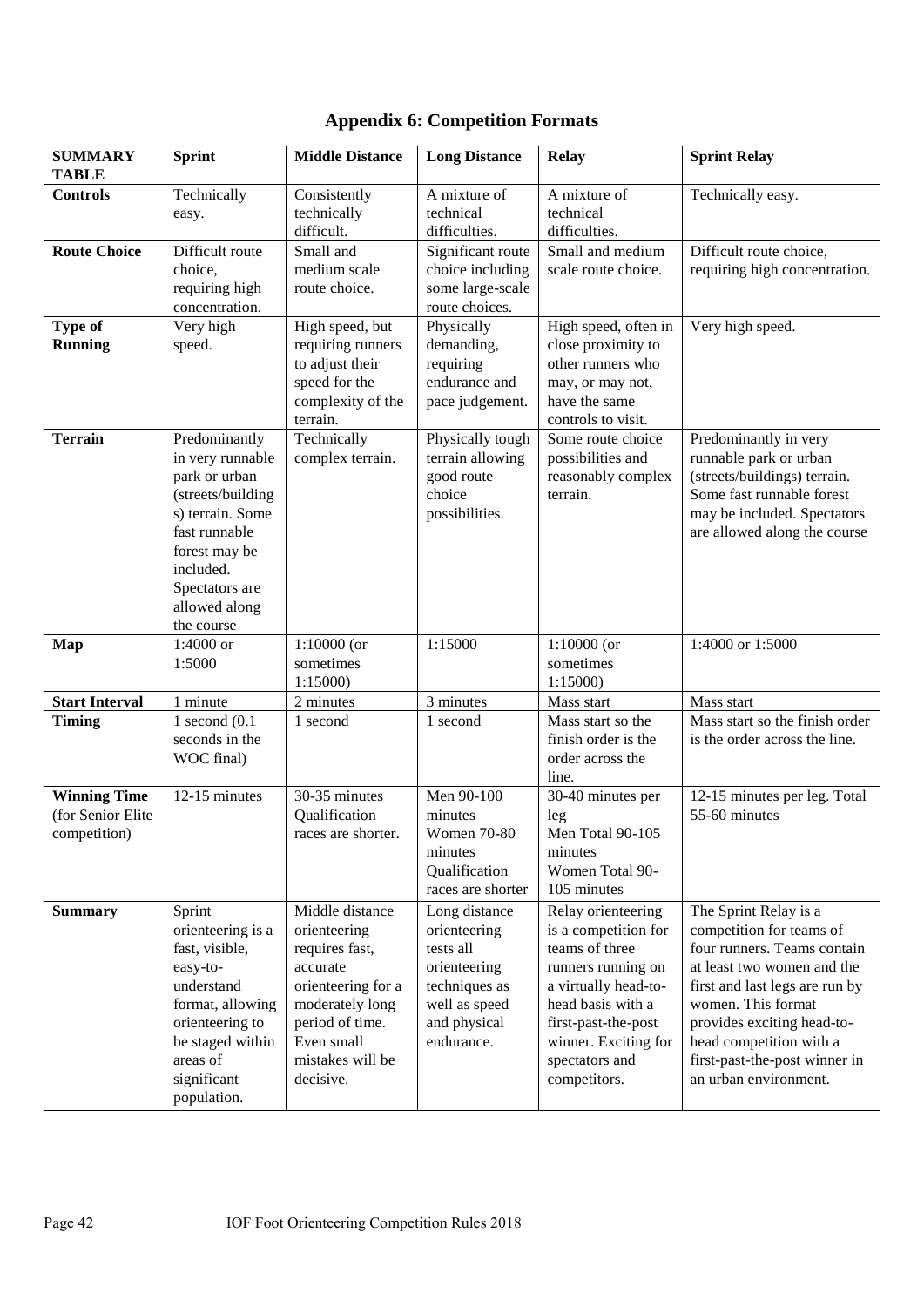# Appendix 6: Competition Formats

| SUMMARY TABLE | Sprint | Middle Distance | Long Distance | Relay | Sprint Relay |
|---|---|---|---|---|---|
| **Controls** | Technically easy. | Consistently technically difficult. | A mixture of technical difficulties. | A mixture of technical difficulties. | Technically easy. |
| **Route Choice** | Difficult route choice, requiring high concentration. | Small and medium scale route choice. | Significant route choice including some large-scale route choices. | Small and medium scale route choice. | Difficult route choice, requiring high concentration. |
| **Type of Running** | Very high speed. | High speed, but requiring runners to adjust their speed for the complexity of the terrain. | Physically demanding, requiring endurance and pace judgement. | High speed, often in close proximity to other runners who may, or may not, have the same controls to visit. | Very high speed. |
| **Terrain** | Predominantly in very runnable park or urban (streets/buildings) terrain. Some fast runnable forest may be included. Spectators are allowed along the course | Technically complex terrain. | Physically tough terrain allowing good route choice possibilities. | Some route choice possibilities and reasonably complex terrain. | Predominantly in very runnable park or urban (streets/buildings) terrain. Some fast runnable forest may be included. Spectators are allowed along the course |
| **Map** | 1:4000 or 1:5000 | 1:10000 (or sometimes 1:15000) | 1:15000 | 1:10000 (or sometimes 1:15000) | 1:4000 or 1:5000 |
| **Start Interval** | 1 minute | 2 minutes | 3 minutes | Mass start | Mass start |
| **Timing** | 1 second (0.1 seconds in the WOC final) | 1 second | 1 second | Mass start so the finish order is the order across the line. | Mass start so the finish order is the order across the line. |
| **Winning Time** (for Senior Elite competition) | 12-15 minutes | 30-35 minutes Qualification races are shorter. | Men 90-100 minutes Women 70-80 minutes Qualification races are shorter | 30-40 minutes per leg Men Total 90-105 minutes Women Total 90-105 minutes | 12-15 minutes per leg. Total 55-60 minutes |
| **Summary** | Sprint orienteering is a fast, visible, easy-to-understand format, allowing orienteering to be staged within areas of significant population. | Middle distance orienteering requires fast, accurate orienteering for a moderately long period of time. Even small mistakes will be decisive. | Long distance orienteering tests all orienteering techniques as well as speed and physical endurance. | Relay orienteering is a competition for teams of three runners running on a virtually head-to-head basis with a first-past-the-post winner. Exciting for spectators and competitors. | The Sprint Relay is a competition for teams of four runners. Teams contain at least two women and the first and last legs are run by women. This format provides exciting head-to-head competition with a first-past-the-post winner in an urban environment. |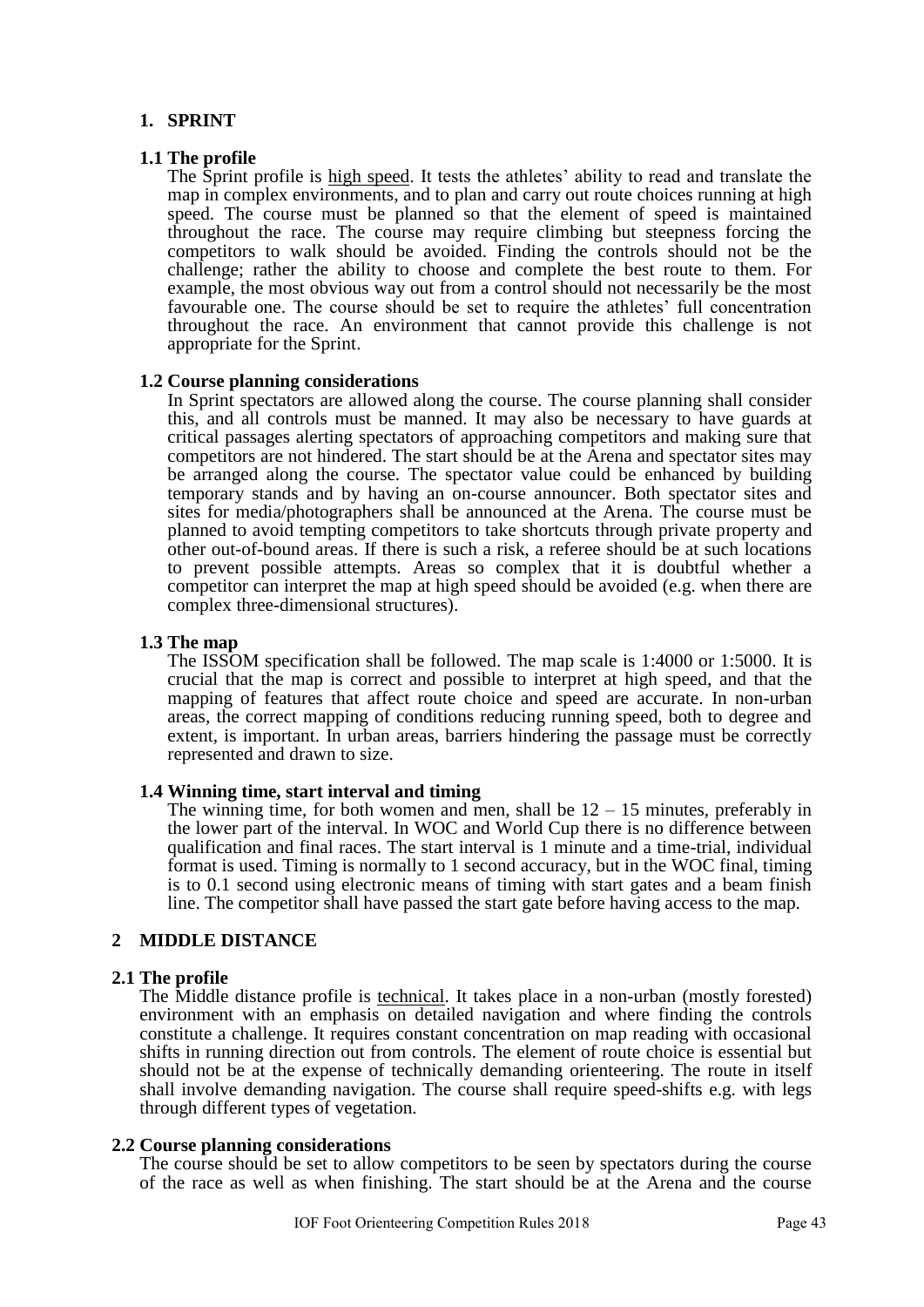## 1. SPRINT

### 1.1 The profile

The Sprint profile is high speed. It tests the athletes' ability to read and translate the map in complex environments, and to plan and carry out route choices running at high speed. The course must be planned so that the element of speed is maintained throughout the race. The course may require climbing but steepness forcing the competitors to walk should be avoided. Finding the controls should not be the challenge; rather the ability to choose and complete the best route to them. For example, the most obvious way out from a control should not necessarily be the most favourable one. The course should be set to require the athletes' full concentration throughout the race. An environment that cannot provide this challenge is not appropriate for the Sprint.

### 1.2 Course planning considerations

In Sprint spectators are allowed along the course. The course planning shall consider this, and all controls must be manned. It may also be necessary to have guards at critical passages alerting spectators of approaching competitors and making sure that competitors are not hindered. The start should be at the Arena and spectator sites may be arranged along the course. The spectator value could be enhanced by building temporary stands and by having an on-course announcer. Both spectator sites and sites for media/photographers shall be announced at the Arena. The course must be planned to avoid tempting competitors to take shortcuts through private property and other out-of-bound areas. If there is such a risk, a referee should be at such locations to prevent possible attempts. Areas so complex that it is doubtful whether a competitor can interpret the map at high speed should be avoided (e.g. when there are complex three-dimensional structures).

### 1.3 The map

The ISSOM specification shall be followed. The map scale is 1:4000 or 1:5000. It is crucial that the map is correct and possible to interpret at high speed, and that the mapping of features that affect route choice and speed are accurate. In non-urban areas, the correct mapping of conditions reducing running speed, both to degree and extent, is important. In urban areas, barriers hindering the passage must be correctly represented and drawn to size.

### 1.4 Winning time, start interval and timing

The winning time, for both women and men, shall be 12 – 15 minutes, preferably in the lower part of the interval. In WOC and World Cup there is no difference between qualification and final races. The start interval is 1 minute and a time-trial, individual format is used. Timing is normally to 1 second accuracy, but in the WOC final, timing is to 0.1 second using electronic means of timing with start gates and a beam finish line. The competitor shall have passed the start gate before having access to the map.

## 2 MIDDLE DISTANCE

### 2.1 The profile

The Middle distance profile is technical. It takes place in a non-urban (mostly forested) environment with an emphasis on detailed navigation and where finding the controls constitute a challenge. It requires constant concentration on map reading with occasional shifts in running direction out from controls. The element of route choice is essential but should not be at the expense of technically demanding orienteering. The route in itself shall involve demanding navigation. The course shall require speed-shifts e.g. with legs through different types of vegetation.

### 2.2 Course planning considerations

The course should be set to allow competitors to be seen by spectators during the course of the race as well as when finishing. The start should be at the Arena and the course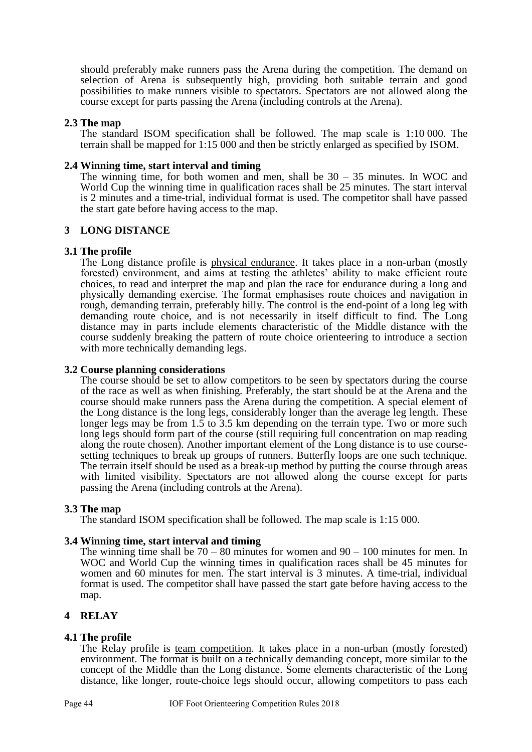should preferably make runners pass the Arena during the competition. The demand on selection of Arena is subsequently high, providing both suitable terrain and good possibilities to make runners visible to spectators. Spectators are not allowed along the course except for parts passing the Arena (including controls at the Arena).

### 2.3 The map

The standard ISOM specification shall be followed. The map scale is 1:10 000. The terrain shall be mapped for 1:15 000 and then be strictly enlarged as specified by ISOM.

### 2.4 Winning time, start interval and timing

The winning time, for both women and men, shall be 30 – 35 minutes. In WOC and World Cup the winning time in qualification races shall be 25 minutes. The start interval is 2 minutes and a time-trial, individual format is used. The competitor shall have passed the start gate before having access to the map.

## 3 LONG DISTANCE

### 3.1 The profile

The Long distance profile is <u>physical endurance</u>. It takes place in a non-urban (mostly forested) environment, and aims at testing the athletes' ability to make efficient route choices, to read and interpret the map and plan the race for endurance during a long and physically demanding exercise. The format emphasises route choices and navigation in rough, demanding terrain, preferably hilly. The control is the end-point of a long leg with demanding route choice, and is not necessarily in itself difficult to find. The Long distance may in parts include elements characteristic of the Middle distance with the course suddenly breaking the pattern of route choice orienteering to introduce a section with more technically demanding legs.

### 3.2 Course planning considerations

The course should be set to allow competitors to be seen by spectators during the course of the race as well as when finishing. Preferably, the start should be at the Arena and the course should make runners pass the Arena during the competition. A special element of the Long distance is the long legs, considerably longer than the average leg length. These longer legs may be from 1.5 to 3.5 km depending on the terrain type. Two or more such long legs should form part of the course (still requiring full concentration on map reading along the route chosen). Another important element of the Long distance is to use course-setting techniques to break up groups of runners. Butterfly loops are one such technique. The terrain itself should be used as a break-up method by putting the course through areas with limited visibility. Spectators are not allowed along the course except for parts passing the Arena (including controls at the Arena).

### 3.3 The map

The standard ISOM specification shall be followed. The map scale is 1:15 000.

### 3.4 Winning time, start interval and timing

The winning time shall be 70 – 80 minutes for women and 90 – 100 minutes for men. In WOC and World Cup the winning times in qualification races shall be 45 minutes for women and 60 minutes for men. The start interval is 3 minutes. A time-trial, individual format is used. The competitor shall have passed the start gate before having access to the map.

## 4 RELAY

### 4.1 The profile

The Relay profile is <u>team competition</u>. It takes place in a non-urban (mostly forested) environment. The format is built on a technically demanding concept, more similar to the concept of the Middle than the Long distance. Some elements characteristic of the Long distance, like longer, route-choice legs should occur, allowing competitors to pass each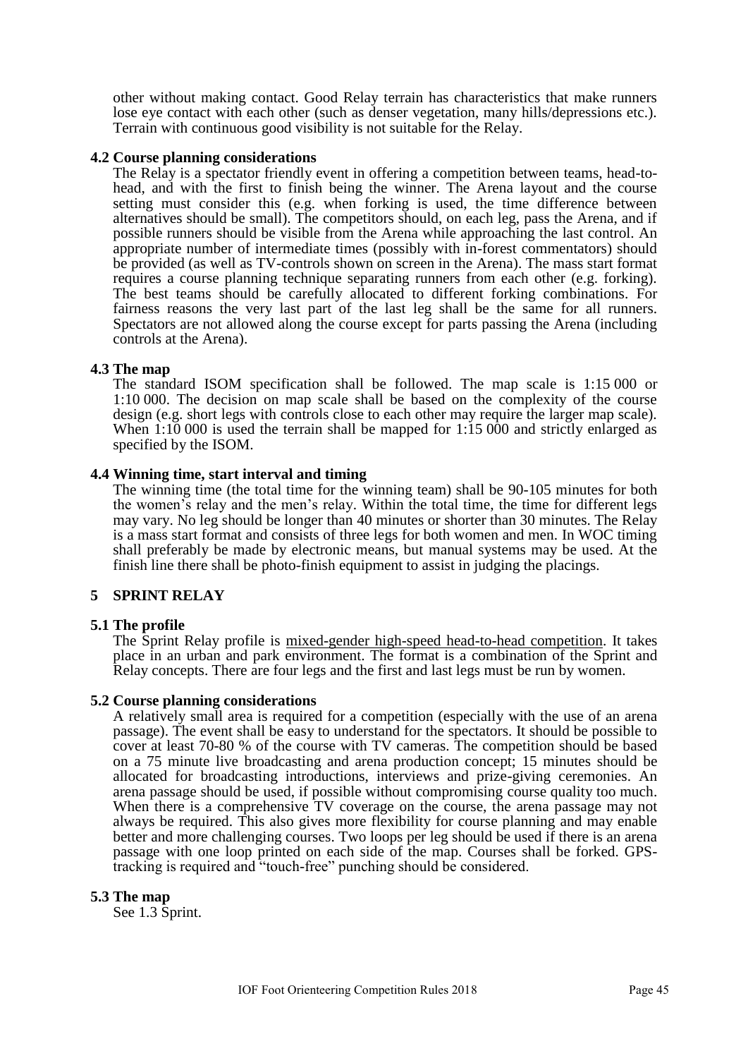other without making contact. Good Relay terrain has characteristics that make runners lose eye contact with each other (such as denser vegetation, many hills/depressions etc.). Terrain with continuous good visibility is not suitable for the Relay.

### 4.2 Course planning considerations

The Relay is a spectator friendly event in offering a competition between teams, head-to-head, and with the first to finish being the winner. The Arena layout and the course setting must consider this (e.g. when forking is used, the time difference between alternatives should be small). The competitors should, on each leg, pass the Arena, and if possible runners should be visible from the Arena while approaching the last control. An appropriate number of intermediate times (possibly with in-forest commentators) should be provided (as well as TV-controls shown on screen in the Arena). The mass start format requires a course planning technique separating runners from each other (e.g. forking). The best teams should be carefully allocated to different forking combinations. For fairness reasons the very last part of the last leg shall be the same for all runners. Spectators are not allowed along the course except for parts passing the Arena (including controls at the Arena).

### 4.3 The map

The standard ISOM specification shall be followed. The map scale is 1:15 000 or 1:10 000. The decision on map scale shall be based on the complexity of the course design (e.g. short legs with controls close to each other may require the larger map scale). When 1:10 000 is used the terrain shall be mapped for 1:15 000 and strictly enlarged as specified by the ISOM.

### 4.4 Winning time, start interval and timing

The winning time (the total time for the winning team) shall be 90-105 minutes for both the women's relay and the men's relay. Within the total time, the time for different legs may vary. No leg should be longer than 40 minutes or shorter than 30 minutes. The Relay is a mass start format and consists of three legs for both women and men. In WOC timing shall preferably be made by electronic means, but manual systems may be used. At the finish line there shall be photo-finish equipment to assist in judging the placings.

## 5 SPRINT RELAY

### 5.1 The profile

The Sprint Relay profile is mixed-gender high-speed head-to-head competition. It takes place in an urban and park environment. The format is a combination of the Sprint and Relay concepts. There are four legs and the first and last legs must be run by women.

### 5.2 Course planning considerations

A relatively small area is required for a competition (especially with the use of an arena passage). The event shall be easy to understand for the spectators. It should be possible to cover at least 70-80 % of the course with TV cameras. The competition should be based on a 75 minute live broadcasting and arena production concept; 15 minutes should be allocated for broadcasting introductions, interviews and prize-giving ceremonies. An arena passage should be used, if possible without compromising course quality too much. When there is a comprehensive TV coverage on the course, the arena passage may not always be required. This also gives more flexibility for course planning and may enable better and more challenging courses. Two loops per leg should be used if there is an arena passage with one loop printed on each side of the map. Courses shall be forked. GPS-tracking is required and "touch-free" punching should be considered.

### 5.3 The map

See 1.3 Sprint.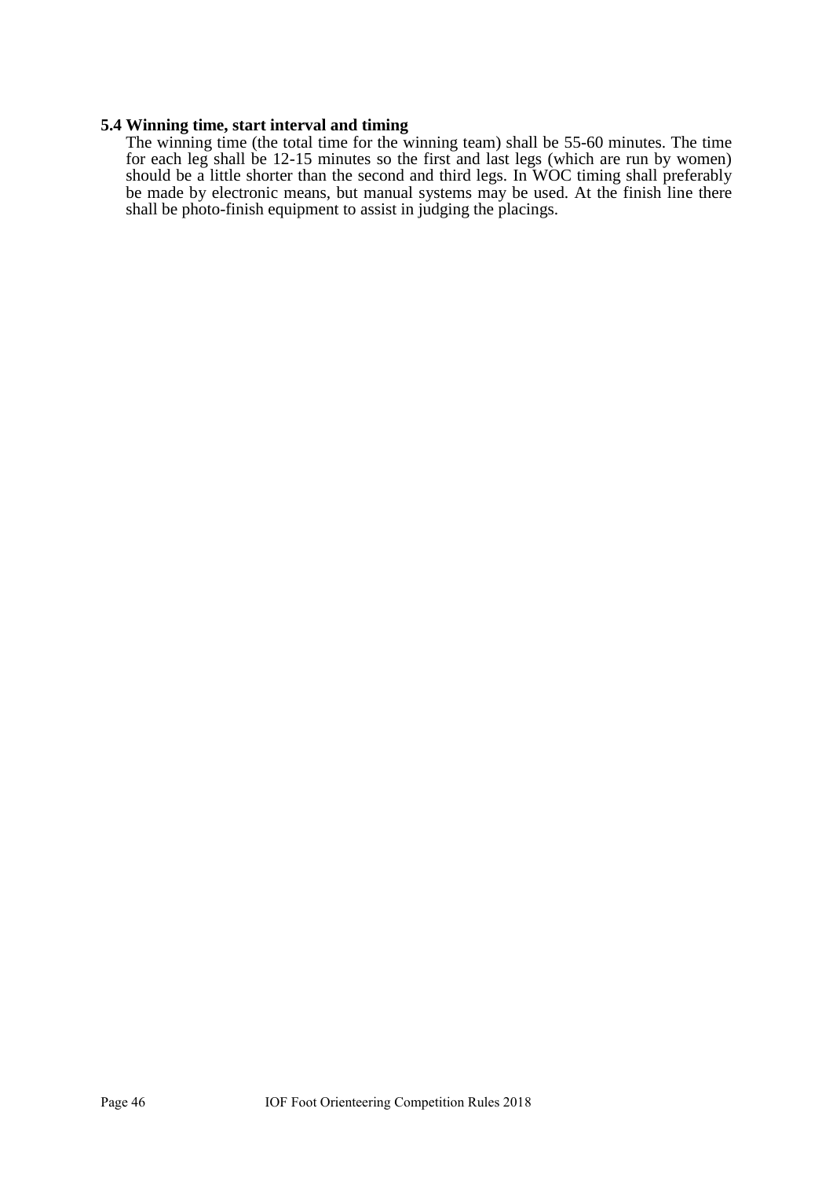**5.4 Winning time, start interval and timing**

The winning time (the total time for the winning team) shall be 55-60 minutes. The time for each leg shall be 12-15 minutes so the first and last legs (which are run by women) should be a little shorter than the second and third legs. In WOC timing shall preferably be made by electronic means, but manual systems may be used. At the finish line there shall be photo-finish equipment to assist in judging the placings.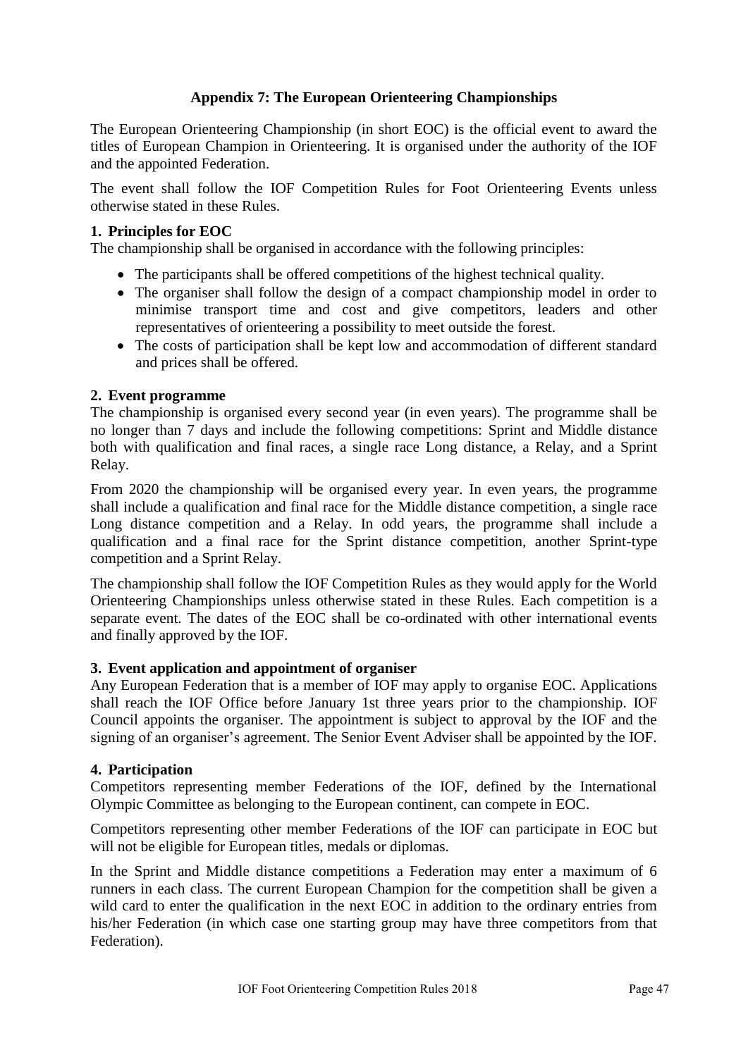## Appendix 7: The European Orienteering Championships

The European Orienteering Championship (in short EOC) is the official event to award the titles of European Champion in Orienteering. It is organised under the authority of the IOF and the appointed Federation.

The event shall follow the IOF Competition Rules for Foot Orienteering Events unless otherwise stated in these Rules.

### 1. Principles for EOC

The championship shall be organised in accordance with the following principles:

- The participants shall be offered competitions of the highest technical quality.
- The organiser shall follow the design of a compact championship model in order to minimise transport time and cost and give competitors, leaders and other representatives of orienteering a possibility to meet outside the forest.
- The costs of participation shall be kept low and accommodation of different standard and prices shall be offered.

### 2. Event programme

The championship is organised every second year (in even years). The programme shall be no longer than 7 days and include the following competitions: Sprint and Middle distance both with qualification and final races, a single race Long distance, a Relay, and a Sprint Relay.

From 2020 the championship will be organised every year. In even years, the programme shall include a qualification and final race for the Middle distance competition, a single race Long distance competition and a Relay. In odd years, the programme shall include a qualification and a final race for the Sprint distance competition, another Sprint-type competition and a Sprint Relay.

The championship shall follow the IOF Competition Rules as they would apply for the World Orienteering Championships unless otherwise stated in these Rules. Each competition is a separate event. The dates of the EOC shall be co-ordinated with other international events and finally approved by the IOF.

### 3. Event application and appointment of organiser

Any European Federation that is a member of IOF may apply to organise EOC. Applications shall reach the IOF Office before January 1st three years prior to the championship. IOF Council appoints the organiser. The appointment is subject to approval by the IOF and the signing of an organiser's agreement. The Senior Event Adviser shall be appointed by the IOF.

### 4. Participation

Competitors representing member Federations of the IOF, defined by the International Olympic Committee as belonging to the European continent, can compete in EOC.

Competitors representing other member Federations of the IOF can participate in EOC but will not be eligible for European titles, medals or diplomas.

In the Sprint and Middle distance competitions a Federation may enter a maximum of 6 runners in each class. The current European Champion for the competition shall be given a wild card to enter the qualification in the next EOC in addition to the ordinary entries from his/her Federation (in which case one starting group may have three competitors from that Federation).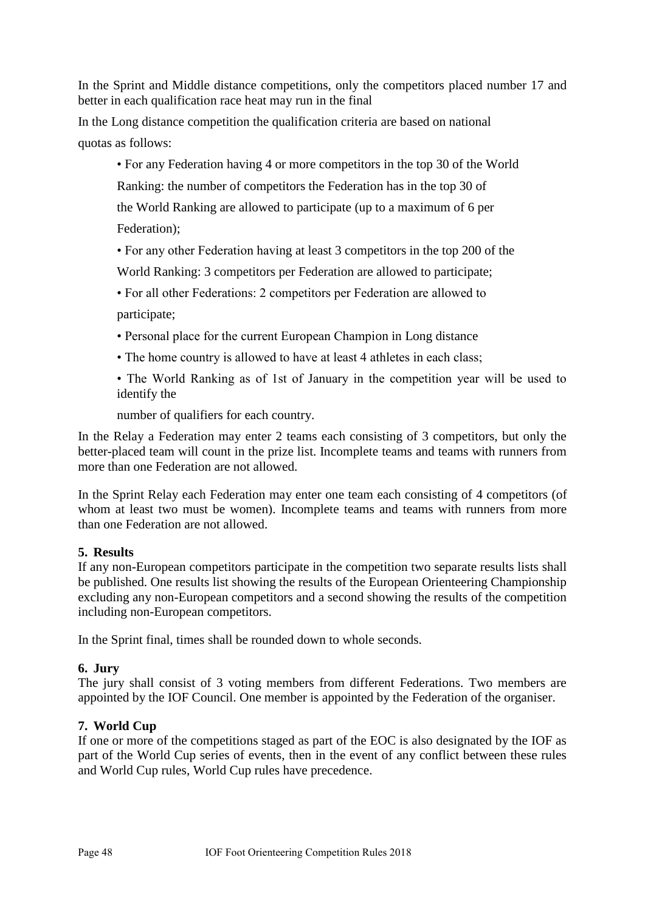In the Sprint and Middle distance competitions, only the competitors placed number 17 and better in each qualification race heat may run in the final

In the Long distance competition the qualification criteria are based on national quotas as follows:

- For any Federation having 4 or more competitors in the top 30 of the World Ranking: the number of competitors the Federation has in the top 30 of the World Ranking are allowed to participate (up to a maximum of 6 per Federation);
- For any other Federation having at least 3 competitors in the top 200 of the World Ranking: 3 competitors per Federation are allowed to participate;
- For all other Federations: 2 competitors per Federation are allowed to participate;
- Personal place for the current European Champion in Long distance
- The home country is allowed to have at least 4 athletes in each class;
- The World Ranking as of 1st of January in the competition year will be used to identify the number of qualifiers for each country.

In the Relay a Federation may enter 2 teams each consisting of 3 competitors, but only the better-placed team will count in the prize list. Incomplete teams and teams with runners from more than one Federation are not allowed.

In the Sprint Relay each Federation may enter one team each consisting of 4 competitors (of whom at least two must be women). Incomplete teams and teams with runners from more than one Federation are not allowed.

### 5. Results

If any non-European competitors participate in the competition two separate results lists shall be published. One results list showing the results of the European Orienteering Championship excluding any non-European competitors and a second showing the results of the competition including non-European competitors.

In the Sprint final, times shall be rounded down to whole seconds.

### 6. Jury

The jury shall consist of 3 voting members from different Federations. Two members are appointed by the IOF Council. One member is appointed by the Federation of the organiser.

### 7. World Cup

If one or more of the competitions staged as part of the EOC is also designated by the IOF as part of the World Cup series of events, then in the event of any conflict between these rules and World Cup rules, World Cup rules have precedence.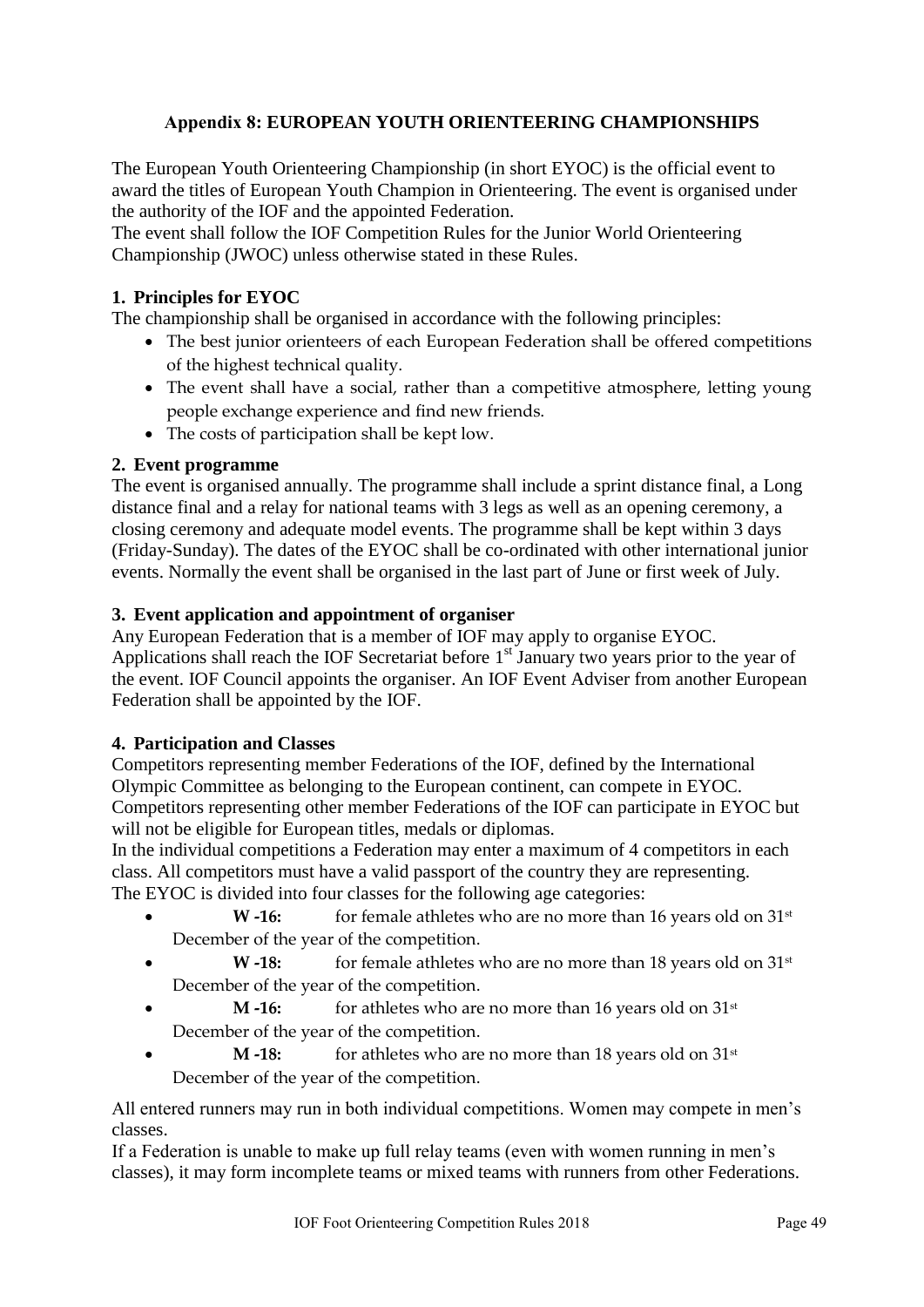# Appendix 8: EUROPEAN YOUTH ORIENTEERING CHAMPIONSHIPS

The European Youth Orienteering Championship (in short EYOC) is the official event to award the titles of European Youth Champion in Orienteering. The event is organised under the authority of the IOF and the appointed Federation.

The event shall follow the IOF Competition Rules for the Junior World Orienteering Championship (JWOC) unless otherwise stated in these Rules.

## 1. Principles for EYOC

The championship shall be organised in accordance with the following principles:

- The best junior orienteers of each European Federation shall be offered competitions of the highest technical quality.
- The event shall have a social, rather than a competitive atmosphere, letting young people exchange experience and find new friends.
- The costs of participation shall be kept low.

## 2. Event programme

The event is organised annually. The programme shall include a sprint distance final, a Long distance final and a relay for national teams with 3 legs as well as an opening ceremony, a closing ceremony and adequate model events. The programme shall be kept within 3 days (Friday-Sunday). The dates of the EYOC shall be co-ordinated with other international junior events. Normally the event shall be organised in the last part of June or first week of July.

## 3. Event application and appointment of organiser

Any European Federation that is a member of IOF may apply to organise EYOC. Applications shall reach the IOF Secretariat before 1st January two years prior to the year of the event. IOF Council appoints the organiser. An IOF Event Adviser from another European Federation shall be appointed by the IOF.

## 4. Participation and Classes

Competitors representing member Federations of the IOF, defined by the International Olympic Committee as belonging to the European continent, can compete in EYOC. Competitors representing other member Federations of the IOF can participate in EYOC but will not be eligible for European titles, medals or diplomas.

In the individual competitions a Federation may enter a maximum of 4 competitors in each class. All competitors must have a valid passport of the country they are representing.

The EYOC is divided into four classes for the following age categories:

- **W -16:** for female athletes who are no more than 16 years old on 31st December of the year of the competition.
- **W -18:** for female athletes who are no more than 18 years old on 31st December of the year of the competition.
- **M -16:** for athletes who are no more than 16 years old on 31st December of the year of the competition.
- **M -18:** for athletes who are no more than 18 years old on 31st December of the year of the competition.

All entered runners may run in both individual competitions. Women may compete in men's classes.

If a Federation is unable to make up full relay teams (even with women running in men's classes), it may form incomplete teams or mixed teams with runners from other Federations.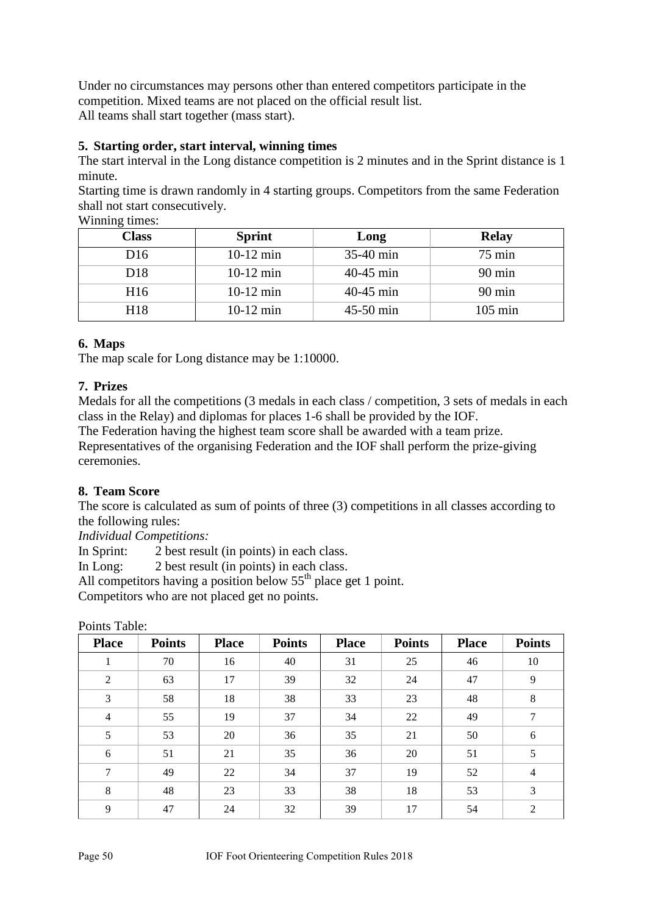Under no circumstances may persons other than entered competitors participate in the competition. Mixed teams are not placed on the official result list.
All teams shall start together (mass start).

## 5. Starting order, start interval, winning times

The start interval in the Long distance competition is 2 minutes and in the Sprint distance is 1 minute.
Starting time is drawn randomly in 4 starting groups. Competitors from the same Federation shall not start consecutively.
Winning times:

| Class | Sprint | Long | Relay |
|---|---|---|---|
| D16 | 10-12 min | 35-40 min | 75 min |
| D18 | 10-12 min | 40-45 min | 90 min |
| H16 | 10-12 min | 40-45 min | 90 min |
| H18 | 10-12 min | 45-50 min | 105 min |

## 6. Maps

The map scale for Long distance may be 1:10000.

## 7. Prizes

Medals for all the competitions (3 medals in each class / competition, 3 sets of medals in each class in the Relay) and diplomas for places 1-6 shall be provided by the IOF.
The Federation having the highest team score shall be awarded with a team prize.
Representatives of the organising Federation and the IOF shall perform the prize-giving ceremonies.

## 8. Team Score

The score is calculated as sum of points of three (3) competitions in all classes according to the following rules:
*Individual Competitions:*
In Sprint: 2 best result (in points) in each class.
In Long: 2 best result (in points) in each class.
All competitors having a position below 55th place get 1 point.
Competitors who are not placed get no points.

Points Table:

| Place | Points | Place | Points | Place | Points | Place | Points |
|---|---|---|---|---|---|---|---|
| 1 | 70 | 16 | 40 | 31 | 25 | 46 | 10 |
| 2 | 63 | 17 | 39 | 32 | 24 | 47 | 9 |
| 3 | 58 | 18 | 38 | 33 | 23 | 48 | 8 |
| 4 | 55 | 19 | 37 | 34 | 22 | 49 | 7 |
| 5 | 53 | 20 | 36 | 35 | 21 | 50 | 6 |
| 6 | 51 | 21 | 35 | 36 | 20 | 51 | 5 |
| 7 | 49 | 22 | 34 | 37 | 19 | 52 | 4 |
| 8 | 48 | 23 | 33 | 38 | 18 | 53 | 3 |
| 9 | 47 | 24 | 32 | 39 | 17 | 54 | 2 |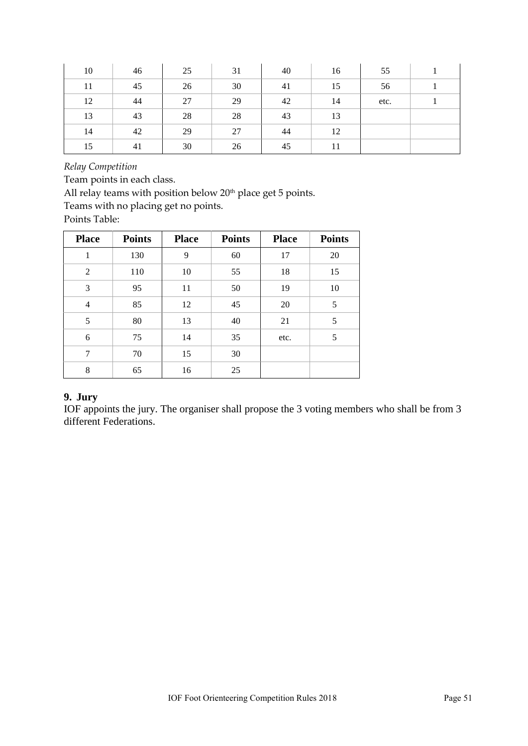| 10 | 46 | 25 | 31 | 40 | 16 | 55 | 1 |
|---|---|---|---|---|---|---|---|
| 11 | 45 | 26 | 30 | 41 | 15 | 56 | 1 |
| 12 | 44 | 27 | 29 | 42 | 14 | etc. | 1 |
| 13 | 43 | 28 | 28 | 43 | 13 | | |
| 14 | 42 | 29 | 27 | 44 | 12 | | |
| 15 | 41 | 30 | 26 | 45 | 11 | | |

*Relay Competition*

Team points in each class.

All relay teams with position below 20th place get 5 points.

Teams with no placing get no points.

Points Table:

| Place | Points | Place | Points | Place | Points |
|---|---|---|---|---|---|
| 1 | 130 | 9 | 60 | 17 | 20 |
| 2 | 110 | 10 | 55 | 18 | 15 |
| 3 | 95 | 11 | 50 | 19 | 10 |
| 4 | 85 | 12 | 45 | 20 | 5 |
| 5 | 80 | 13 | 40 | 21 | 5 |
| 6 | 75 | 14 | 35 | etc. | 5 |
| 7 | 70 | 15 | 30 | | |
| 8 | 65 | 16 | 25 | | |

## 9. Jury

IOF appoints the jury. The organiser shall propose the 3 voting members who shall be from 3 different Federations.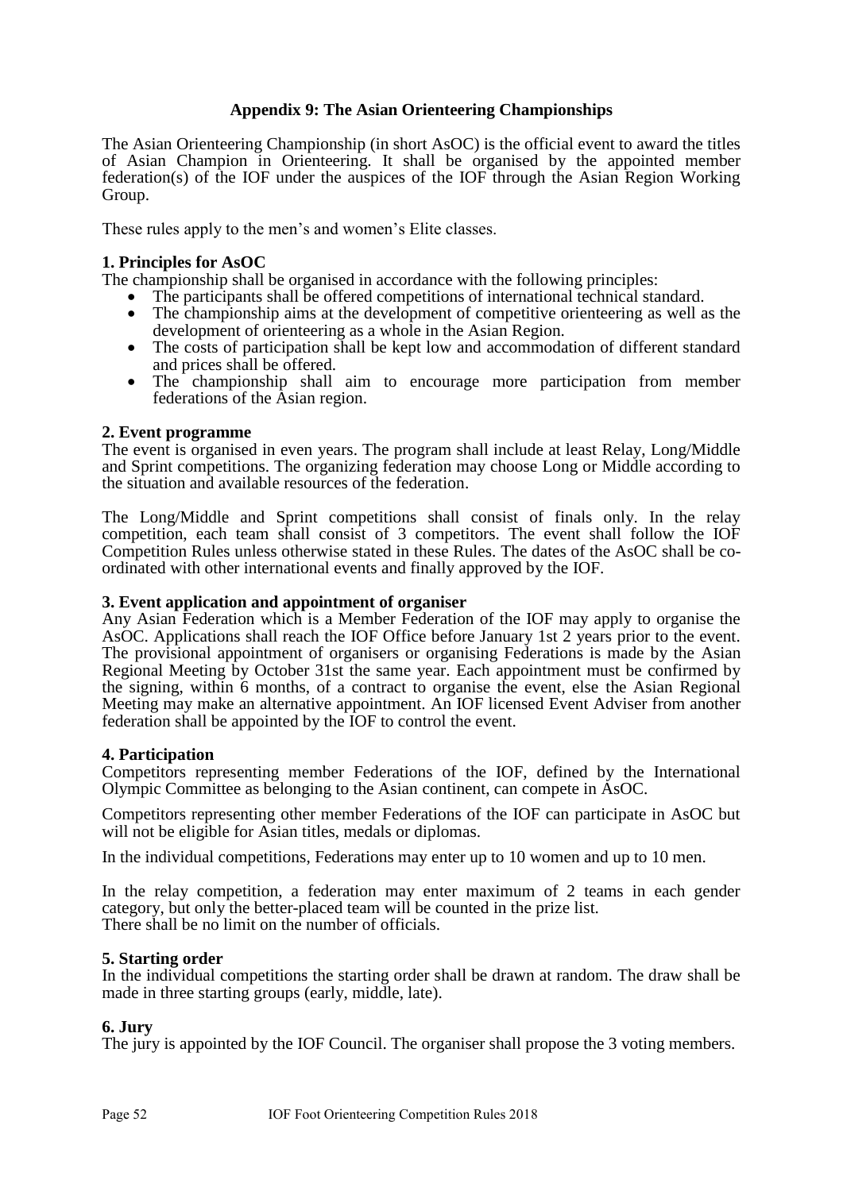## Appendix 9: The Asian Orienteering Championships

The Asian Orienteering Championship (in short AsOC) is the official event to award the titles of Asian Champion in Orienteering. It shall be organised by the appointed member federation(s) of the IOF under the auspices of the IOF through the Asian Region Working Group.

These rules apply to the men's and women's Elite classes.

### 1. Principles for AsOC

The championship shall be organised in accordance with the following principles:

- The participants shall be offered competitions of international technical standard.
- The championship aims at the development of competitive orienteering as well as the development of orienteering as a whole in the Asian Region.
- The costs of participation shall be kept low and accommodation of different standard and prices shall be offered.
- The championship shall aim to encourage more participation from member federations of the Asian region.

### 2. Event programme

The event is organised in even years. The program shall include at least Relay, Long/Middle and Sprint competitions. The organizing federation may choose Long or Middle according to the situation and available resources of the federation.

The Long/Middle and Sprint competitions shall consist of finals only. In the relay competition, each team shall consist of 3 competitors. The event shall follow the IOF Competition Rules unless otherwise stated in these Rules. The dates of the AsOC shall be co-ordinated with other international events and finally approved by the IOF.

### 3. Event application and appointment of organiser

Any Asian Federation which is a Member Federation of the IOF may apply to organise the AsOC. Applications shall reach the IOF Office before January 1st 2 years prior to the event. The provisional appointment of organisers or organising Federations is made by the Asian Regional Meeting by October 31st the same year. Each appointment must be confirmed by the signing, within 6 months, of a contract to organise the event, else the Asian Regional Meeting may make an alternative appointment. An IOF licensed Event Adviser from another federation shall be appointed by the IOF to control the event.

### 4. Participation

Competitors representing member Federations of the IOF, defined by the International Olympic Committee as belonging to the Asian continent, can compete in AsOC.

Competitors representing other member Federations of the IOF can participate in AsOC but will not be eligible for Asian titles, medals or diplomas.

In the individual competitions, Federations may enter up to 10 women and up to 10 men.

In the relay competition, a federation may enter maximum of 2 teams in each gender category, but only the better-placed team will be counted in the prize list.
There shall be no limit on the number of officials.

### 5. Starting order

In the individual competitions the starting order shall be drawn at random. The draw shall be made in three starting groups (early, middle, late).

### 6. Jury

The jury is appointed by the IOF Council. The organiser shall propose the 3 voting members.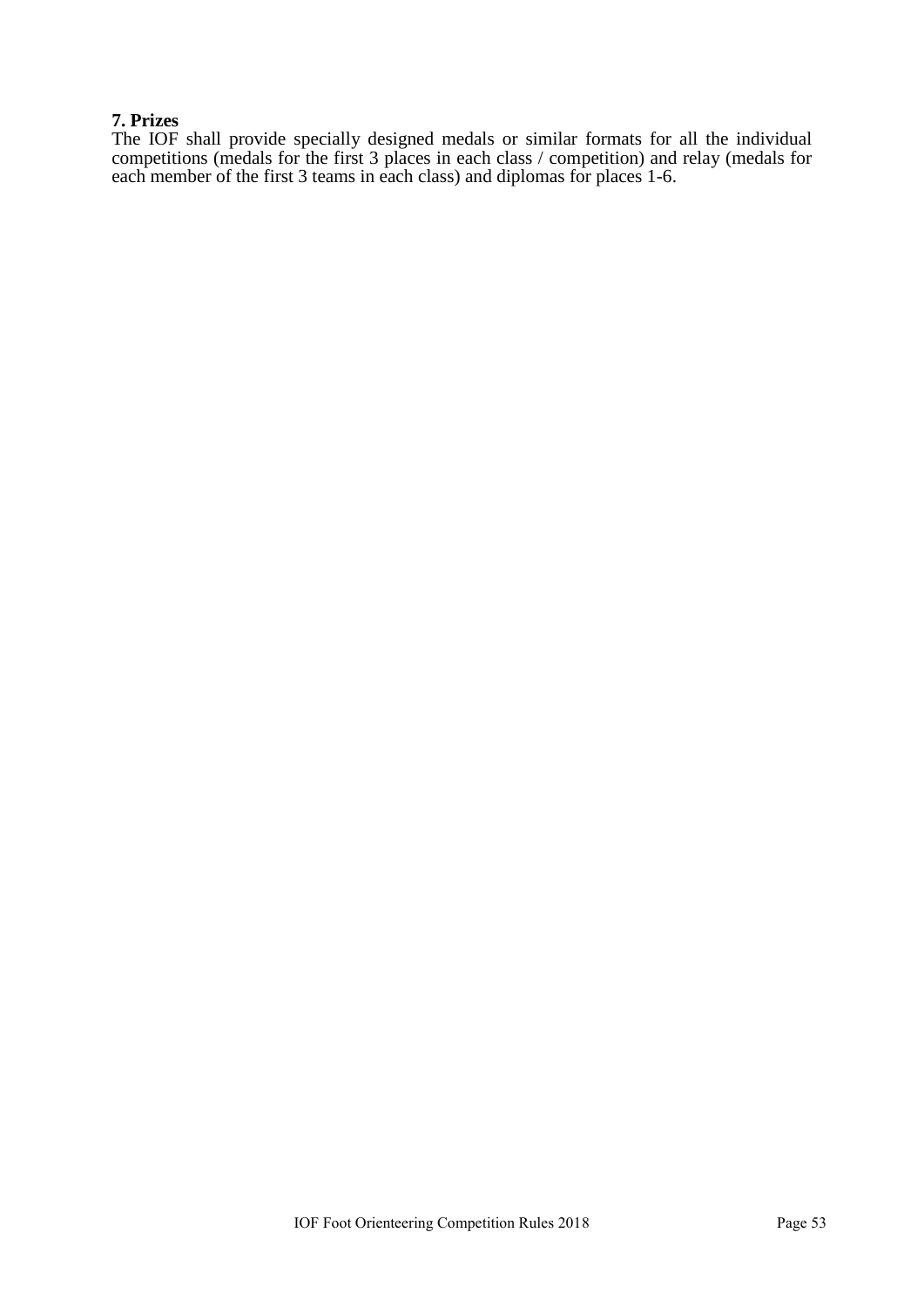**7. Prizes**

The IOF shall provide specially designed medals or similar formats for all the individual competitions (medals for the first 3 places in each class / competition) and relay (medals for each member of the first 3 teams in each class) and diplomas for places 1-6.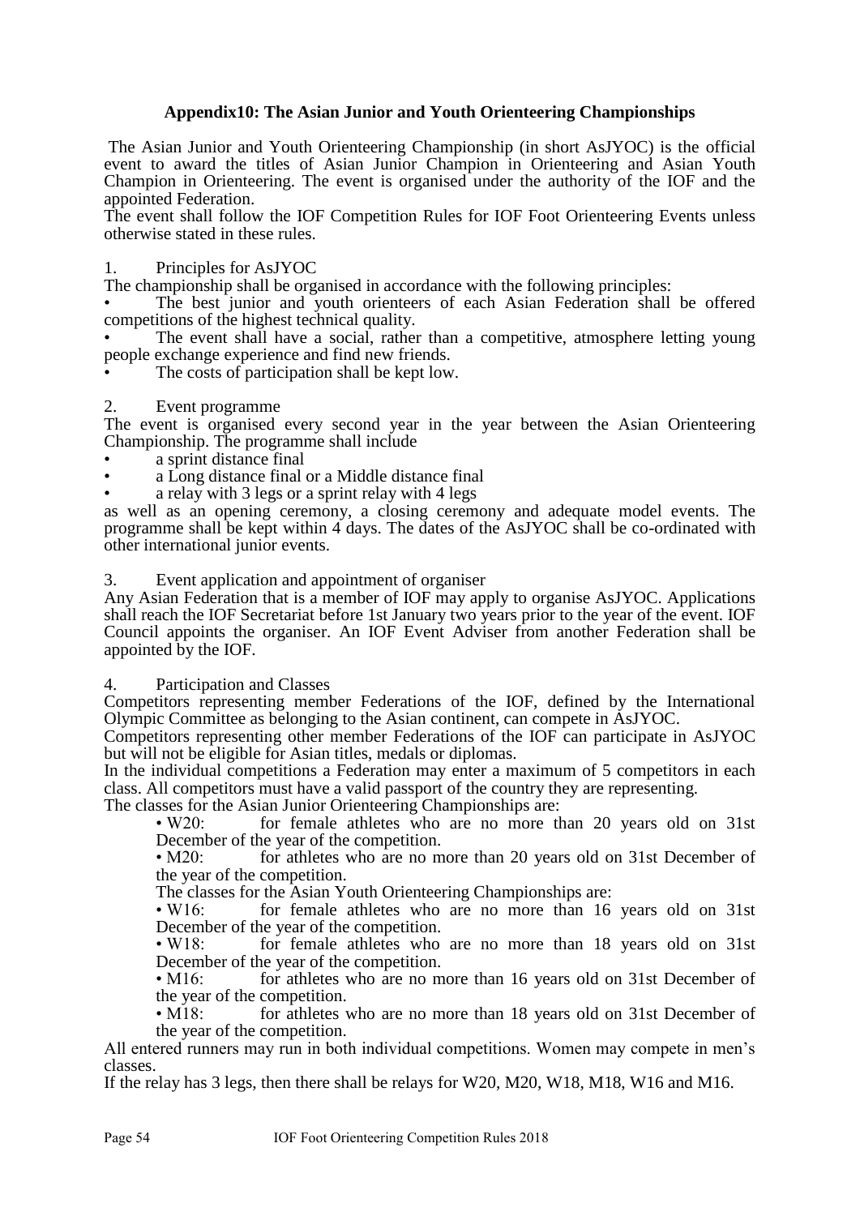# Appendix10: The Asian Junior and Youth Orienteering Championships

The Asian Junior and Youth Orienteering Championship (in short AsJYOC) is the official event to award the titles of Asian Junior Champion in Orienteering and Asian Youth Champion in Orienteering. The event is organised under the authority of the IOF and the appointed Federation.

The event shall follow the IOF Competition Rules for IOF Foot Orienteering Events unless otherwise stated in these rules.

## 1. Principles for AsJYOC

The championship shall be organised in accordance with the following principles:

- The best junior and youth orienteers of each Asian Federation shall be offered competitions of the highest technical quality.
- The event shall have a social, rather than a competitive, atmosphere letting young people exchange experience and find new friends.
- The costs of participation shall be kept low.

## 2. Event programme

The event is organised every second year in the year between the Asian Orienteering Championship. The programme shall include

- a sprint distance final
- a Long distance final or a Middle distance final
- a relay with 3 legs or a sprint relay with 4 legs

as well as an opening ceremony, a closing ceremony and adequate model events. The programme shall be kept within 4 days. The dates of the AsJYOC shall be co-ordinated with other international junior events.

## 3. Event application and appointment of organiser

Any Asian Federation that is a member of IOF may apply to organise AsJYOC. Applications shall reach the IOF Secretariat before 1st January two years prior to the year of the event. IOF Council appoints the organiser. An IOF Event Adviser from another Federation shall be appointed by the IOF.

## 4. Participation and Classes

Competitors representing member Federations of the IOF, defined by the International Olympic Committee as belonging to the Asian continent, can compete in AsJYOC.

Competitors representing other member Federations of the IOF can participate in AsJYOC but will not be eligible for Asian titles, medals or diplomas.

In the individual competitions a Federation may enter a maximum of 5 competitors in each class. All competitors must have a valid passport of the country they are representing.

The classes for the Asian Junior Orienteering Championships are:

- W20: for female athletes who are no more than 20 years old on 31st December of the year of the competition.
- M20: for athletes who are no more than 20 years old on 31st December of the year of the competition.

The classes for the Asian Youth Orienteering Championships are:

- W16: for female athletes who are no more than 16 years old on 31st December of the year of the competition.
- W18: for female athletes who are no more than 18 years old on 31st December of the year of the competition.
- M16: for athletes who are no more than 16 years old on 31st December of the year of the competition.
- M18: for athletes who are no more than 18 years old on 31st December of the year of the competition.

All entered runners may run in both individual competitions. Women may compete in men's classes.

If the relay has 3 legs, then there shall be relays for W20, M20, W18, M18, W16 and M16.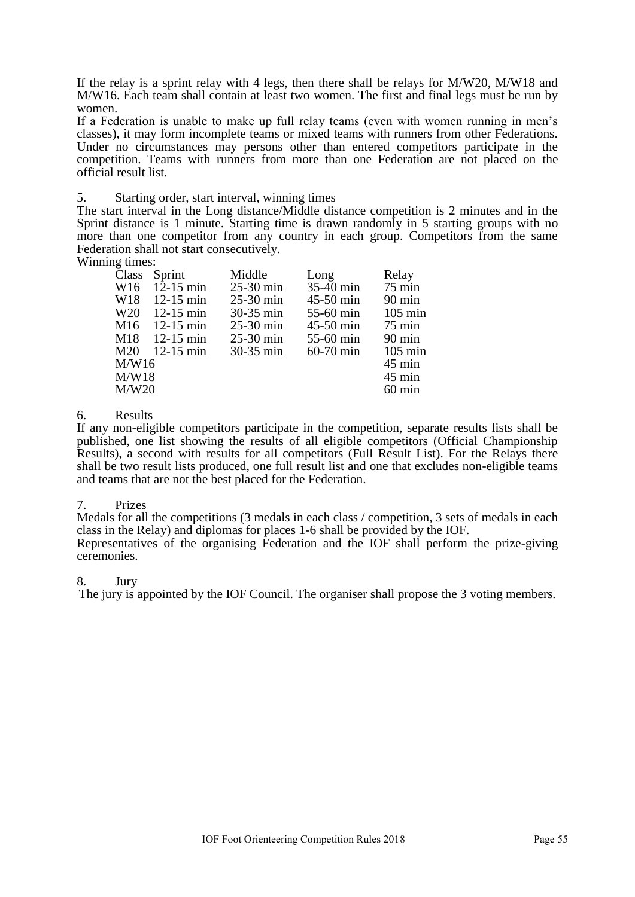If the relay is a sprint relay with 4 legs, then there shall be relays for M/W20, M/W18 and M/W16. Each team shall contain at least two women. The first and final legs must be run by women.

If a Federation is unable to make up full relay teams (even with women running in men's classes), it may form incomplete teams or mixed teams with runners from other Federations. Under no circumstances may persons other than entered competitors participate in the competition. Teams with runners from more than one Federation are not placed on the official result list.

5. Starting order, start interval, winning times

The start interval in the Long distance/Middle distance competition is 2 minutes and in the Sprint distance is 1 minute. Starting time is drawn randomly in 5 starting groups with no more than one competitor from any country in each group. Competitors from the same Federation shall not start consecutively.

Winning times:

| Class | Sprint | Middle | Long | Relay |
|---|---|---|---|---|
| W16 | 12-15 min | 25-30 min | 35-40 min | 75 min |
| W18 | 12-15 min | 25-30 min | 45-50 min | 90 min |
| W20 | 12-15 min | 30-35 min | 55-60 min | 105 min |
| M16 | 12-15 min | 25-30 min | 45-50 min | 75 min |
| M18 | 12-15 min | 25-30 min | 55-60 min | 90 min |
| M20 | 12-15 min | 30-35 min | 60-70 min | 105 min |
| M/W16 | | | | 45 min |
| M/W18 | | | | 45 min |
| M/W20 | | | | 60 min |

6. Results

If any non-eligible competitors participate in the competition, separate results lists shall be published, one list showing the results of all eligible competitors (Official Championship Results), a second with results for all competitors (Full Result List). For the Relays there shall be two result lists produced, one full result list and one that excludes non-eligible teams and teams that are not the best placed for the Federation.

7. Prizes

Medals for all the competitions (3 medals in each class / competition, 3 sets of medals in each class in the Relay) and diplomas for places 1-6 shall be provided by the IOF.

Representatives of the organising Federation and the IOF shall perform the prize-giving ceremonies.

8. Jury

The jury is appointed by the IOF Council. The organiser shall propose the 3 voting members.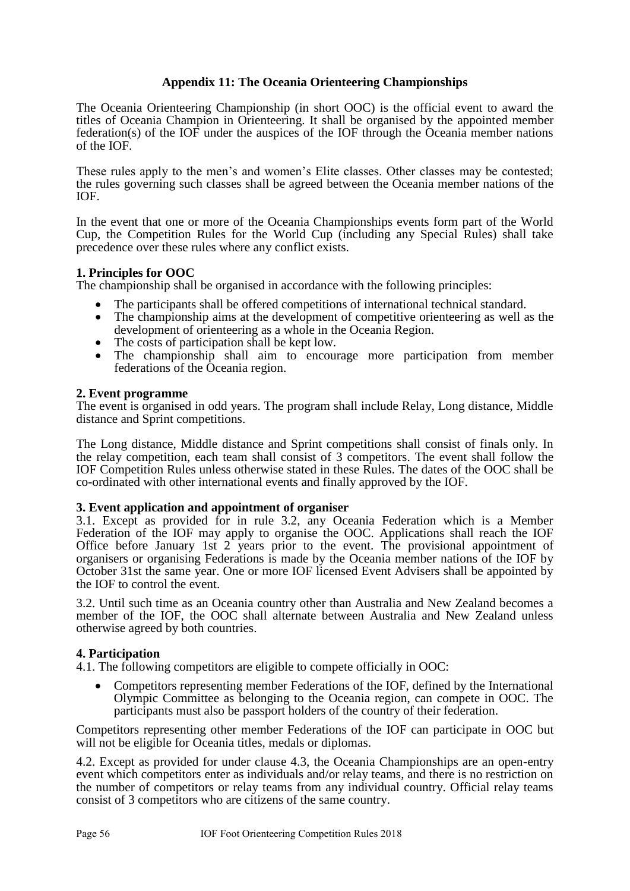## Appendix 11: The Oceania Orienteering Championships

The Oceania Orienteering Championship (in short OOC) is the official event to award the titles of Oceania Champion in Orienteering. It shall be organised by the appointed member federation(s) of the IOF under the auspices of the IOF through the Oceania member nations of the IOF.

These rules apply to the men's and women's Elite classes. Other classes may be contested; the rules governing such classes shall be agreed between the Oceania member nations of the IOF.

In the event that one or more of the Oceania Championships events form part of the World Cup, the Competition Rules for the World Cup (including any Special Rules) shall take precedence over these rules where any conflict exists.

### 1. Principles for OOC

The championship shall be organised in accordance with the following principles:

- The participants shall be offered competitions of international technical standard.
- The championship aims at the development of competitive orienteering as well as the development of orienteering as a whole in the Oceania Region.
- The costs of participation shall be kept low.
- The championship shall aim to encourage more participation from member federations of the Oceania region.

### 2. Event programme

The event is organised in odd years. The program shall include Relay, Long distance, Middle distance and Sprint competitions.

The Long distance, Middle distance and Sprint competitions shall consist of finals only. In the relay competition, each team shall consist of 3 competitors. The event shall follow the IOF Competition Rules unless otherwise stated in these Rules. The dates of the OOC shall be co-ordinated with other international events and finally approved by the IOF.

### 3. Event application and appointment of organiser

3.1. Except as provided for in rule 3.2, any Oceania Federation which is a Member Federation of the IOF may apply to organise the OOC. Applications shall reach the IOF Office before January 1st 2 years prior to the event. The provisional appointment of organisers or organising Federations is made by the Oceania member nations of the IOF by October 31st the same year. One or more IOF licensed Event Advisers shall be appointed by the IOF to control the event.

3.2. Until such time as an Oceania country other than Australia and New Zealand becomes a member of the IOF, the OOC shall alternate between Australia and New Zealand unless otherwise agreed by both countries.

### 4. Participation

4.1. The following competitors are eligible to compete officially in OOC:

- Competitors representing member Federations of the IOF, defined by the International Olympic Committee as belonging to the Oceania region, can compete in OOC. The participants must also be passport holders of the country of their federation.

Competitors representing other member Federations of the IOF can participate in OOC but will not be eligible for Oceania titles, medals or diplomas.

4.2. Except as provided for under clause 4.3, the Oceania Championships are an open-entry event which competitors enter as individuals and/or relay teams, and there is no restriction on the number of competitors or relay teams from any individual country. Official relay teams consist of 3 competitors who are citizens of the same country.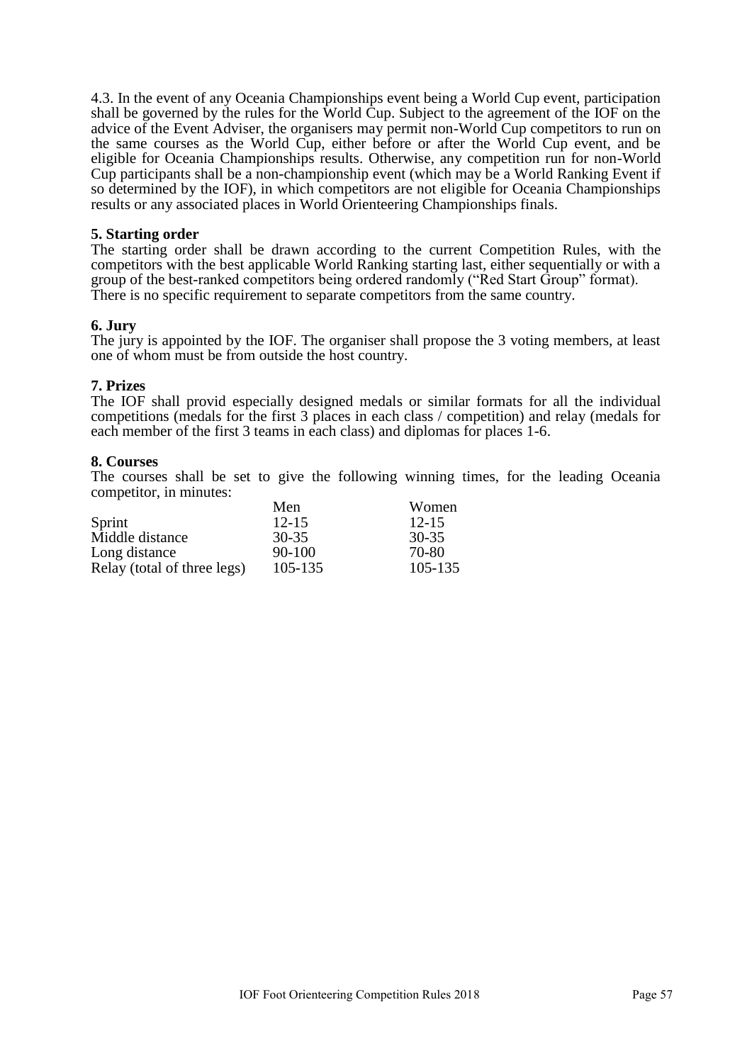4.3. In the event of any Oceania Championships event being a World Cup event, participation shall be governed by the rules for the World Cup. Subject to the agreement of the IOF on the advice of the Event Adviser, the organisers may permit non-World Cup competitors to run on the same courses as the World Cup, either before or after the World Cup event, and be eligible for Oceania Championships results. Otherwise, any competition run for non-World Cup participants shall be a non-championship event (which may be a World Ranking Event if so determined by the IOF), in which competitors are not eligible for Oceania Championships results or any associated places in World Orienteering Championships finals.

**5. Starting order**

The starting order shall be drawn according to the current Competition Rules, with the competitors with the best applicable World Ranking starting last, either sequentially or with a group of the best-ranked competitors being ordered randomly ("Red Start Group" format).
There is no specific requirement to separate competitors from the same country.

**6. Jury**

The jury is appointed by the IOF. The organiser shall propose the 3 voting members, at least one of whom must be from outside the host country.

**7. Prizes**

The IOF shall provid especially designed medals or similar formats for all the individual competitions (medals for the first 3 places in each class / competition) and relay (medals for each member of the first 3 teams in each class) and diplomas for places 1-6.

**8. Courses**

The courses shall be set to give the following winning times, for the leading Oceania competitor, in minutes:

| | Men | Women |
|---|---|---|
| Sprint | 12-15 | 12-15 |
| Middle distance | 30-35 | 30-35 |
| Long distance | 90-100 | 70-80 |
| Relay (total of three legs) | 105-135 | 105-135 |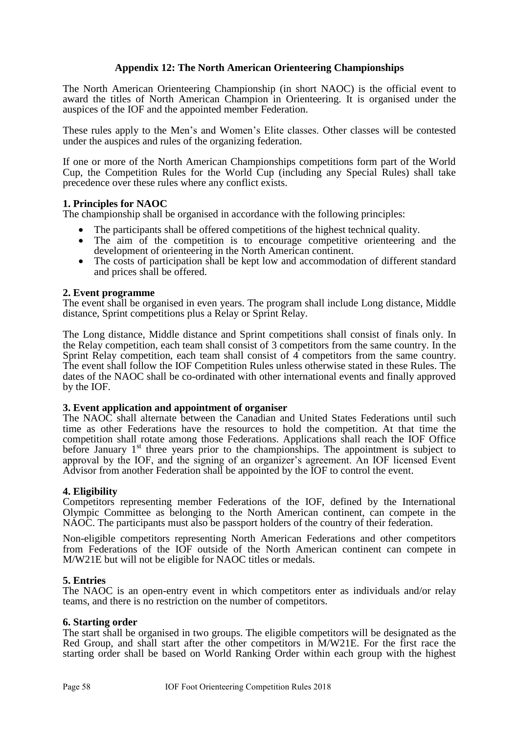## Appendix 12: The North American Orienteering Championships

The North American Orienteering Championship (in short NAOC) is the official event to award the titles of North American Champion in Orienteering. It is organised under the auspices of the IOF and the appointed member Federation.

These rules apply to the Men's and Women's Elite classes. Other classes will be contested under the auspices and rules of the organizing federation.

If one or more of the North American Championships competitions form part of the World Cup, the Competition Rules for the World Cup (including any Special Rules) shall take precedence over these rules where any conflict exists.

### 1. Principles for NAOC

The championship shall be organised in accordance with the following principles:

- The participants shall be offered competitions of the highest technical quality.
- The aim of the competition is to encourage competitive orienteering and the development of orienteering in the North American continent.
- The costs of participation shall be kept low and accommodation of different standard and prices shall be offered.

### 2. Event programme

The event shall be organised in even years. The program shall include Long distance, Middle distance, Sprint competitions plus a Relay or Sprint Relay.

The Long distance, Middle distance and Sprint competitions shall consist of finals only. In the Relay competition, each team shall consist of 3 competitors from the same country. In the Sprint Relay competition, each team shall consist of 4 competitors from the same country. The event shall follow the IOF Competition Rules unless otherwise stated in these Rules. The dates of the NAOC shall be co-ordinated with other international events and finally approved by the IOF.

### 3. Event application and appointment of organiser

The NAOC shall alternate between the Canadian and United States Federations until such time as other Federations have the resources to hold the competition. At that time the competition shall rotate among those Federations. Applications shall reach the IOF Office before January 1st three years prior to the championships. The appointment is subject to approval by the IOF, and the signing of an organizer's agreement. An IOF licensed Event Advisor from another Federation shall be appointed by the IOF to control the event.

### 4. Eligibility

Competitors representing member Federations of the IOF, defined by the International Olympic Committee as belonging to the North American continent, can compete in the NAOC. The participants must also be passport holders of the country of their federation.

Non-eligible competitors representing North American Federations and other competitors from Federations of the IOF outside of the North American continent can compete in M/W21E but will not be eligible for NAOC titles or medals.

### 5. Entries

The NAOC is an open-entry event in which competitors enter as individuals and/or relay teams, and there is no restriction on the number of competitors.

### 6. Starting order

The start shall be organised in two groups. The eligible competitors will be designated as the Red Group, and shall start after the other competitors in M/W21E. For the first race the starting order shall be based on World Ranking Order within each group with the highest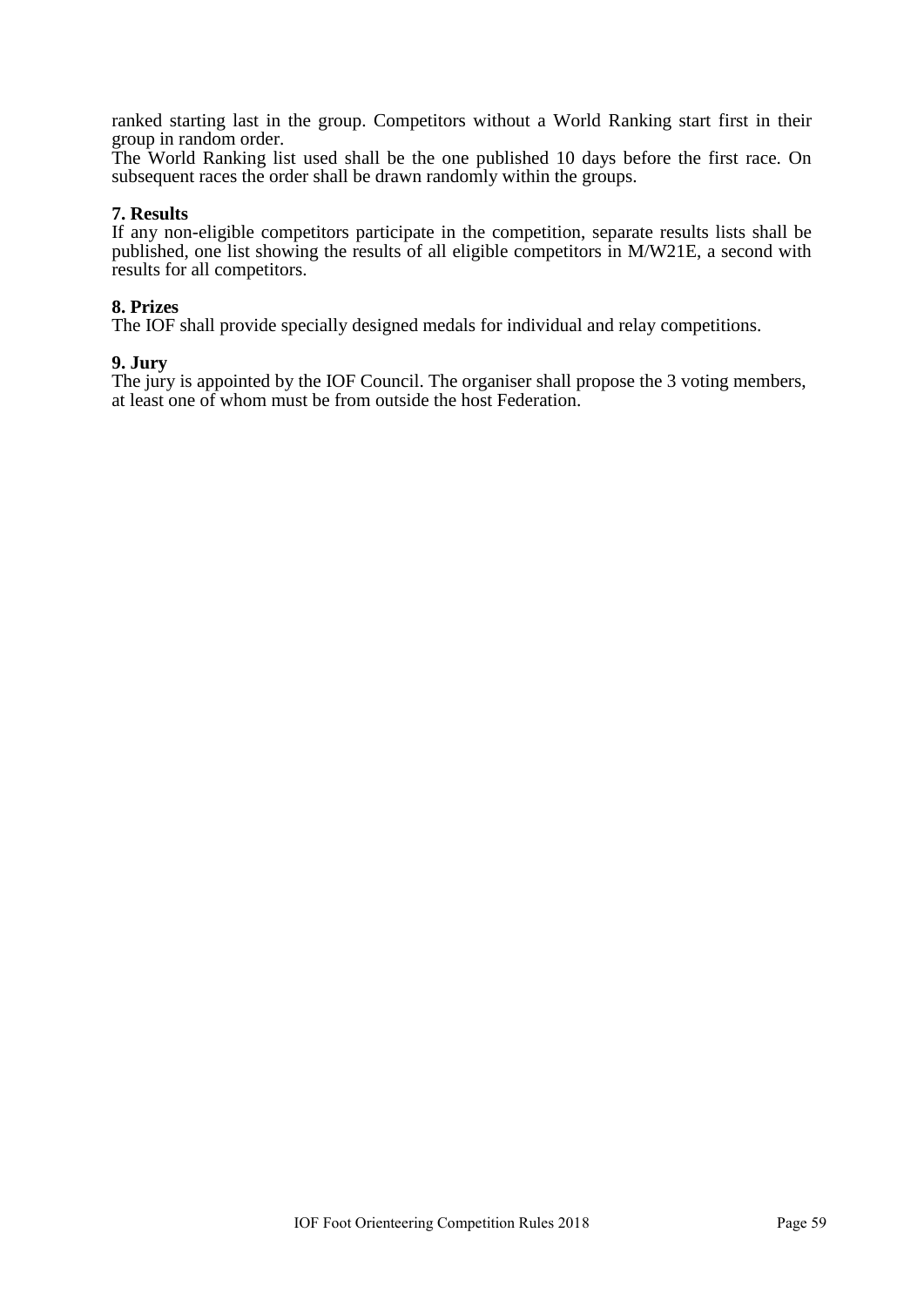ranked starting last in the group. Competitors without a World Ranking start first in their group in random order.
The World Ranking list used shall be the one published 10 days before the first race. On subsequent races the order shall be drawn randomly within the groups.

**7. Results**
If any non-eligible competitors participate in the competition, separate results lists shall be published, one list showing the results of all eligible competitors in M/W21E, a second with results for all competitors.

**8. Prizes**
The IOF shall provide specially designed medals for individual and relay competitions.

**9. Jury**
The jury is appointed by the IOF Council. The organiser shall propose the 3 voting members, at least one of whom must be from outside the host Federation.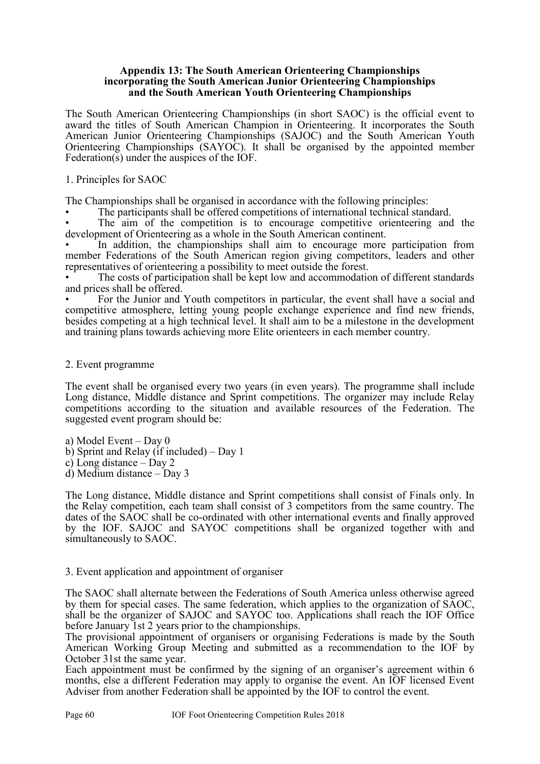**Appendix 13: The South American Orienteering Championships incorporating the South American Junior Orienteering Championships and the South American Youth Orienteering Championships**

The South American Orienteering Championships (in short SAOC) is the official event to award the titles of South American Champion in Orienteering. It incorporates the South American Junior Orienteering Championships (SAJOC) and the South American Youth Orienteering Championships (SAYOC). It shall be organised by the appointed member Federation(s) under the auspices of the IOF.

1. Principles for SAOC

The Championships shall be organised in accordance with the following principles:

- The participants shall be offered competitions of international technical standard.
- The aim of the competition is to encourage competitive orienteering and the development of Orienteering as a whole in the South American continent.
- In addition, the championships shall aim to encourage more participation from member Federations of the South American region giving competitors, leaders and other representatives of orienteering a possibility to meet outside the forest.
- The costs of participation shall be kept low and accommodation of different standards and prices shall be offered.
- For the Junior and Youth competitors in particular, the event shall have a social and competitive atmosphere, letting young people exchange experience and find new friends, besides competing at a high technical level. It shall aim to be a milestone in the development and training plans towards achieving more Elite orienteers in each member country.

2. Event programme

The event shall be organised every two years (in even years). The programme shall include Long distance, Middle distance and Sprint competitions. The organizer may include Relay competitions according to the situation and available resources of the Federation. The suggested event program should be:

a) Model Event – Day 0
b) Sprint and Relay (if included) – Day 1
c) Long distance – Day 2
d) Medium distance – Day 3

The Long distance, Middle distance and Sprint competitions shall consist of Finals only. In the Relay competition, each team shall consist of 3 competitors from the same country. The dates of the SAOC shall be co-ordinated with other international events and finally approved by the IOF. SAJOC and SAYOC competitions shall be organized together with and simultaneously to SAOC.

3. Event application and appointment of organiser

The SAOC shall alternate between the Federations of South America unless otherwise agreed by them for special cases. The same federation, which applies to the organization of SAOC, shall be the organizer of SAJOC and SAYOC too. Applications shall reach the IOF Office before January 1st 2 years prior to the championships.
The provisional appointment of organisers or organising Federations is made by the South American Working Group Meeting and submitted as a recommendation to the IOF by October 31st the same year.
Each appointment must be confirmed by the signing of an organiser's agreement within 6 months, else a different Federation may apply to organise the event. An IOF licensed Event Adviser from another Federation shall be appointed by the IOF to control the event.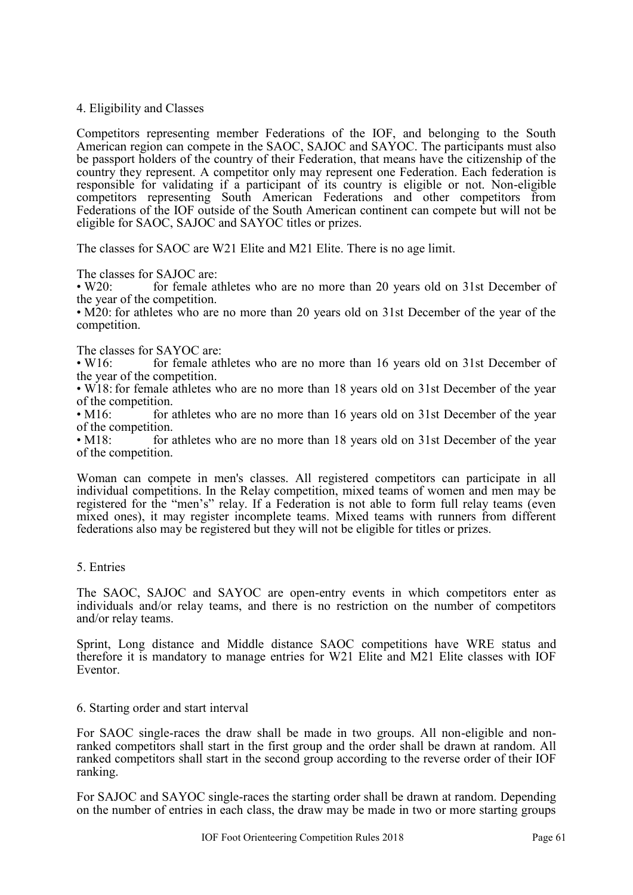## 4. Eligibility and Classes

Competitors representing member Federations of the IOF, and belonging to the South American region can compete in the SAOC, SAJOC and SAYOC. The participants must also be passport holders of the country of their Federation, that means have the citizenship of the country they represent. A competitor only may represent one Federation. Each federation is responsible for validating if a participant of its country is eligible or not. Non-eligible competitors representing South American Federations and other competitors from Federations of the IOF outside of the South American continent can compete but will not be eligible for SAOC, SAJOC and SAYOC titles or prizes.

The classes for SAOC are W21 Elite and M21 Elite. There is no age limit.

The classes for SAJOC are:

- W20: for female athletes who are no more than 20 years old on 31st December of the year of the competition.
- M20: for athletes who are no more than 20 years old on 31st December of the year of the competition.

The classes for SAYOC are:

- W16: for female athletes who are no more than 16 years old on 31st December of the year of the competition.
- W18: for female athletes who are no more than 18 years old on 31st December of the year of the competition.
- M16: for athletes who are no more than 16 years old on 31st December of the year of the competition.
- M18: for athletes who are no more than 18 years old on 31st December of the year of the competition.

Woman can compete in men's classes. All registered competitors can participate in all individual competitions. In the Relay competition, mixed teams of women and men may be registered for the "men's" relay. If a Federation is not able to form full relay teams (even mixed ones), it may register incomplete teams. Mixed teams with runners from different federations also may be registered but they will not be eligible for titles or prizes.

## 5. Entries

The SAOC, SAJOC and SAYOC are open-entry events in which competitors enter as individuals and/or relay teams, and there is no restriction on the number of competitors and/or relay teams.

Sprint, Long distance and Middle distance SAOC competitions have WRE status and therefore it is mandatory to manage entries for W21 Elite and M21 Elite classes with IOF Eventor.

## 6. Starting order and start interval

For SAOC single-races the draw shall be made in two groups. All non-eligible and non-ranked competitors shall start in the first group and the order shall be drawn at random. All ranked competitors shall start in the second group according to the reverse order of their IOF ranking.

For SAJOC and SAYOC single-races the starting order shall be drawn at random. Depending on the number of entries in each class, the draw may be made in two or more starting groups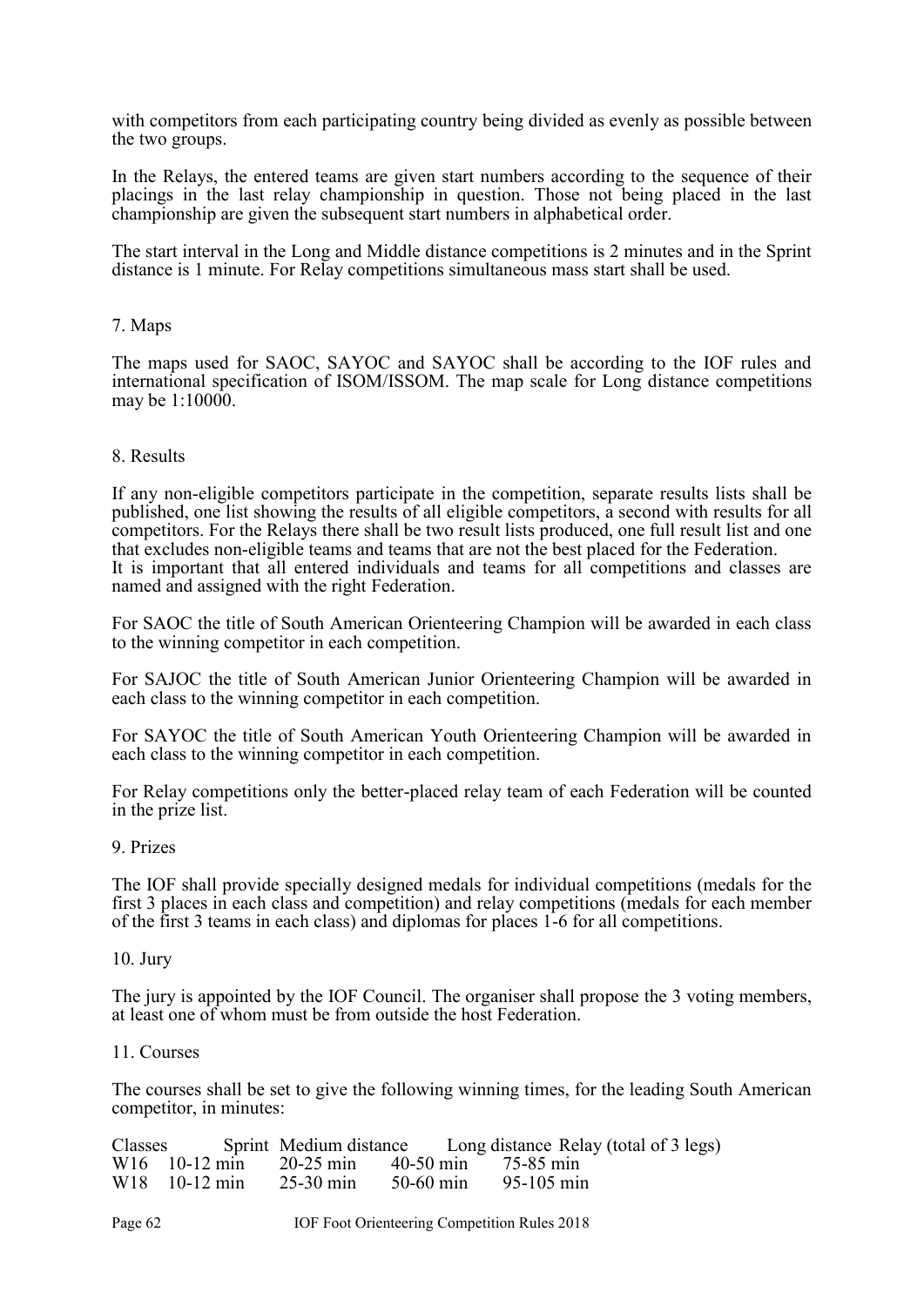with competitors from each participating country being divided as evenly as possible between the two groups.

In the Relays, the entered teams are given start numbers according to the sequence of their placings in the last relay championship in question. Those not being placed in the last championship are given the subsequent start numbers in alphabetical order.

The start interval in the Long and Middle distance competitions is 2 minutes and in the Sprint distance is 1 minute. For Relay competitions simultaneous mass start shall be used.

## 7. Maps

The maps used for SAOC, SAYOC and SAYOC shall be according to the IOF rules and international specification of ISOM/ISSOM. The map scale for Long distance competitions may be 1:10000.

## 8. Results

If any non-eligible competitors participate in the competition, separate results lists shall be published, one list showing the results of all eligible competitors, a second with results for all competitors. For the Relays there shall be two result lists produced, one full result list and one that excludes non-eligible teams and teams that are not the best placed for the Federation.
It is important that all entered individuals and teams for all competitions and classes are named and assigned with the right Federation.

For SAOC the title of South American Orienteering Champion will be awarded in each class to the winning competitor in each competition.

For SAJOC the title of South American Junior Orienteering Champion will be awarded in each class to the winning competitor in each competition.

For SAYOC the title of South American Youth Orienteering Champion will be awarded in each class to the winning competitor in each competition.

For Relay competitions only the better-placed relay team of each Federation will be counted in the prize list.

## 9. Prizes

The IOF shall provide specially designed medals for individual competitions (medals for the first 3 places in each class and competition) and relay competitions (medals for each member of the first 3 teams in each class) and diplomas for places 1-6 for all competitions.

## 10. Jury

The jury is appointed by the IOF Council. The organiser shall propose the 3 voting members, at least one of whom must be from outside the host Federation.

## 11. Courses

The courses shall be set to give the following winning times, for the leading South American competitor, in minutes:

| Classes | Sprint | Medium distance | Long distance | Relay (total of 3 legs) |
|---|---|---|---|---|
| W16 | 10-12 min | 20-25 min | 40-50 min | 75-85 min |
| W18 | 10-12 min | 25-30 min | 50-60 min | 95-105 min |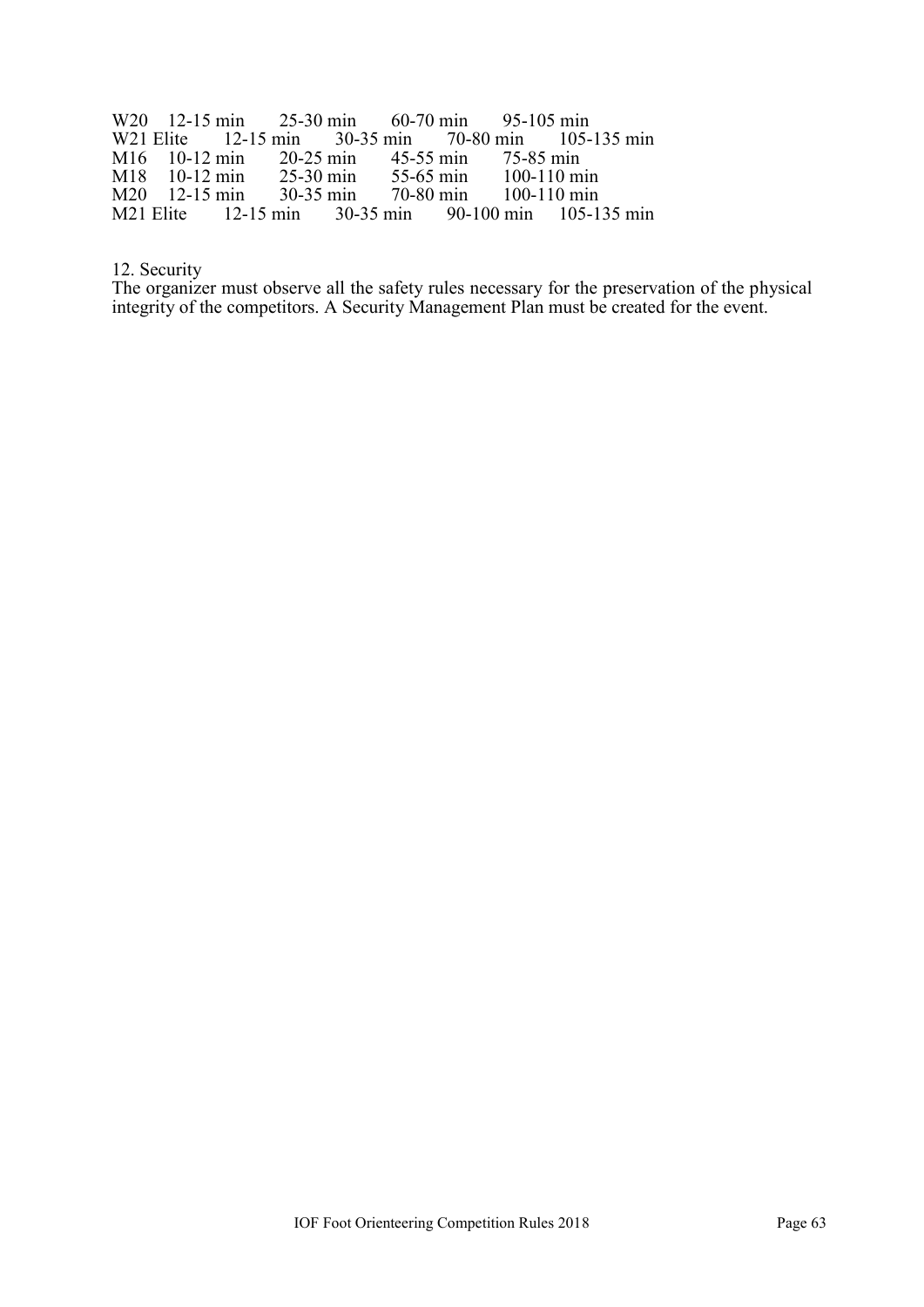| | | | | |
|---|---|---|---|---|
| W20 | 12-15 min | 25-30 min | 60-70 min | 95-105 min |
| W21 Elite | 12-15 min | 30-35 min | 70-80 min | 105-135 min |
| M16 | 10-12 min | 20-25 min | 45-55 min | 75-85 min |
| M18 | 10-12 min | 25-30 min | 55-65 min | 100-110 min |
| M20 | 12-15 min | 30-35 min | 70-80 min | 100-110 min |
| M21 Elite | 12-15 min | 30-35 min | 90-100 min | 105-135 min |

12. Security

The organizer must observe all the safety rules necessary for the preservation of the physical integrity of the competitors. A Security Management Plan must be created for the event.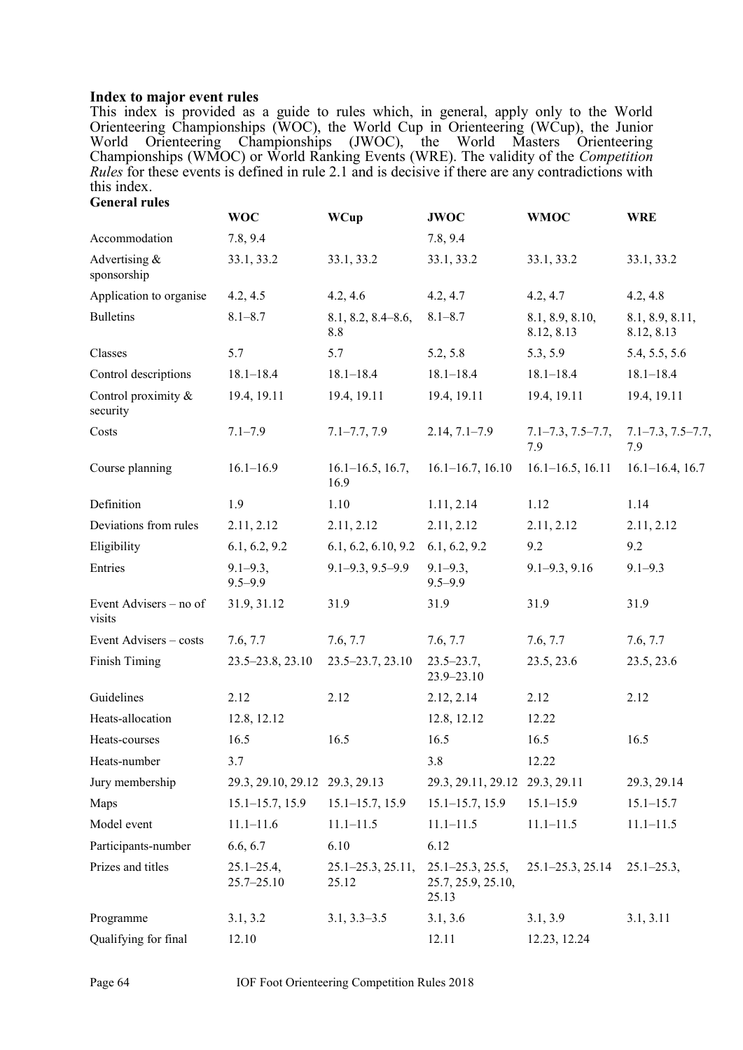**Index to major event rules**

This index is provided as a guide to rules which, in general, apply only to the World Orienteering Championships (WOC), the World Cup in Orienteering (WCup), the Junior World Orienteering Championships (JWOC), the World Masters Orienteering Championships (WMOC) or World Ranking Events (WRE). The validity of the *Competition Rules* for these events is defined in rule 2.1 and is decisive if there are any contradictions with this index.

**General rules**

| | **WOC** | **WCup** | **JWOC** | **WMOC** | **WRE** |
|---|---|---|---|---|---|
| Accommodation | 7.8, 9.4 | | 7.8, 9.4 | | |
| Advertising & sponsorship | 33.1, 33.2 | 33.1, 33.2 | 33.1, 33.2 | 33.1, 33.2 | 33.1, 33.2 |
| Application to organise | 4.2, 4.5 | 4.2, 4.6 | 4.2, 4.7 | 4.2, 4.7 | 4.2, 4.8 |
| Bulletins | 8.1–8.7 | 8.1, 8.2, 8.4–8.6, 8.8 | 8.1–8.7 | 8.1, 8.9, 8.10, 8.12, 8.13 | 8.1, 8.9, 8.11, 8.12, 8.13 |
| Classes | 5.7 | 5.7 | 5.2, 5.8 | 5.3, 5.9 | 5.4, 5.5, 5.6 |
| Control descriptions | 18.1–18.4 | 18.1–18.4 | 18.1–18.4 | 18.1–18.4 | 18.1–18.4 |
| Control proximity & security | 19.4, 19.11 | 19.4, 19.11 | 19.4, 19.11 | 19.4, 19.11 | 19.4, 19.11 |
| Costs | 7.1–7.9 | 7.1–7.7, 7.9 | 2.14, 7.1–7.9 | 7.1–7.3, 7.5–7.7, 7.9 | 7.1–7.3, 7.5–7.7, 7.9 |
| Course planning | 16.1–16.9 | 16.1–16.5, 16.7, 16.9 | 16.1–16.7, 16.10 | 16.1–16.5, 16.11 | 16.1–16.4, 16.7 |
| Definition | 1.9 | 1.10 | 1.11, 2.14 | 1.12 | 1.14 |
| Deviations from rules | 2.11, 2.12 | 2.11, 2.12 | 2.11, 2.12 | 2.11, 2.12 | 2.11, 2.12 |
| Eligibility | 6.1, 6.2, 9.2 | 6.1, 6.2, 6.10, 9.2 | 6.1, 6.2, 9.2 | 9.2 | 9.2 |
| Entries | 9.1–9.3, 9.5–9.9 | 9.1–9.3, 9.5–9.9 | 9.1–9.3, 9.5–9.9 | 9.1–9.3, 9.16 | 9.1–9.3 |
| Event Advisers – no of visits | 31.9, 31.12 | 31.9 | 31.9 | 31.9 | 31.9 |
| Event Advisers – costs | 7.6, 7.7 | 7.6, 7.7 | 7.6, 7.7 | 7.6, 7.7 | 7.6, 7.7 |
| Finish Timing | 23.5–23.8, 23.10 | 23.5–23.7, 23.10 | 23.5–23.7, 23.9–23.10 | 23.5, 23.6 | 23.5, 23.6 |
| Guidelines | 2.12 | 2.12 | 2.12, 2.14 | 2.12 | 2.12 |
| Heats-allocation | 12.8, 12.12 | | 12.8, 12.12 | 12.22 | |
| Heats-courses | 16.5 | 16.5 | 16.5 | 16.5 | 16.5 |
| Heats-number | 3.7 | | 3.8 | 12.22 | |
| Jury membership | 29.3, 29.10, 29.12 | 29.3, 29.13 | 29.3, 29.11, 29.12 | 29.3, 29.11 | 29.3, 29.14 |
| Maps | 15.1–15.7, 15.9 | 15.1–15.7, 15.9 | 15.1–15.7, 15.9 | 15.1–15.9 | 15.1–15.7 |
| Model event | 11.1–11.6 | 11.1–11.5 | 11.1–11.5 | 11.1–11.5 | 11.1–11.5 |
| Participants-number | 6.6, 6.7 | 6.10 | 6.12 | | |
| Prizes and titles | 25.1–25.4, 25.7–25.10 | 25.1–25.3, 25.11, 25.12 | 25.1–25.3, 25.5, 25.7, 25.9, 25.10, 25.13 | 25.1–25.3, 25.14 | 25.1–25.3, |
| Programme | 3.1, 3.2 | 3.1, 3.3–3.5 | 3.1, 3.6 | 3.1, 3.9 | 3.1, 3.11 |
| Qualifying for final | 12.10 | | 12.11 | 12.23, 12.24 | |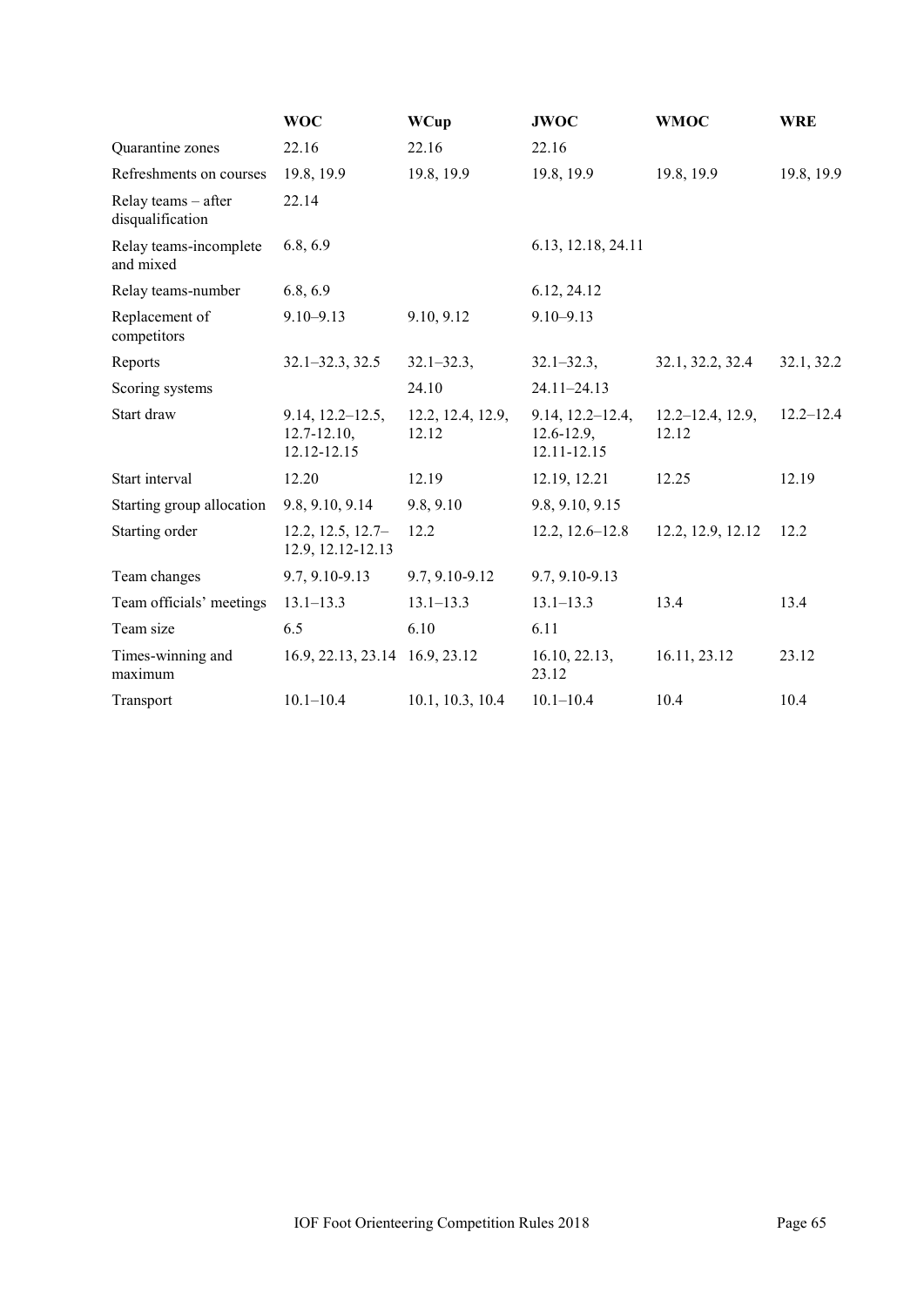| | WOC | WCup | JWOC | WMOC | WRE |
|---|---|---|---|---|---|
| Quarantine zones | 22.16 | 22.16 | 22.16 | | |
| Refreshments on courses | 19.8, 19.9 | 19.8, 19.9 | 19.8, 19.9 | 19.8, 19.9 | 19.8, 19.9 |
| Relay teams – after disqualification | 22.14 | | | | |
| Relay teams-incomplete and mixed | 6.8, 6.9 | | 6.13, 12.18, 24.11 | | |
| Relay teams-number | 6.8, 6.9 | | 6.12, 24.12 | | |
| Replacement of competitors | 9.10–9.13 | 9.10, 9.12 | 9.10–9.13 | | |
| Reports | 32.1–32.3, 32.5 | 32.1–32.3, | 32.1–32.3, | 32.1, 32.2, 32.4 | 32.1, 32.2 |
| Scoring systems | | 24.10 | 24.11–24.13 | | |
| Start draw | 9.14, 12.2–12.5, 12.7-12.10, 12.12-12.15 | 12.2, 12.4, 12.9, 12.12 | 9.14, 12.2–12.4, 12.6-12.9, 12.11-12.15 | 12.2–12.4, 12.9, 12.12 | 12.2–12.4 |
| Start interval | 12.20 | 12.19 | 12.19, 12.21 | 12.25 | 12.19 |
| Starting group allocation | 9.8, 9.10, 9.14 | 9.8, 9.10 | 9.8, 9.10, 9.15 | | |
| Starting order | 12.2, 12.5, 12.7–12.9, 12.12-12.13 | 12.2 | 12.2, 12.6–12.8 | 12.2, 12.9, 12.12 | 12.2 |
| Team changes | 9.7, 9.10-9.13 | 9.7, 9.10-9.12 | 9.7, 9.10-9.13 | | |
| Team officials' meetings | 13.1–13.3 | 13.1–13.3 | 13.1–13.3 | 13.4 | 13.4 |
| Team size | 6.5 | 6.10 | 6.11 | | |
| Times-winning and maximum | 16.9, 22.13, 23.14 | 16.9, 23.12 | 16.10, 22.13, 23.12 | 16.11, 23.12 | 23.12 |
| Transport | 10.1–10.4 | 10.1, 10.3, 10.4 | 10.1–10.4 | 10.4 | 10.4 |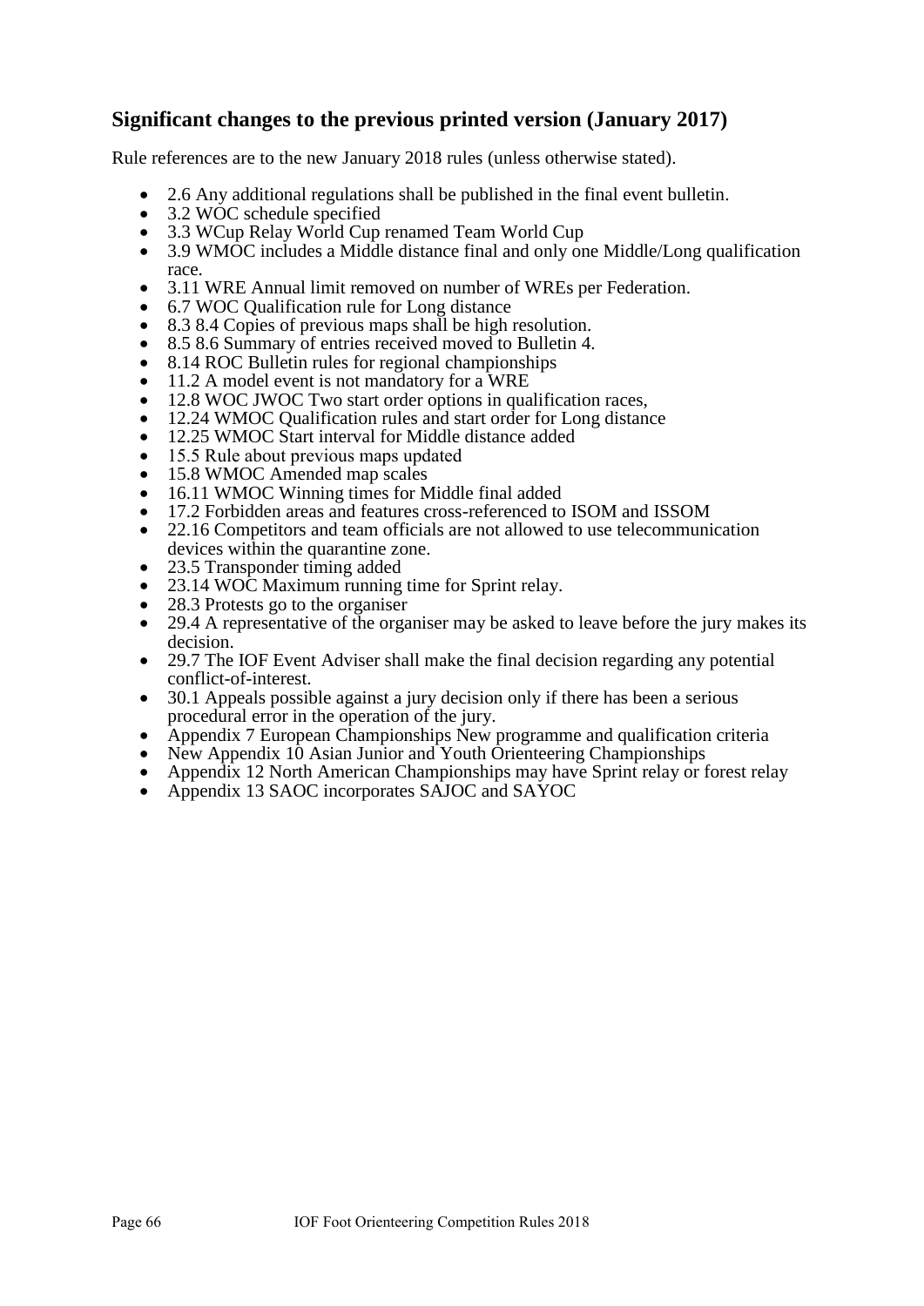## Significant changes to the previous printed version (January 2017)

Rule references are to the new January 2018 rules (unless otherwise stated).

- 2.6 Any additional regulations shall be published in the final event bulletin.
- 3.2 WOC schedule specified
- 3.3 WCup Relay World Cup renamed Team World Cup
- 3.9 WMOC includes a Middle distance final and only one Middle/Long qualification race.
- 3.11 WRE Annual limit removed on number of WREs per Federation.
- 6.7 WOC Qualification rule for Long distance
- 8.3 8.4 Copies of previous maps shall be high resolution.
- 8.5 8.6 Summary of entries received moved to Bulletin 4.
- 8.14 ROC Bulletin rules for regional championships
- 11.2 A model event is not mandatory for a WRE
- 12.8 WOC JWOC Two start order options in qualification races,
- 12.24 WMOC Qualification rules and start order for Long distance
- 12.25 WMOC Start interval for Middle distance added
- 15.5 Rule about previous maps updated
- 15.8 WMOC Amended map scales
- 16.11 WMOC Winning times for Middle final added
- 17.2 Forbidden areas and features cross-referenced to ISOM and ISSOM
- 22.16 Competitors and team officials are not allowed to use telecommunication devices within the quarantine zone.
- 23.5 Transponder timing added
- 23.14 WOC Maximum running time for Sprint relay.
- 28.3 Protests go to the organiser
- 29.4 A representative of the organiser may be asked to leave before the jury makes its decision.
- 29.7 The IOF Event Adviser shall make the final decision regarding any potential conflict-of-interest.
- 30.1 Appeals possible against a jury decision only if there has been a serious procedural error in the operation of the jury.
- Appendix 7 European Championships New programme and qualification criteria
- New Appendix 10 Asian Junior and Youth Orienteering Championships
- Appendix 12 North American Championships may have Sprint relay or forest relay
- Appendix 13 SAOC incorporates SAJOC and SAYOC